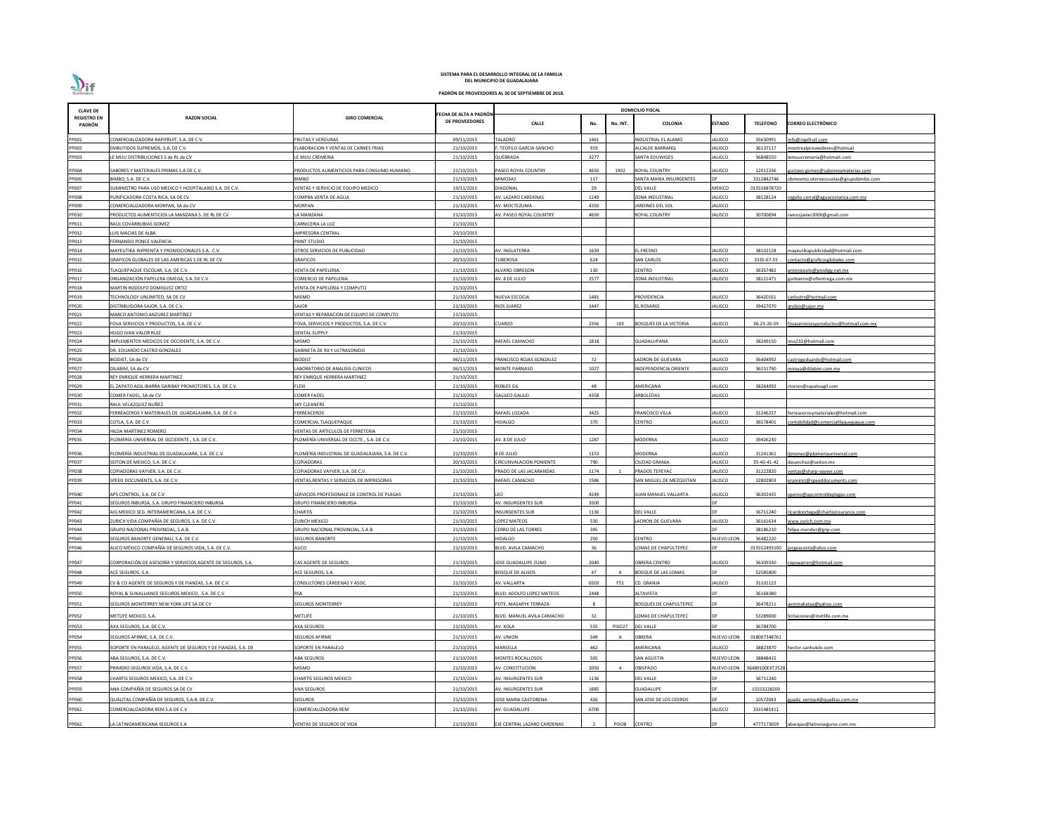**SISTEMA PARA EL DESARROLLO INTEGRAL DE LA FAMILIA DEL MUNICIPIO DE GUADALAJARA**

**PADRÓN DE PROVEEDORES AL 30 DE SEPTIEMBRE DE 2018.**

| CLAVE DE REGISTRO EN PADRÓN | RAZON SOCIAL | GIRO COMERCIAL | FECHA DE ALTA A PADRÓN DE PROVEEDORES | DOMICILIO FISCAL | | | | | | |
|---|---|---|---|---|---|---|---|---|---|---|
| | | | | CALLE | No. | No. INT. | COLONIA | ESTADO | TELEFONO | CORREO ELECTRÓNICO |
| PP001 | COMERCIALIZADORA RAPIFRUIT, S.A. DE C.V. | FRUTAS Y VERDURAS | 09/11/2015 | TALADRO | 1461 | | INDUSTRIAL EL ALAMO | JALISCO | 35630991 | info@rapifruit.com |
| PP002 | EMBUTIDOS SUPREMOS, S.A. DE C.V. | ELABORACION Y VENTAS DE CARNES FRIAS | 21/10/2015 | F. TEOFILO GARCIA SANCHO | 919 | | ALCALDE BARRANQ | JALISCO | 36137117 | montrealproveedores@hotmail |
| PP003 | LE MUU DISTRIBUCIONES S de RL de CV | LE MUU CREMERIA | 21/10/2015 | QUEBRADA | 3277 | | SANTA EDUWIGES | JALISCO | 36848550 | lemuucremeria@hotmail.com |
| PP004 | SABORES Y MATERIALES PRIMAS S.A DE C.V. | PRODUCTOS ALIMENTICIOS PARA CONSUMO HUMANO | 21/10/2015 | PASEO ROYAL COUNTRY | 4650 | 1902 | ROYAL COUNTRY | JALISCO | 12012236 | gustavo.gomez@saboresymaterias.com |
| PP005 | BIMBO, S.A. DE C.V. | BIMBO | 21/10/2015 | MIMOSAS | 117 | | SANTA MARIA INSURGENTES | DF | 3312842746 | obmexmo.oteroescuelas@grupobimbo.com |
| PP007 | SUMINISTRO PARA USO MEDICO Y HOSPITALARIO S.A. DE C.V. | VENTAS Y SERVICIO DE EQUIPO MEDICO | 19/11/2015 | DIAGONAL | 29 | | DEL VALLE | MEXICO | 015556878720 | |
| PP008 | PURIFICADORA COSTA RICA, SA DE CV | COMPRA VENTA DE AGUA | 21/10/2015 | AV. LAZARO CARDENAS | 1249 | | ZONA INDUSTRIAL | JALISCO | 38128124 | rogelio.corral@aguacostarica.com.mx |
| PP009 | COMERCIALIZADORA MORPAN, SA de CV | MORPAN | 21/10/2015 | AV. MOCTEZUMA | 4350 | | JARDINES DEL SOL | JALISCO | | |
| PP010 | PRODUCTOS ALIMENTICIOS LA MANZANA S. DE RL DE CV | LA MANZANA | 21/10/2015 | AV. PASEO ROYAL COUNTRY | 4650 | | ROYAL COUNTRY | JALISCO | 30700694 | ramosjavier2000@gmail.com |
| PP011 | RAÚL COVARRUBIAS GOMEZ | CARNICERIA LA LUZ | 21/10/2015 | | | | | | | |
| PP012 | LUIS MACIAS DE ALBA | IMPRESORA CENTRAL | 20/10/2015 | | | | | | | |
| PP013 | FERNANDO PONCE VALENCIA | PRINT STUDIO | 21/10/2015 | | | | | | | |
| PP014 | MAYEUTIKA IMPRENTA Y PROMOCIONALES S.A. C.V. | OTROS SERVICIOS DE PUBLICIDAD | 21/10/2015 | AV. INGLATERRA | 1639 | | EL FRESNO | JALISCO | 38102128 | mayeutikapublicidad@hotmail.com |
| PP015 | GRAFICOS GLOBALES DE LAS AMERICAS S DE RL DE CV | GRAFICOS | 20/10/2015 | TUBEROSA | 624 | | SAN CARLOS | JALISCO | 3335-67-55 | contacto@graficosglobales.com |
| PP016 | TLAQUEPAQUE ESCOLAR, S.A. DE C.V. | VENTA DE PAPELERIA. | 21/10/2015 | ALVARO OBREGON | 130 | | CENTRO | JALISCO | 36357482 | antoniosolo@prodigy.net.mx |
| PP017 | ORGANIZACIÓN PAPELERA OMEGA, S.A. DE C.V. | COMERCIO DE PAPELERIA. | 21/10/2015 | AV. 8 DE JULIO | 2577 | | ZONA INDUSTRIAL | JALISCO | 38121471 | gorbierno@ofientrega.com.mx |
| PP018 | MARTIN RODOLFO DOMIGUEZ ORTIZ | VENTA DE PAPELERIA Y COMPUTO | 21/10/2015 | | | | | | | |
| PP019 | TECHNOLOGY UNLIMITED, SA DE CV | MISMO | 21/10/2015 | NUEVA ESCOCIA | 1481 | | PROVIDENCIA | JALISCO | 36420161 | carlostrv@hotmail.com |
| PP020 | DISTRIBUIDORA SAJOR, S.A. DE C.V. | SAJOR | 21/10/2015 | RIOS JUAREZ | 1447 | | EL ROSARIO | JALISCO | 39427070 | arubio@sajor.mx |
| PP021 | MARCO ANTONIO ANZUREZ MARTÍNEZ | VENTAS Y REPARACION DE EQUIPO DE COMPUTO | 21/10/2015 | | | | | | | |
| PP022 | FOVA SERVICIOS Y PRODUCTOS, S.A. DE C.V. | FOVA, SERVICIOS Y PRODUCTOS, S.A. DE C.V. | 20/10/2015 | CUARZO | 2356 | 103 | BOSQUES DE LA VICTORIA | JALISCO | 36-23-20-59 | fovaserviciosyproductos@hotmail.com.mx |
| PP023 | HUGO IVAN VALOR RUIZ | DENTAL SUPPLY | 21/10/2015 | | | | | | | |
| PP024 | IMPLEMENTOS MEDICOS DE OCCIDENTE, S.A. DE C.V. | MISMO | 21/10/2015 | RAFAEL CAMACHO | 1818 | | GUADALUPANA | JALISCO | 38249150 | imo232@hotmail.com |
| PP025 | DR. EDUARDO CASTRO GONZALEZ | GABINETA DE RX Y ULTRASONIDO | 21/10/2015 | | | | | | | |
| PP026 | BIODIST, SA de CV | BIODIST | 06/11/2015 | FRANCISCO ROJAS GONZALEZ | 72 | | LADRON DE GUEVARA | JALISCO | 36404092 | castrogeduardo@hotmail.com |
| PP027 | DILABIM, SA de CV | LABORATORIO DE ANALISIS CLINICOS | 06/11/2015 | MONTE PARNASO | 1027 | | INDEPENDENCIA ORIENTE | JALISCO | 36151790 | mireya@dilabim.com.mx |
| PP028 | REY ENRIQUE HERRERA MARTINEZ | REY ENRIQUE HERRERA MARTINEZ | 21/10/2015 | | | | | | | |
| PP029 | EL ZAPATO AGIL IBARRA GARIBAY PROMOTORES, S.A. DE C.V. | FLEXI | 21/10/2015 | ROBLES GIL | 48 | | AMERICANA | JALISCO | 38264092 | rtorres@zapatoagil.com |
| PP030 | COMER FADEL, SA de CV | COMER FADEL | 21/10/2015 | GALILEO GALILEI | 4358 | | ARBOLEDAS | JALISCO | | |
| PP031 | RAUL VELAZQUEZ NUÑEZ | SKY CLEANERS | 21/10/2015 | | | | | | | |
| PP032 | FERREACEROS Y MATERIALES DE GUADALAJARA, S.A. DE C.V. | FERREACEROS | 21/10/2015 | RAFAEL LOZADA | 3425 | | FRANCISCO VILLA | JALISCO | 31246237 | ferreacerosymateriales@hotmail.com |
| PP033 | COTLA, S.A. DE C.V. | COMERCIAL TLAQUEPAQUE | 21/10/2015 | HIDALGO | 370 | | CENTRO | JALISCO | 36578401 | contabilidad@comercialtlaquepaque.com |
| PP034 | HILDA MARTINEZ ROMERO | VENTAS DE ARTICULOS DE FERRETERIA | 21/10/2015 | | | | | | | |
| PP035 | PLOMERÍA UNIVERSAL DE OCCIDENTE., S.A. DE C.V. | PLOMERÍA UNIVERSAL DE OCCTE., S.A. DE C.V. | 21/10/2015 | AV. 8 DE JULIO | 1287 | | MODERNA | JALISCO | 39426230 | |
| PP036 | PLOMERÍA INDUSTRIAL DE GUADALAJARA, S.A. DE C.V. | PLOMERÍA INDUSTRIAL DE GUADALAJARA, S.A. DE C.V. | 21/10/2015 | 8 DE JULIO | 1153 | | MODERNA | JALISCO | 31241361 | ljimenez@plomeriauniversal.com |
| PP037 | SEITON DE MEXICO, S.A. DE C.V. | COPIADORAS | 20/10/2015 | CIRCUNVALACION PONIENTE | 790 | | CIUDAD GRANJA | JALISCO | 35-40-41-42 | dasanchez@seiton.mx |
| PP038 | COPIADORAS VAYVER, S.A. DE C.V. | COPIADORAS VAYVER, S.A. DE C.V. | 21/10/2015 | PRADO DE LAS JACARANDAS | 1174 | 1 | PRADOS TEPEYAC | JALISCO | 31222820 | ventas@sharp-vayver.com |
| PP039 | SPEED DOCUMENTS, S.A. DE C.V. | VENTAS,RENTAS Y SERVICIOS DE IMPRESORAS | 21/10/2015 | RAFAEL CAMACHO | 1586 | | SAN MIGUEL DE MEZQUITAN | JALISCO | 32802803 | eramirez@speeddocuments.com |
| PP040 | APS CONTROL, S.A. DE C.V. | SERVICIOS PROFESIONALE DE CONTROL DE PLAGAS | 21/10/2015 | LEO | 4249 | | JUAN MANUEL VALLARTA | JALISCO | 36302435 | operez@apcontroldeplagas.com |
| PP041 | SEGUROS INBURSA, S.A. GRUPO FINANCIERO INBURSA | GRUPO FINANCIERO INBURSA | 21/10/2015 | AV. INSURGENTES SUR | 3500 | | | DF | | |
| PP042 | AIG MEXICO SEG. INTERAMERICANA, S.A. DE C.V. | CHARTIS | 21/10/2015 | INSURGENTES SUR | 1136 | | DEL VALLE | DF | 36711240 | ricardoortega@chartisinsurance.com |
| PP043 | ZURICH VIDA COMPAÑÍA DE SEGUROS, S.A. DE C.V. | ZURICH MEXICO | 21/10/2015 | LOPEZ MATEOS | 530 | | LADRON DE GUEVARA | JALISCO | 36161634 | www.zurich.com.mx |
| PP044 | GRUPO NACIONAL PROVINCIAL, S.A.B. | GRUPO NACIONAL PROVINCIAL, S.A.B. | 21/10/2015 | CERRO DE LAS TORRES | 395 | | | DF | 38186210 | felipe.mendez@gnp.com |
| PP045 | SEGUROS BANORTE GENERALI, S.A. DE C.V. | SEGUROS BANORTE | 21/10/2015 | HIDALGO | 250 | | CENTRO | NUEVO LEON | 36482220 | |
| PP046 | ALICO MÉXICO COMPAÑÍA DE SEGUROS VIDA, S.A. DE C.V. | ALICO | 21/10/2015 | BLVD. AVILA CAMACHO | 36 | | LOMAS DE CHAPULTEPEC | DF | 015552493100 | jorgeacosta@alico.com |
| PP047 | CORPORACIÓN DE ASESORÍA Y SERVICIOS AGENTE DE SEGUROS, S.A. | CAS AGENTE DE SEGUROS | 21/10/2015 | JOSE GUADALUPE ZUNO | 2040 | | OBRERA CENTRO | JALISCO | 36309330 | rayowarren@hotmail.com |
| PP048 | ACE SEGUROS, S.A. | ACE SEGUROS, S.A. | 21/10/2015 | BOSQUE DE ALISOS | 47 | A | BOSQUE DE LAS LOMAS | DF | 52585800 | |
| PP049 | CV & CO AGENTE DE SEGUROS Y DE FIANZAS, S.A. DE C.V. | CONSULTORES CÁRDENAS Y ASOC. | 21/10/2015 | AV. VALLARTA | 6503 | F51 | CD. GRANJA | JALISCO | 31101122 | |
| PP050 | ROYAL & SUNALLIANCE SEGUROS MEXICO, .S.A. DE C.V. | RSA | 21/10/2015 | BLVD. ADOLFO LOPEZ MATEOS | 2448 | | ALTAVISTA | DF | 36168380 | |
| PP051 | SEGUROS MONTERREY NEW YORK LIFE SA DE CV | SEGUROS MONTERREY | 21/10/2015 | PDTE. MASARYK TERRAZA | 8 | | BOSQUES DE CHAPULTEPEC | DF | 36478211 | aeminakataa@yahoo.com |
| PP052 | METLIFE MEXICO, S.A. | METLIFE | 21/10/2015 | BLVD. MANUEL AVILA CAMACHO | 32 | | LOMAS DE CHAPULTEPEC | DF | 53289000 | licitaciones@metlife.com.mx |
| PP053 | AXA SEGUROS, S.A. DE C.V. | AXA SEGUROS | 21/10/2015 | AV. XOLA | 535 | PISO27 | DEL VALLE | DF | 36784700 | |
| PP054 | SEGUROS AFIRME, S.A. DE C.V. | SEGUROS AFIRME | 21/10/2015 | AV. UNION | 549 | A | OBRERA | NUEVO LEON | 018007348761 | |
| PP055 | SOPORTE EN PARALELO, AGENTE DE SEGUROS Y DE FIANZAS, S.A. DE | SOPORTE EN PARALELO | 21/10/2015 | MARSELLA | 462 | | AMERICANA | JALISCO | 38823870 | hector.sanhulelo.com |
| PP056 | ABA SEGUROS, S.A. DE C.V. | ABA SEGUROS | 21/10/2015 | MONTES ROCALLOSOS | 505 | | SAN AGUSTIN | NUEVO LEON | 38848415 | |
| PP057 | PRIMERO SEGUROS VIDA, S.A. DE C.V. | MISMO | 21/10/2015 | AV. CONSTITUCION | 2050 | 4 | OBISPADO | NUEVO LEON | 36489100EXT2528 | |
| PP058 | CHARTIS SEGUROS MEXICO, S.A. DE C.V. | CHARTIS SEGUROS MEXICO | 21/10/2015 | AV. INSURGENTES SUR | 1136 | | DEL VALLE | DF | 36711240 | |
| PP059 | ANA COMPAÑÍA DE SEGUROS SA DE CV | ANA SEGUROS | 21/10/2015 | AV. INSURGENTES SUR | 1685 | | GUADALUPE | DF | 15553228200 | |
| PP060 | QUÁLITAS COMPAÑÍA DE SEGUROS, S.A.B. DE C.V. | SEGUROS | 21/10/2015 | JOSE MARIA CASTORENA | 426 | | SAN JOSE DE LOS CEDROS | DF | 10572043 | guada_ventas4@qualitas.com.mx |
| PP061 | COMERCIALIZADORA REM S.A DE C.V | COMERCIALIZADORA REM | 21/10/2015 | AV. GUADALUPE | 6700 | | | JALISCO | 3331481411 | |
| PP062 | LA LATINOAMERICANA SEGUROS S.A | VENTAS DE SEGUROS DE VIDA | 21/10/2015 | EJE CENTRAL LAZARO CARDENAS | 2 | PISO8 | CENTRO | DF | 4777173659 | abarajas@latinoseguros.com.mx |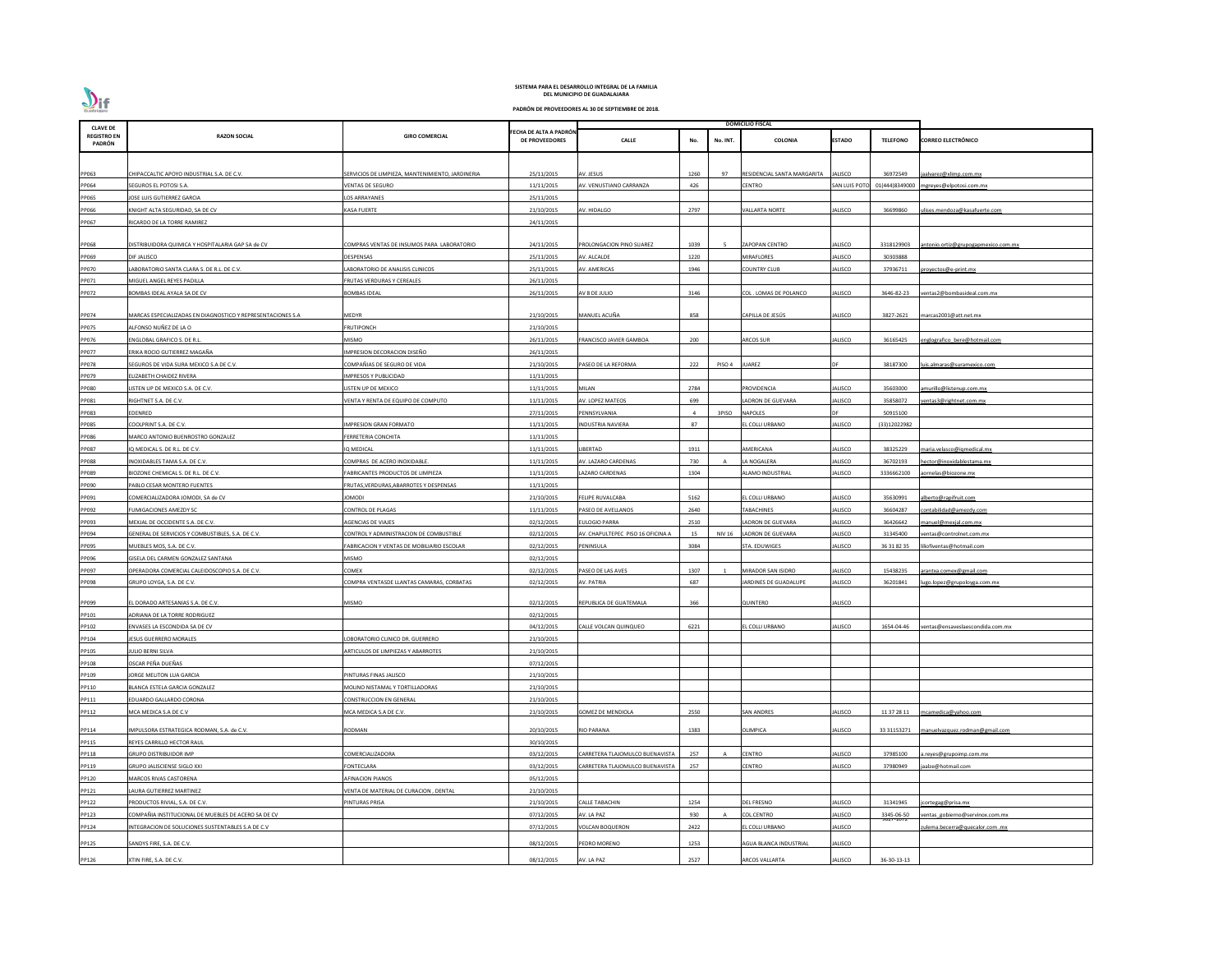**SISTEMA PARA EL DESARROLLO INTEGRAL DE LA FAMILIA**
**DEL MUNICIPIO DE GUADALAJARA**

**PADRÓN DE PROVEEDORES AL 30 DE SEPTIEMBRE DE 2018.**

| CLAVE DE REGISTRO EN PADRÓN | RAZON SOCIAL | GIRO COMERCIAL | FECHA DE ALTA A PADRÓN DE PROVEEDORES | DOMICILIO FISCAL | | | | | | CORREO ELECTRÓNICO |
|---|---|---|---|---|---|---|---|---|---|---|
| | | | | CALLE | No. | No. INT. | COLONIA | ESTADO | TELEFONO | |
| PP063 | CHIPACCALTIC APOYO INDUSTRIAL S.A. DE C.V. | SERVICIOS DE LIMPIEZA, MANTENIMIENTO, JARDINERIA | 25/11/2015 | AV. JESUS | 1260 | 97 | RESIDENCIAL SANTA MARGARITA | JALISCO | 36972549 | jaalvarez@xlimp.com.mx |
| PP064 | SEGUROS EL POTOSI S.A. | VENTAS DE SEGURO | 11/11/2015 | AV. VENUSTIANO CARRANZA | 426 | | CENTRO | SAN LUIS POTO | 01(444)8349000 | mgreyes@elpotosi.com.mx |
| PP065 | JOSE LUIS GUTIERREZ GARCIA | LOS ARRAYANES | 25/11/2015 | | | | | | | |
| PP066 | KNIGHT ALTA SEGURIDAD, SA DE CV | KASA FUERTE | 21/10/2015 | AV. HIDALGO | 2797 | | VALLARTA NORTE | JALISCO | 36699860 | ulises.mendoza@kasafuerte.com |
| PP067 | RICARDO DE LA TORRE RAMIREZ | | 24/11/2015 | | | | | | | |
| PP068 | DISTRIBUIDORA QUIMICA Y HOSPITALARIA GAP SA de CV | COMPRAS VENTAS DE INSUMOS PARA LABORATORIO | 24/11/2015 | PROLONGACION PINO SUAREZ | 1039 | 5 | ZAPOPAN CENTRO | JALISCO | 3318129903 | antonio.ortiz@grupogapmexico.com.mx |
| PP069 | DIF JALISCO | DESPENSAS | 25/11/2015 | AV. ALCALDE | 1220 | | MIRAFLORES | JALISCO | 30303888 | |
| PP070 | LABORATORIO SANTA CLARA S. DE R.L. DE C.V. | LABORATORIO DE ANALISIS CLINICOS | 25/11/2015 | AV. AMERICAS | 1946 | | COUNTRY CLUB | JALISCO | 37936711 | proyectos@e-print.mx |
| PP071 | MIGUEL ANGEL REYES PADILLA | FRUTAS VERDURAS Y CEREALES | 26/11/2015 | | | | | | | |
| PP072 | BOMBAS IDEAL AYALA SA DE CV | BOMBAS IDEAL | 26/11/2015 | AV 8 DE JULIO | 3146 | | COL . LOMAS DE POLANCO | JALISCO | 3646-82-23 | ventas2@bombasideal.com.mx |
| PP074 | MARCAS ESPECIALIZADAS EN DIAGNOSTICO Y REPRESENTACIONES S.A | MEDYR | 21/10/2015 | MANUEL ACUÑA | 858 | | CAPILLA DE JESÚS | JALISCO | 3827-2621 | marcas2001@att.net.mx |
| PP075 | ALFONSO NUÑEZ DE LA O | FRUTIPONCH | 21/10/2015 | | | | | | | |
| PP076 | ENGLOBAL GRAFICO S. DE R.L. | MISMO | 26/11/2015 | FRANCISCO JAVIER GAMBOA | 200 | | ARCOS SUR | JALISCO | 36165425 | englografico_bere@hotmail.com |
| PP077 | ERIKA ROCIO GUTIERREZ MAGAÑA | IMPRESION DECORACION DISEÑO | 26/11/2015 | | | | | | | |
| PP078 | SEGUROS DE VIDA SURA MEXICO S.A DE C.V. | COMPAÑIAS DE SEGURO DE VIDA | 21/10/2015 | PASEO DE LA REFORMA | 222 | PISO 4 | JUAREZ | DF | 38187300 | luis.almaras@suramexico.com |
| PP079 | ELIZABETH CHAIDEZ RIVERA | IMPRESOS Y PUBLICIDAD | 11/11/2015 | | | | | | | |
| PP080 | LISTEN UP DE MEXICO S.A. DE C.V. | LISTEN UP DE MEXICO | 11/11/2015 | MILAN | 2784 | | PROVIDENCIA | JALISCO | 35603000 | amurillo@listenup.com.mx |
| PP081 | RIGHTNET S.A. DE C.V. | VENTA Y RENTA DE EQUIPO DE COMPUTO | 11/11/2015 | AV. LOPEZ MATEOS | 699 | | LADRON DE GUEVARA | JALISCO | 35858072 | ventas3@rightnet.com.mx |
| PP083 | EDENRED | | 27/11/2015 | PENNSYLVANIA | 4 | 3PISO | NAPOLES | DF | 50915100 | |
| PP085 | COOLPRINT S.A. DE C.V. | IMPRESION GRAN FORMATO | 11/11/2015 | INDUSTRIA NAVIERA | 87 | | EL COLLI URBANO | JALISCO | (33)12022982 | |
| PP086 | MARCO ANTONIO BUENROSTRO GONZALEZ | FERRETERIA CONCHITA | 11/11/2015 | | | | | | | |
| PP087 | IQ MEDICAL S. DE R.L. DE C.V. | IQ MEDICAL | 11/11/2015 | LIBERTAD | 1911 | | AMERICANA | JALISCO | 38325229 | maria.velasco@iqmedical.mx |
| PP088 | INOXIDABLES TAMA S.A. DE C.V. | COMPRAS DE ACERO INOXIDABLE. | 11/11/2015 | AV. LAZARO CARDENAS | 730 | A | LA NOGALERA | JALISCO | 36702193 | hector@inoxidablestama.mx |
| PP089 | BIOZONE CHEMICAL S. DE R.L. DE C.V. | FABRICANTES PRODUCTOS DE LIMPIEZA | 11/11/2015 | LAZARO CARDENAS | 1304 | | ALAMO INDUSTRIAL | JALISCO | 3336662100 | aornelas@biozone.mx |
| PP090 | PABLO CESAR MONTERO FUENTES | FRUTAS,VERDURAS,ABARROTES Y DESPENSAS | 11/11/2015 | | | | | | | |
| PP091 | COMERCIALIZADORA JOMODI, SA de CV | JOMODI | 21/10/2015 | FELIPE RUVALCABA | 5162 | | EL COLLI URBANO | JALISCO | 35630991 | alberto@rapifruit.com |
| PP092 | FUMIGACIONES AMEZDY SC | CONTROL DE PLAGAS | 11/11/2015 | PASEO DE AVELLANOS | 2640 | | TABACHINES | JALISCO | 36604287 | contabilidad@amezdy.com |
| PP093 | MEXJAL DE OCCIDENTE S.A. DE C.V. | AGENCIAS DE VIAJES | 02/12/2015 | EULOGIO PARRA | 2510 | | LADRON DE GUEVARA | JALISCO | 36426642 | manuel@mexjal.com.mx |
| PP094 | GENERAL DE SERVICIOS Y COMBUSTIBLES, S.A. DE C.V. | CONTROL Y ADMINISTRACION DE COMBUSTIBLE | 02/12/2015 | AV. CHAPULTEPEC PISO 16 OFICINA A | 15 | NIV 16 | LADRON DE GUEVARA | JALISCO | 31345400 | ventas@controlnet.com.mx |
| PP095 | MUEBLES MOS, S.A. DE C.V. | FABRICACION Y VENTAS DE MOBILIARIO ESCOLAR | 02/12/2015 | PENINSULA | 3084 | | STA. EDUWIGES | JALISCO | 36 31 82 35 | liliofiventas@hotmail.com |
| PP096 | GISELA DEL CARMEN GONZALEZ SANTANA | MISMO | 02/12/2015 | | | | | | | |
| PP097 | OPERADORA COMERCIAL CALEIDOSCOPIO S.A. DE C.V. | COMEX | 02/12/2015 | PASEO DE LAS AVES | 1307 | 1 | MIRADOR SAN ISIDRO | JALISCO | 15438235 | arantxa.comex@gmail.com |
| PP098 | GRUPO LOYGA, S.A. DE C.V. | COMPRA VENTASDE LLANTAS CAMARAS, CORBATAS | 02/12/2015 | AV. PATRIA | 687 | | JARDINES DE GUADALUPE | JALISCO | 36201841 | lugo.lopez@grupoloyga.com.mx |
| PP099 | EL DORADO ARTESANIAS S.A. DE C.V. | MISMO | 02/12/2015 | REPUBLICA DE GUATEMALA | 366 | | QUINTERO | JALISCO | | |
| PP101 | ADRIANA DE LA TORRE RODRIGUEZ | | 02/12/2015 | | | | | | | |
| PP102 | ENVASES LA ESCONDIDA SA DE CV | | 04/12/2015 | CALLE VOLCAN QUINQUEO | 6221 | | EL COLLI URBANO | JALISCO | 1654-04-46 | ventas@ensaveslaescondida.com.mx |
| PP104 | JESUS GUERRERO MORALES | LOBORATORIO CLINICO DR. GUERRERO | 21/10/2015 | | | | | | | |
| PP105 | JULIO BERNI SILVA | ARTICULOS DE LIMPIEZAS Y ABARROTES | 21/10/2015 | | | | | | | |
| PP108 | OSCAR PEÑA DUEÑAS | | 07/12/2015 | | | | | | | |
| PP109 | JORGE MELITON LUA GARCIA | PINTURAS FINAS JALISCO | 21/10/2015 | | | | | | | |
| PP110 | BLANCA ESTELA GARCIA GONZALEZ | MOLINO NISTAMAL Y TORTILLADORAS | 21/10/2015 | | | | | | | |
| PP111 | EDUARDO GALLARDO CORONA | CONSTRUCCION EN GENERAL | 21/10/2015 | | | | | | | |
| PP112 | MCA MEDICA S.A DE C.V | MCA MEDICA S.A DE C.V. | 21/10/2015 | GOMEZ DE MENDIOLA | 2550 | | SAN ANDRES | JALISCO | 11 37 28 11 | mcamedica@yahoo.com |
| PP114 | IMPULSORA ESTRATEGICA RODMAN, S.A. de C.V. | RODMAN | 20/10/2015 | RIO PARANA | 1383 | | OLIMPICA | JALISCO | 33 31153271 | manuelvazquez.rodman@gmail.com |
| PP115 | REYES CARRILLO HECTOR RAUL | | 30/10/2015 | | | | | | | |
| PP118 | GRUPO DISTRIBUIDOR IMP | COMERCIALIZADORA | 03/12/2015 | CARRETERA TLAJOMULCO BUENAVISTA | 257 | A | CENTRO | JALISCO | 37985100 | a.reyes@grupoimp.com.mx |
| PP119 | GRUPO JALISCIENSE SIGLO XXI | FONTECLARA | 03/12/2015 | CARRETERA TLAJOMULCO BUENAVISTA | 257 | | CENTRO | JALISCO | 37980949 | jaalze@hotmail.com |
| PP120 | MARCOS RIVAS CASTORENA | AFINACION PIANOS | 05/12/2015 | | | | | | | |
| PP121 | LAURA GUTIERREZ MARTINEZ | VENTA DE MATERIAL DE CURACION , DENTAL | 21/10/2015 | | | | | | | |
| PP122 | PRODUCTOS RIVIAL, S.A. DE C.V. | PINTURAS PRISA | 21/10/2015 | CALLE TABACHIN | 1254 | | DEL FRESNO | JALISCO | 31341945 | jcortegag@prisa.mx |
| PP123 | COMPAÑIA INSTITUCIONAL DE MUEBLES DE ACERO SA DE CV | | 07/12/2015 | AV. LA PAZ | 930 | A | COL.CENTRO | JALISCO | 3345-06-50 | ventas_gobierno@servinox.com.mx |
| PP124 | INTEGRACION DE SOLUCIONES SUSTENTABLES S.A DE C.V | | 07/12/2015 | VOLCAN BOQUERON | 2422 | | EL COLLI URBANO | JALISCO | 3627-2072 | zulema.becerra@quecalor.com .mx |
| PP125 | SANDYS FIRE, S.A. DE C.V. | | 08/12/2015 | PEDRO MORENO | 1253 | | AGUA BLANCA INDUSTRIAL | JALISCO | | |
| PP126 | XTIN FIRE, S.A. DE C.V. | | 08/12/2015 | AV. LA PAZ | 2527 | | ARCOS VALLARTA | JALISCO | 36-30-13-13 | |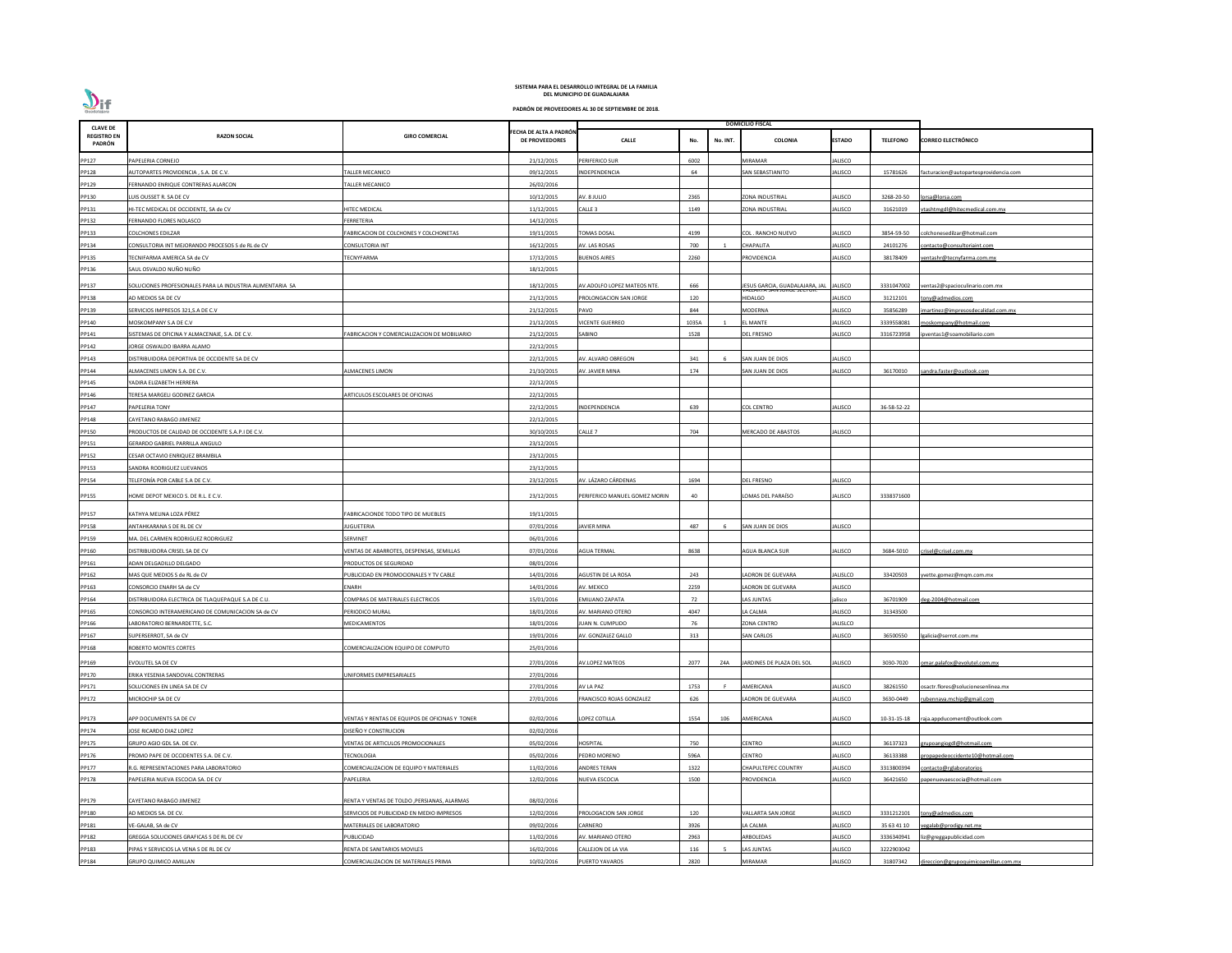**SISTEMA PARA EL DESARROLLO INTEGRAL DE LA FAMILIA**
**DEL MUNICIPIO DE GUADALAJARA**

**PADRÓN DE PROVEEDORES AL 30 DE SEPTIEMBRE DE 2018.**

| CLAVE DE REGISTRO EN PADRÓN | RAZON SOCIAL | GIRO COMERCIAL | FECHA DE ALTA A PADRÓN DE PROVEEDORES | DOMICILIO FISCAL | | | | | | | |
|---|---|---|---|---|---|---|---|---|---|---|---|
| | | | | CALLE | No. | No. INT. | COLONIA | ESTADO | TELEFONO | CORREO ELECTRÓNICO |
| PP127 | PAPELERIA CORNEJO | | 21/12/2015 | PERIFERICO SUR | 6002 | | MIRAMAR | JALISCO | | |
| PP128 | AUTOPARTES PROVIDENCIA , S.A. DE C.V. | TALLER MECANICO | 09/12/2015 | INDEPENDENCIA | 64 | | SAN SEBASTIANITO | JALISCO | 15781626 | facturacion@autopartesprovidencia.com |
| PP129 | FERNANDO ENRIQUE CONTRERAS ALARCON | TALLER MECANICO | 26/02/2016 | | | | | | | |
| PP130 | LUIS OUSSET R. SA DE CV | | 10/12/2015 | AV. 8 JULIO | 2365 | | ZONA INDUSTRIAL | JALISCO | 3268-20-50 | lorsa@lorsa.com |
| PP131 | HI-TEC MEDICAL DE OCCIDENTE, SA de CV | HITEC MEDICAL | 11/12/2015 | CALLE 3 | 1149 | | ZONA INDUSTRIAL | JALISCO | 31621019 | vtashtmgdl@hitecmedical.com.mx |
| PP132 | FERNANDO FLORES NOLASCO | FERRETERIA | 14/12/2015 | | | | | | | |
| PP133 | COLCHONES EDILZAR | FABRICACION DE COLCHONES Y COLCHONETAS | 19/11/2015 | TOMAS DOSAL | 4199 | | COL . RANCHO NUEVO | JALISCO | 3854-59-50 | colchonesedilzar@hotmail.com |
| PP134 | CONSULTORIA INT MEJORANDO PROCESOS S de RL de CV | CONSULTORIA INT | 16/12/2015 | AV. LAS ROSAS | 700 | 1 | CHAPALITA | JALISCO | 24101276 | contacto@consultoriaint.com |
| PP135 | TECNIFARMA AMERICA SA de CV | TECNYFARMA | 17/12/2015 | BUENOS AIRES | 2260 | | PROVIDENCIA | JALISCO | 38178409 | ventashr@tecnyfarma.com.mx |
| PP136 | SAUL OSVALDO NUÑO NUÑO | | 18/12/2015 | | | | | | | |
| PP137 | SOLUCIONES PROFESIONALES PARA LA INDUSTRIA ALIMENTARIA SA | | 18/12/2015 | AV.ADOLFO LOPEZ MATEOS NTE. | 666 | | JESUS GARCIA, GUADALAJARA, JAL | JALISCO | 3331047002 | ventas2@spacioculinario.com.mx |
| PP138 | AD MEDIOS SA DE CV | | 21/12/2015 | PROLONGACION SAN JORGE | 120 | | VALLARTA SAN JORGE SECTOR HIDALGO | JALISCO | 31212101 | tony@admedios.com |
| PP139 | SERVICIOS IMPRESOS 321,S.A DE C.V | | 21/12/2015 | PAVO | 844 | | MODERNA | JALISCO | 35856289 | jmartinez@impresosdecalidad.com.mx |
| PP140 | MOSKOMPANY S.A DE C.V | | 21/12/2015 | VICENTE GUERREO | 1035A | 1 | EL MANTE | JALISCO | 3339558081 | moskompany@hotmail.com |
| PP141 | SISTEMAS DE OFICINA Y ALMACENAJE, S.A. DE C.V. | FABRICACION Y COMERCIALIZACION DE MOBILIARIO | 21/12/2015 | SABINO | 1528 | | DEL FRESNO | JALISCO | 3316723958 | ipventas1@soamobiliario.com |
| PP142 | JORGE OSWALDO IBARRA ALAMO | | 22/12/2015 | | | | | | | |
| PP143 | DISTRIBUIDORA DEPORTIVA DE OCCIDENTE SA DE CV | | 22/12/2015 | AV. ALVARO OBREGON | 341 | 6 | SAN JUAN DE DIOS | JALISCO | | |
| PP144 | ALMACENES LIMON S.A. DE C.V. | ALMACENES LIMON | 21/10/2015 | AV. JAVIER MINA | 174 | | SAN JUAN DE DIOS | JALISCO | 36170010 | sandra.faster@outlook.com |
| PP145 | YADIRA ELIZABETH HERRERA | | 22/12/2015 | | | | | | | |
| PP146 | TERESA MARGELI GODINEZ GARCIA | ARTICULOS ESCOLARES DE OFICINAS | 22/12/2015 | | | | | | | |
| PP147 | PAPELERIA TONY | | 22/12/2015 | INDEPENDENCIA | 639 | | COL CENTRO | JALISCO | 36-58-52-22 | |
| PP148 | CAYETANO RABAGO JIMENEZ | | 22/12/2015 | | | | | | | |
| PP150 | PRODUCTOS DE CALIDAD DE OCCIDENTE S.A.P.I DE C.V. | | 30/10/2015 | CALLE 7 | 704 | | MERCADO DE ABASTOS | JALISCO | | |
| PP151 | GERARDO GABRIEL PARRILLA ANGULO | | 23/12/2015 | | | | | | | |
| PP152 | CESAR OCTAVIO ENRIQUEZ BRAMBILA | | 23/12/2015 | | | | | | | |
| PP153 | SANDRA RODRIGUEZ LUEVANOS | | 23/12/2015 | | | | | | | |
| PP154 | TELEFONÍA POR CABLE S.A DE C.V. | | 23/12/2015 | AV. LÁZARO CÁRDENAS | 1694 | | DEL FRESNO | JALISCO | | |
| PP155 | HOME DEPOT MEXICO S. DE R.L. E C.V. | | 23/12/2015 | PERIFERICO MANUEL GOMEZ MORIN | 40 | | LOMAS DEL PARAÍSO | JALISCO | 3338371600 | |
| PP157 | KATHYA MELINA LOZA PÉREZ | FABRICACIONDE TODO TIPO DE MUEBLES | 19/11/2015 | | | | | | | |
| PP158 | ANTAHKARANA S DE RL DE CV | JUGUETERIA | 07/01/2016 | JAVIER MINA | 487 | 6 | SAN JUAN DE DIOS | JALISCO | | |
| PP159 | MA. DEL CARMEN RODRIGUEZ RODRIGUEZ | SERVINET | 06/01/2016 | | | | | | | |
| PP160 | DISTRIBUIDORA CRISEL SA DE CV | VENTAS DE ABARROTES, DESPENSAS, SEMILLAS | 07/01/2016 | AGUA TERMAL | 8638 | | AGUA BLANCA SUR | JALISCO | 3684-5010 | crisel@crisel.com.mx |
| PP161 | ADAN DELGADILLO DELGADO | PRODUCTOS DE SEGURIDAD | 08/01/2016 | | | | | | | |
| PP162 | MAS QUE MEDIOS S de RL de CV | PUBLICIDAD EN PROMOCIONALES Y TV CABLE | 14/01/2016 | AGUSTIN DE LA ROSA | 243 | | LADRON DE GUEVARA | JALISLCO | 33420503 | yvette.gomez@mqm.com.mx |
| PP163 | CONSORCIO ENARH SA de CV | ENARH | 14/01/2016 | AV. MEXICO | 2259 | | LADRON DE GUEVARA | JALISCO | | |
| PP164 | DISTRIBUIDORA ELECTRICA DE TLAQUEPAQUE S.A DE C.U. | COMPRAS DE MATERIALES ELECTRICOS | 15/01/2016 | EMILIANO ZAPATA | 72 | | LAS JUNTAS | jalisco | 36701909 | deg-2004@hotmail.com |
| PP165 | CONSORCIO INTERAMERICANO DE COMUNICACION SA de CV | PERIODICO MURAL | 18/01/2016 | AV. MARIANO OTERO | 4047 | | LA CALMA | JALISCO | 31343500 | |
| PP166 | LABORATORIO BERNARDETTE, S.C. | MEDICAMENTOS | 18/01/2016 | JUAN N. CUMPLIDO | 76 | | ZONA CENTRO | JALISLCO | | |
| PP167 | SUPERSERROT, SA de CV | | 19/01/2016 | AV. GONZALEZ GALLO | 313 | | SAN CARLOS | JALISCO | 36500550 | lgalicia@serrot.com.mx |
| PP168 | ROBERTO MONTES CORTES | COMERCIALIZACION EQUIPO DE COMPUTO | 25/01/2016 | | | | | | | |
| PP169 | EVOLUTEL SA DE CV | | 27/01/2016 | AV.LOPEZ MATEOS | 2077 | Z4A | JARDINES DE PLAZA DEL SOL | JALISCO | 3030-7020 | omar.palafox@evolutel.com.mx |
| PP170 | ERIKA YESENIA SANDOVAL CONTRERAS | UNIFORMES EMPRESARIALES | 27/01/2016 | | | | | | | |
| PP171 | SOLUCIONES EN LINEA SA DE CV | | 27/01/2016 | AV LA PAZ | 1753 | F | AMERICANA | JALISCO | 38261550 | osactr.flores@solucionesenlinea.mx |
| PP172 | MICROCHIP SA DE CV | | 27/01/2016 | FRANCISCO ROJAS GONZALEZ | 626 | | LADRON DE GUEVARA | JALISCO | 3630-0449 | rubennava.mchip@gmail.com |
| PP173 | APP DOCUMENTS SA DE CV | VENTAS Y RENTAS DE EQUIPOS DE OFICINAS Y TONER | 02/02/2016 | LOPEZ COTILLA | 1554 | 106 | AMERICANA | JALISCO | 10-31-15-18 | raja.appducoment@outlook.com |
| PP174 | JOSE RICARDO DIAZ LOPEZ | DISEÑO Y CONSTRUCION | 02/02/2016 | | | | | | | |
| PP175 | GRUPO AGIO GDL SA. DE CV. | VENTAS DE ARTICULOS PROMOCIONALES | 05/02/2016 | HOSPITAL | 750 | | CENTRO | JALISCO | 36137323 | grupoangiogdl@hotmail.com |
| PP176 | PROMO PAPE DE OCCIDENTES S.A. DE C.V. | TECNOLOGIA | 05/02/2016 | PEDRO MORENO | 596A | | CENTRO | JALISCO | 36133388 | propapedeoccidente10@hotmail.com |
| PP177 | R.G. REPRESENTACIONES PARA LABORATORIO | COMERCIALIZACION DE EQUIPO Y MATERIALES | 11/02/2016 | ANDRES TERAN | 1322 | | CHAPULTEPEC COUNTRY | JALISCO | 3313800394 | contacto@rglaboratorios |
| PP178 | PAPELERIA NUEVA ESCOCIA SA. DE CV | PAPELERIA | 12/02/2016 | NUEVA ESCOCIA | 1500 | | PROVIDENCIA | JALISCO | 36421650 | papenuevaescocia@hotmail.com |
| PP179 | CAYETANO RABAGO JIMENEZ | RENTA Y VENTAS DE TOLDO ,PERSIANAS, ALARMAS | 08/02/2016 | | | | | | | |
| PP180 | AD MEDIOS SA. DE CV. | SERVICIOS DE PUBLICIDAD EN MEDIO IMPRESOS | 12/02/2016 | PROLOGACION SAN JORGE | 120 | | VALLARTA SAN JORGE | JALISCO | 3331212101 | tony@admedios.com |
| PP181 | VE-GALAB, SA de CV | MATERIALES DE LABORATORIO | 09/02/2016 | CARNERO | 3926 | | LA CALMA | JALISCO | 35 63 41 10 | vegalab@prodigy.net.mx |
| PP182 | GREGGA SOLUCIONES GRAFICAS S DE RL DE CV | PUBLICIDAD | 11/02/2016 | AV. MARIANO OTERO | 2963 | | ARBOLEDAS | JALISCO | 3336340941 | liz@greggapublicidad.com |
| PP183 | PIPAS Y SERVICIOS LA VENA S DE RL DE CV | RENTA DE SANITARIOS MOVILES | 16/02/2016 | CALLEJON DE LA VIA | 116 | 5 | LAS JUNTAS | JALISCO | 3222903042 | |
| PP184 | GRUPO QUIMICO AMILLAN | COMERCIAUZACION DE MATERIALES PRIMA | 10/02/2016 | PUERTO YAVAROS | 2820 | | MIRAMAR | JALISCO | 31807342 | direccion@grupoquimicoamillan.com.mx |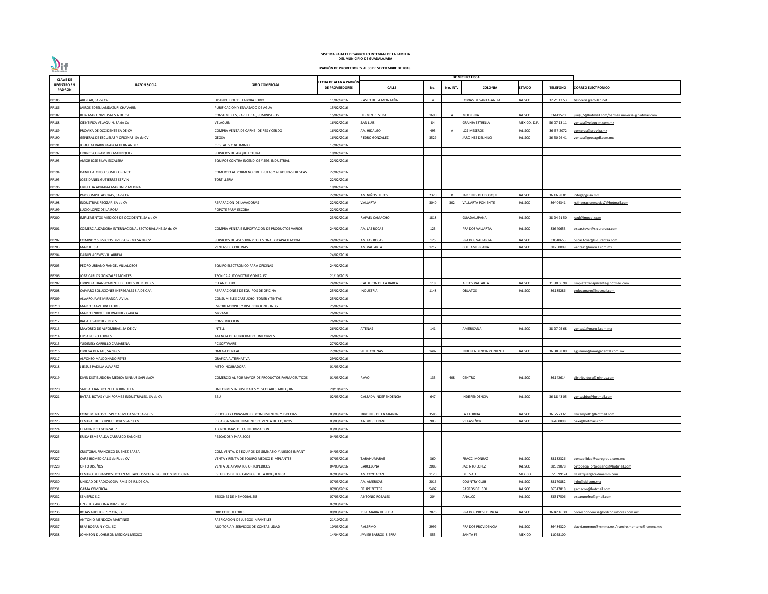**SISTEMA PARA EL DESARROLLO INTEGRAL DE LA FAMILIA DEL MUNICIPIO DE GUADALAJARA**

**PADRÓN DE PROVEEDORES AL 30 DE SEPTIEMBRE DE 2018.**

| CLAVE DE REGISTRO EN PADRÓN | RAZON SOCIAL | GIRO COMERCIAL | FECHA DE ALTA A PADRÓN DE PROVEEDORES | DOMICILIO FISCAL | | | | | | |
|---|---|---|---|---|---|---|---|---|---|---|
| | | | | CALLE | No. | No. INT. | COLONIA | ESTADO | TELEFONO | CORREO ELECTRÓNICO |
| PP185 | ARBILAB, SA de CV | DISTRIBUIDOR DE LABORATORIO | 11/02/2016 | PASEO DE LA MONTAÑA | 4 | | LOMAS DE SANTA ANITA | JALISCO | 32 71 12 53 | tesoreria@arbilab.net |
| PP186 | JAIROS EDSEL LANDAZURI CHAVARIN | PURIFICACION Y ENVASADO DE AGUA | 15/02/2016 | | | | | | | |
| PP187 | BER- MAR UNIVERSAL S.A DE CV | CONSUMIBLES, PAPELERIA , SUMINISTROS | 15/02/2016 | FERMIN RIESTRA | 1690 | A | MODERNA | JALISCO | 33441520 | jluigi_5@hotmail.com/bermar.universal@hotmail.com |
| PP188 | CIENTIFICA VELAQUIN, SA de CV | VELAQUIN | 16/02/2016 | SAN LUIS | 84 | | GRANJA ESTRELLA | MEXICO, D.F. | 56 07 13 11 | ventas@velaquim.com.mx |
| PP189 | PROVIKA DE OCCIDENTE SA DE CV | COMPRA VENTA DE CARNE DE RES Y CERDO | 16/02/2016 | AV. HIDALGO | 495 | A | LOS MESEROS | JALISCO | 36-57-2072 | compras@provika.mx |
| PP190 | GENERAL DE ESCUELAS Y OFICINAS, SA de CV | GEOSA | 16/02/2016 | PEDRO GONZALEZ | 3529 | | JARDINES DEL NILO | JALISCO | 36 50 26 41 | ventas@geosagdl.com.mx |
| PP191 | JORGE GERARDO GARCIA HERNANDEZ | CRISTALES Y ALUMINIO | 17/02/2016 | | | | | | | |
| PP192 | FRANCISCO RAMIREZ MANRIQUEZ | SERVICIOS DE ARQUITECTURA | 19/02/2016 | | | | | | | |
| PP193 | AMOR JOSE SILVA ESCALERA | EQUIPOS CONTRA INCENDIOS Y SEG. INDUSTRIAL | 22/02/2016 | | | | | | | |
| PP194 | DANIEL ALONSO GOMEZ OROZCO | COMERCIO AL PORMENOR DE FRUTAS Y VERDURAS FRESCAS | 22/02/2016 | | | | | | | |
| PP195 | JOSE DANIEL GUTIERREZ SERVIN | TORTILLERIA | 22/02/2016 | | | | | | | |
| PP196 | GRISELDA ADRIANA MARTINEZ MEDINA | | 19/02/2016 | | | | | | | |
| PP197 | PGC COMPUTADORAS, SA de CV | | 22/02/2016 | AV. NIÑOS HEROS | 2320 | B | JARDINES DEL BOSQUE | JALISCO | 36 16 98 81 | info@pgc-sa.mx |
| PP198 | INDUSTRIAS RECIZAP, SA de CV | REPARACION DE LAVADORAS | 22/02/2016 | VALLARTA | 3040 | 302 | VALLARTA PONIENTE | JALISCO | 36404341 | refrigeracionmacias7@hotmail.com |
| PP199 | LUCIO LOPEZ DE LA ROSA | POPOTE PARA ESCOBA | 22/02/2016 | | | | | | | |
| PP200 | IMPLEMENTOS MEDICOS DE OCCIDENTE, SA de CV | | 23/02/2016 | RAFAEL CAMACHO | 1818 | | GUADALUPANA | JALISCO | 38 24 91 50 | raul@imogdl.com |
| PP201 | COMERCIALIZADORA INTERNACIONAL SECTORIAL AHB SA de CV | COMPRA VENTA E IMPORTACION DE PRODUCTOS VARIOS | 24/02/2016 | AV. LAS ROCAS | 125 | | PRADOS VALLARTA | JALISCO | 33640653 | oscar.tovar@sicuranzza.com |
| PP202 | COMIND Y SERVICIOS DIVERSOS RMT SA de CV | SERVICIOS DE ASESORIA PROFESIONAL Y CAPACITACION | 24/02/2016 | AV. LAS ROCAS | 125 | | PRADOS VALLARTA | JALISCO | 33640653 | oscar.tovar@sicuranzza.com |
| PP203 | MARULL S.A | VENTAS DE CORTINAS | 24/02/2016 | AV. VALLARTA | 1217 | | COL. AMERICANA | JALISCO | 38250009 | ventas1@marull.com.mx |
| PP204 | DANIEL ACEVES VILLARREAL | | 24/02/2016 | | | | | | | |
| PP205 | PEDRO URBANO RANGEL VILLALOBOS | EQUIPO ELECTRONICO PARA OFICINAS | 24/02/2016 | | | | | | | |
| PP206 | JOSE CARLOS GONZALES MONTES | TECNICA AUTOMOTRIZ GONZALEZ | 21/10/2015 | | | | | | | |
| PP207 | LIMPIEZA TRANSPARENTE DELUXE S DE RL DE CV | CLEAN DELUXE | 24/02/2016 | CALDERON DE LA BARCA | 118 | | ARCOS VALLARTA | JALISCO | 31 80 66 98 | limpiezatransparente@hotmail.com |
| PP208 | CAMARO SOLUCIONES INTREGALES S.A DE C.V. | REPARACIONES DE EQUIPOS DE OFICINA | 25/02/2016 | INDUSTRIA | 1148 | | OBLATOS | JALISCO | 36185286 | polocamaro@hotmail.com |
| PP209 | ALVARO JAVIE MIRANDA AVILA | CONSUMIBLES CARTUCHO, TONER Y TINTAS | 25/02/2016 | | | | | | | |
| PP210 | MARIO SAAVEDRA FLORES | IMPORTACIONES Y DISTRIBUCIONES INDS | 25/02/2016 | | | | | | | |
| PP211 | MARIO ENRIQUE HERNANDEZ GARCIA | MYVAME | 26/02/2016 | | | | | | | |
| PP212 | RAFAEL SANCHEZ REYES | CONSTRUCCION | 26/02/2016 | | | | | | | |
| PP213 | MAYOREO DE ALFOMBRAS, SA DE CV | INTELLI | 26/02/2016 | ATENAS | 141 | | AMERICANA | JALISCO | 38 27 05 68 | ventas1@marull.com.mx |
| PP214 | ELISA RUBIO TORRES | AGENCIA DE PUBLICIDAD Y UNIFORMES | 26/02/2016 | | | | | | | |
| PP215 | YUDINELY CARRILLO CAMARENA | PC SOFTWARE | 27/02/2016 | | | | | | | |
| PP216 | OMEGA DENTAL, SA de CV | OMEGA DENTAL | 27/02/2016 | SIETE COLINAS | 1487 | | INDEPENDENCIA PONIENTE | JALISCO | 36 38 88 89 | eguzman@omegadental.com.mx |
| PP217 | ALFONSO MALDONADO REYES | GRAFICA ALTERNATIVA | 29/02/2016 | | | | | | | |
| PP218 | J.JESUS PADILLA ALVAREZ | MTTO INCUBADORA | 01/03/2016 | | | | | | | |
| PP219 | DMN DISTIBUIDORA MEDICA NINNUS SAPI deCV | COMERCIO AL POR MAYOR DE PRODUCTOS FARMACEUTICOS | 01/03/2016 | PAVO | 135 | 408 | CENTRO | JALISCO | 36142614 | distribuidora@ninnus.com |
| PP220 | SAID ALEJANDRO ZETTER BRIZUELA | UNIFORMES INDUSTRIALES Y ESCOLARES ARLEQUIN | 20/10/2015 | | | | | | | |
| PP221 | BATAS, BOTAS Y UNIFORMES INDUSTRIALES, SA de CV | BBU | 02/03/2016 | CALZADA INDEPENDENCIA | 647 | | INDEPENDENCIA | JALISCO | 36 18 43 05 | ventasbbu@hotmail.com |
| PP222 | CONDIMENTOS Y ESPECIAS MI CAMPO SA de CV | PROCESO Y ENVASADO DE CONDIMENTOS Y ESPECIAS | 03/03/2016 | JARDINES DE LA GRANJA | 3586 | | LA FLORIDA | JALISCO | 36 55 21 61 | micampo01@hotmail.com |
| PP223 | CENTRAL DE EXTINGUIDORES SA de CV | RECARGA MANTENIMIENTO Y VENTA DE EQUIPOS | 03/03/2016 | ANDRES TERAN | 903 | | VILLASEÑOR | JALISCO | 36400898 | cexa@hotmail.com |
| PP224 | LILIANA RICO GONZALEZ | TECNOLOGIAS DE LA INFORMACION | 03/03/2016 | | | | | | | |
| PP225 | ERIKA ESMERALDA CARRASCO SANCHEZ | PESCADOS Y MARISCOS | 04/03/2016 | | | | | | | |
| PP226 | CRISTOBAL FRANCISCO DUEÑEZ BARBA | COM. VENTA. DE EQUIPOS DE GIMNASIO Y JUEGOS INFANT | 04/03/2016 | | | | | | | |
| PP227 | CARE BIOMEDICAL S de RL de CV | VENTA Y RENTA DE EQUIPO MEDICO E IMPLANTES | 07/03/2016 | TARAHUMARAS | 360 | | FRACC. MONRAZ | JALISCO | 38132326 | contabilidad@caregroup.com.mx |
| PP228 | ORTO DISEÑOS | VENTA DE APARATOS ORTOPEDICOS | 04/03/2016 | BARCELONA | 2088 | | JACINTO LOPEZ | JALISCO | 38539078 | ortopedia_ortodisenos@hotmail.com |
| PP229 | CENTRO DE DIAGNOSTICO EN METABOLISMO ENERGETICO Y MEDICINA | ESTUDIOS DE LOS CAMPOS DE LA BIOQUIMICA | 07/03/2016 | AV. COYOACAN | 1120 | | DEL VALLE | MEXICO | 5555599124 | m.vazquez@cedimemm.com |
| PP230 | UNIDAD DE RADIOLOGIA IRM S DE R.L DE C.V. | | 07/03/2016 | AV. AMERICAS | 2016 | | COUNTRY CLUB | JALISCO | 38170882 | info@cid.com.mx |
| PP231 | GAMA COMERCIAL | | 07/03/2016 | FELIPE ZETTER | 5407 | | PASEOS DEL SOL | JALISCO | 36347818 | gamacon@hotmail.com |
| PP232 | SENEFRO S.C. | SESIONES DE HEMODIALISIS | 07/03/2016 | ANTONIO ROSALES | 204 | | ANALCO | JALISCO | 33317506 | oscarunefro@gmail.com |
| PP233 | LIZBETH CAROLINA RUIZ PEREZ | | 07/03/2016 | | | | | | | |
| PP235 | ROJAS AUDITORES Y CIA, S.C. | ORD CONSULTORES | 09/03/2016 | JOSE MARIA HEREDIA | 2876 | | PRADOS PROVEDENCIA | JALISCO | 36 42 16 30 | correspondencia@ordconsultores.com.mx |
| PP236 | ANTONIO MENDOZA MARTINEZ | FABRICACION DE JUEGOS INFANTILES | 21/10/2015 | | | | | | | |
| PP237 | RSM BOGARIN Y Cia, SC | AUDITORIA Y SERVICIOS DE CONTABILIDAD | 10/03/2016 | PALERMO | 2999 | | PRADOS PROVIDENCIA | JALISCO | 36484320 | david.moreno@rsmmx.mx / ramiro.montero@rsmmx.mx |
| PP238 | JOHNSON & JOHNSON MEDICAL MEXICO | | 14/04/2016 | JAVIER BARROS SIERRA | 555 | | SANTA FE | MEXICO | 11058100 | |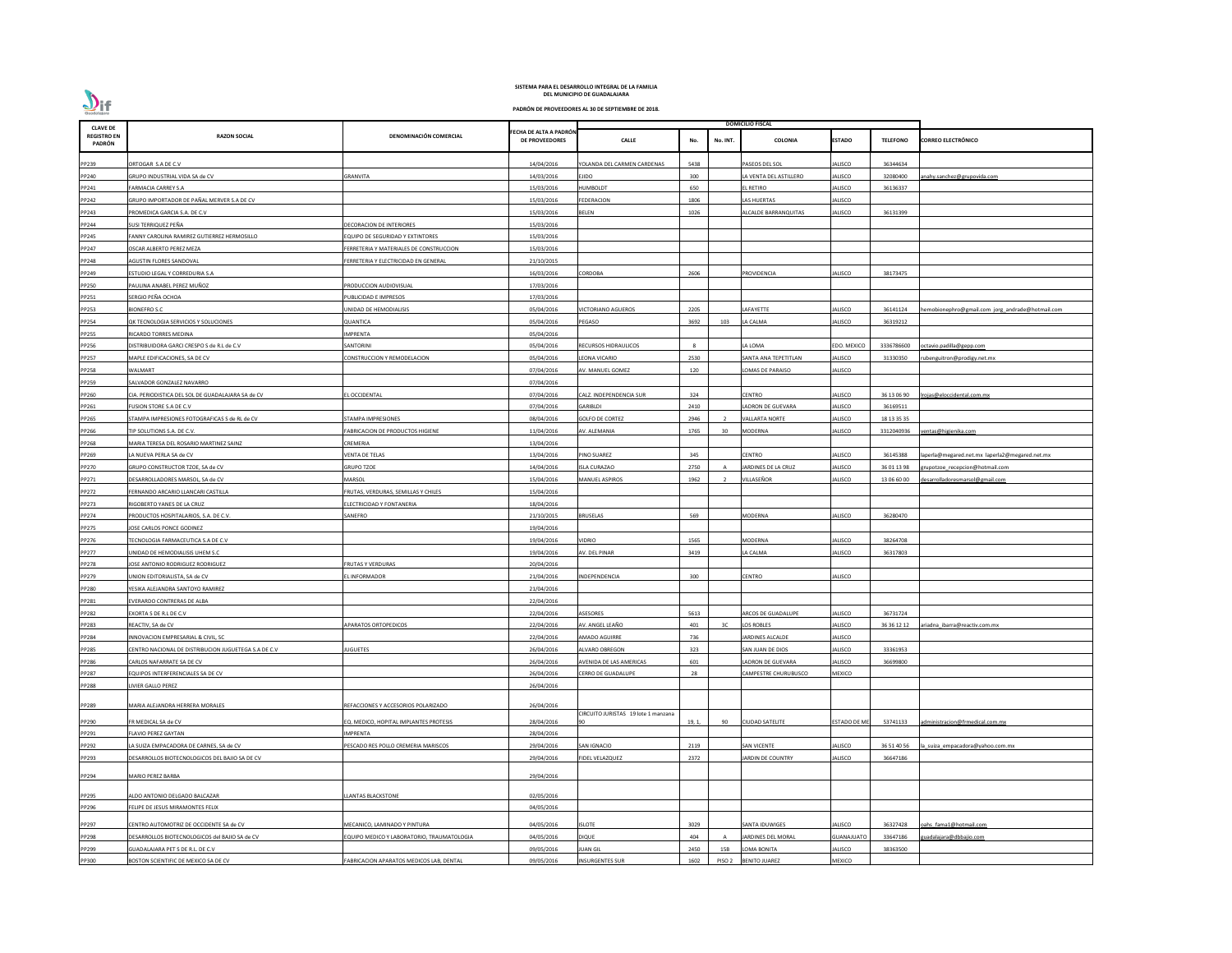**SISTEMA PARA EL DESARROLLO INTEGRAL DE LA FAMILIA DEL MUNICIPIO DE GUADALAJARA**

**PADRÓN DE PROVEEDORES AL 30 DE SEPTIEMBRE DE 2018.**

| CLAVE DE REGISTRO EN PADRÓN | RAZON SOCIAL | DENOMINACIÓN COMERCIAL | FECHA DE ALTA A PADRÓN DE PROVEEDORES | DOMICILIO FISCAL | | | | | | CORREO ELECTRÓNICO |
|---|---|---|---|---|---|---|---|---|---|---|
| | | | | CALLE | No. | No. INT. | COLONIA | ESTADO | TELEFONO | |
| PP239 | ORTOGAR S.A DE C.V | | 14/04/2016 | YOLANDA DEL CARMEN CARDENAS | 5438 | | PASEOS DEL SOL | JALISCO | 36344634 | |
| PP240 | GRUPO INDUSTRIAL VIDA SA de CV | GRANVITA | 14/03/2016 | EJIDO | 300 | | LA VENTA DEL ASTILLERO | JALISCO | 32080400 | anahy.sanchez@grupovida.com |
| PP241 | FARMACIA CARREY S.A | | 15/03/2016 | HUMBOLDT | 650 | | EL RETIRO | JALISCO | 36136337 | |
| PP242 | GRUPO IMPORTADOR DE PAÑAL MERVER S.A DE CV | | 15/03/2016 | FEDERACION | 1806 | | LAS HUERTAS | JALISCO | | |
| PP243 | PROMEDICA GARCIA S.A. DE C.V | | 15/03/2016 | BELEN | 1026 | | ALCALDE BARRANQUITAS | JALISCO | 36131399 | |
| PP244 | SUSI TERRIQUEZ PEÑA | DECORACION DE INTERIORES | 15/03/2016 | | | | | | | |
| PP245 | FANNY CAROLINA RAMIREZ GUTIERREZ HERMOSILLO | EQUIPO DE SEGURIDAD Y EXTINTORES | 15/03/2016 | | | | | | | |
| PP247 | OSCAR ALBERTO PEREZ MEZA | FERRETERIA Y MATERIALES DE CONSTRUCCION | 15/03/2016 | | | | | | | |
| PP248 | AGUSTIN FLORES SANDOVAL | FERRETERIA Y ELECTRICIDAD EN GENERAL | 21/10/2015 | | | | | | | |
| PP249 | ESTUDIO LEGAL Y CORREDURIA S.A | | 16/03/2016 | CORDOBA | 2606 | | PROVIDENCIA | JALISCO | 38173475 | |
| PP250 | PAULINA ANABEL PEREZ MUÑOZ | PRODUCCION AUDIOVISUAL | 17/03/2016 | | | | | | | |
| PP251 | SERGIO PEÑA OCHOA | PUBLICIDAD E IMPRESOS | 17/03/2016 | | | | | | | |
| PP253 | BIONEFRO S.C | UNIDAD DE HEMODIALISIS | 05/04/2016 | VICTORIANO AGUEROS | 2205 | | LAFAYETTE | JALISCO | 36141124 | hemobionephro@gmail.com jorg_andrade@hotmail.com |
| PP254 | QK TECNOLOGIA SERVICIOS Y SOLUCIONES | QUANTICA | 05/04/2016 | PEGASO | 3692 | 103 | LA CALMA | JALISCO | 36319212 | |
| PP255 | RICARDO TORRES MEDINA | IMPRENTA | 05/04/2016 | | | | | | | |
| PP256 | DISTRIBUIDORA GARCI CRESPO S de R.L de C.V | SANTORINI | 05/04/2016 | RECURSOS HIDRAULICOS | 8 | | LA LOMA | EDO. MEXICO | 3336786600 | octavio.padilla@gepp.com |
| PP257 | MAPLE EDIFICACIONES, SA DE CV | CONSTRUCCION Y REMODELACION | 05/04/2016 | LEONA VICARIO | 2530 | | SANTA ANA TEPETITLAN | JALISCO | 31330350 | rubenguitron@prodigy.net.mx |
| PP258 | WALMART | | 07/04/2016 | AV. MANUEL GOMEZ | 120 | | LOMAS DE PARAISO | JALISCO | | |
| PP259 | SALVADOR GONZALEZ NAVARRO | | 07/04/2016 | | | | | | | |
| PP260 | CIA. PERIODISTICA DEL SOL DE GUADALAJARA SA de CV | EL OCCIDENTAL | 07/04/2016 | CALZ. INDEPENDENCIA SUR | 324 | | CENTRO | JALISCO | 36 13 06 90 | lrojas@eloccidental.com.mx |
| PP261 | FUSION STORE S.A DE C.V | | 07/04/2016 | GARIBLDI | 2410 | | LADRON DE GUEVARA | JALISCO | 36169511 | |
| PP265 | STAMPA IMPRESIONES FOTOGRAFICAS S de RL de CV | STAMPA IMPRESIONES | 08/04/2016 | GOLFO DE CORTEZ | 2946 | 2 | VALLARTA NORTE | JALISCO | 18 13 35 35 | |
| PP266 | TIP SOLUTIONS S.A. DE C.V. | FABRICACION DE PRODUCTOS HIGIENE | 11/04/2016 | AV. ALEMANIA | 1765 | 30 | MODERNA | JALISCO | 3312040936 | ventas@higienika.com |
| PP268 | MARIA TERESA DEL ROSARIO MARTINEZ SAINZ | CREMERIA | 13/04/2016 | | | | | | | |
| PP269 | LA NUEVA PERLA SA de CV | VENTA DE TELAS | 13/04/2016 | PINO SUAREZ | 345 | | CENTRO | JALISCO | 36145388 | laperla@megared.net.mx laperla2@megared.net.mx |
| PP270 | GRUPO CONSTRUCTOR TZOE, SA de CV | GRUPO TZOE | 14/04/2016 | ISLA CURAZAO | 2750 | A | JARDINES DE LA CRUZ | JALISCO | 36 01 13 98 | grupotzoe_recepcion@hotmail.com |
| PP271 | DESARROLLADORES MARSOL, SA de CV | MARSOL | 15/04/2016 | MANUEL ASPIROS | 1962 | 2 | VILLASEÑOR | JALISCO | 13 06 60 00 | desarrolladoresmarsol@gmail.com |
| PP272 | FERNANDO ARCARIO LLANCARI CASTILLA | FRUTAS, VERDURAS, SEMILLAS Y CHILES | 15/04/2016 | | | | | | | |
| PP273 | RIGOBERTO YANES DE LA CRUZ | ELECTRICIDAD Y FONTANERIA | 18/04/2016 | | | | | | | |
| PP274 | PRODUCTOS HOSPITALARIOS, S.A. DE C.V. | SANEFRO | 21/10/2015 | BRUSELAS | 569 | | MODERNA | JALISCO | 36280470 | |
| PP275 | JOSE CARLOS PONCE GODINEZ | | 19/04/2016 | | | | | | | |
| PP276 | TECNOLOGIA FARMACEUTICA S.A DE C.V | | 19/04/2016 | VIDRIO | 1565 | | MODERNA | JALISCO | 38264708 | |
| PP277 | UNIDAD DE HEMODIALISIS UHEM S.C | | 19/04/2016 | AV. DEL PINAR | 3419 | | LA CALMA | JALISCO | 36317803 | |
| PP278 | JOSE ANTONIO RODRIGUEZ RODRIGUEZ | FRUTAS Y VERDURAS | 20/04/2016 | | | | | | | |
| PP279 | UNION EDITORIALISTA, SA de CV | EL INFORMADOR | 21/04/2016 | INDEPENDENCIA | 300 | | CENTRO | JALISCO | | |
| PP280 | YESIKA ALEJANDRA SANTOYO RAMIREZ | | 21/04/2016 | | | | | | | |
| PP281 | EVERARDO CONTRERAS DE ALBA | | 22/04/2016 | | | | | | | |
| PP282 | EXORTA S DE R.L DE C.V | | 22/04/2016 | ASESORES | 5613 | | ARCOS DE GUADALUPE | JALISCO | 36731724 | |
| PP283 | REACTIV, SA de CV | APARATOS ORTOPEDICOS | 22/04/2016 | AV. ANGEL LEAÑO | 401 | 3C | LOS ROBLES | JALISCO | 36 36 12 12 | ariadna_ibarra@reactiv.com.mx |
| PP284 | INNOVACION EMPRESARIAL & CIVIL, SC | | 22/04/2016 | AMADO AGUIRRE | 736 | | JARDINES ALCALDE | JALISCO | | |
| PP285 | CENTRO NACIONAL DE DISTRIBUCION JUGUETEGA S.A DE C.V | JUGUETES | 26/04/2016 | ALVARO OBREGON | 323 | | SAN JUAN DE DIOS | JALISCO | 33361953 | |
| PP286 | CARLOS NAFARRATE SA DE CV | | 26/04/2016 | AVENIDA DE LAS AMERICAS | 601 | | LADRON DE GUEVARA | JALISCO | 36699800 | |
| PP287 | EQUIPOS INTERFERENCIALES SA DE CV | | 26/04/2016 | CERRO DE GUADALUPE | 28 | | CAMPESTRE CHURUBUSCO | MEXICO | | |
| PP288 | LIVIER GALLO PEREZ | | 26/04/2016 | | | | | | | |
| PP289 | MARIA ALEJANDRA HERRERA MORALES | REFACCIONES Y ACCESORIOS POLARIZADO | 26/04/2016 | | | | | | | |
| PP290 | FR MEDICAL SA de CV | EQ. MEDICO, HOPITAL IMPLANTES PROTESIS | 28/04/2016 | CIRCUITO JURISTAS 19 lote 1 manzana 90 | 19, 1, | 90 | CIUDAD SATELITE | ESTADO DE ME | 53741133 | administracion@frmedical.com.mx |
| PP291 | FLAVIO PEREZ GAYTAN | IMPRENTA | 28/04/2016 | | | | | | | |
| PP292 | LA SUIZA EMPACADORA DE CARNES, SA de CV | PESCADO RES POLLO CREMERIA MARISCOS | 29/04/2016 | SAN IGNACIO | 2119 | | SAN VICENTE | JALISCO | 36 51 40 56 | la_suiza_empacadora@yahoo.com.mx |
| PP293 | DESARROLLOS BIOTECNOLOGICOS DEL BAJIO SA DE CV | | 29/04/2016 | FIDEL VELAZQUEZ | 2372 | | JARDIN DE COUNTRY | JALISCO | 36647186 | |
| PP294 | MARIO PEREZ BARBA | | 29/04/2016 | | | | | | | |
| PP295 | ALDO ANTONIO DELGADO BALCAZAR | LLANTAS BLACKSTONE | 02/05/2016 | | | | | | | |
| PP296 | FELIPE DE JESUS MIRAMONTES FELIX | | 04/05/2016 | | | | | | | |
| PP297 | CENTRO AUTOMOTRIZ DE OCCIDENTE SA de CV | MECANICO, LAMINADO Y PINTURA | 04/05/2016 | ISLOTE | 3029 | | SANTA IDUWIGES | JALISCO | 36327428 | oahs_fama1@hotmail.com |
| PP298 | DESARROLLOS BIOTECNOLOGICOS del BAJIO SA DE CV | EQUIPO MEDICO Y LABORATORIO, TRAUMATOLOGIA | 04/05/2016 | DIQUE | 404 | A | JARDINES DEL MORAL | GUANAJUATO | 33647186 | guadalajara@dbbajio.com |
| PP299 | GUADALAJARA PET S DE R.L. DE C.V | | 09/05/2016 | JUAN GIL | 2450 | 15B | LOMA BONITA | JALISCO | 38363500 | |
| PP300 | BOSTON SCIENTIFIC DE MEXICO SA DE CV | FABRICACION APARATOS MEDICOS LAB, DENTAL | 09/05/2016 | INSURGENTES SUR | 1602 | PISO 2 | BENITO JUAREZ | MEXICO | | |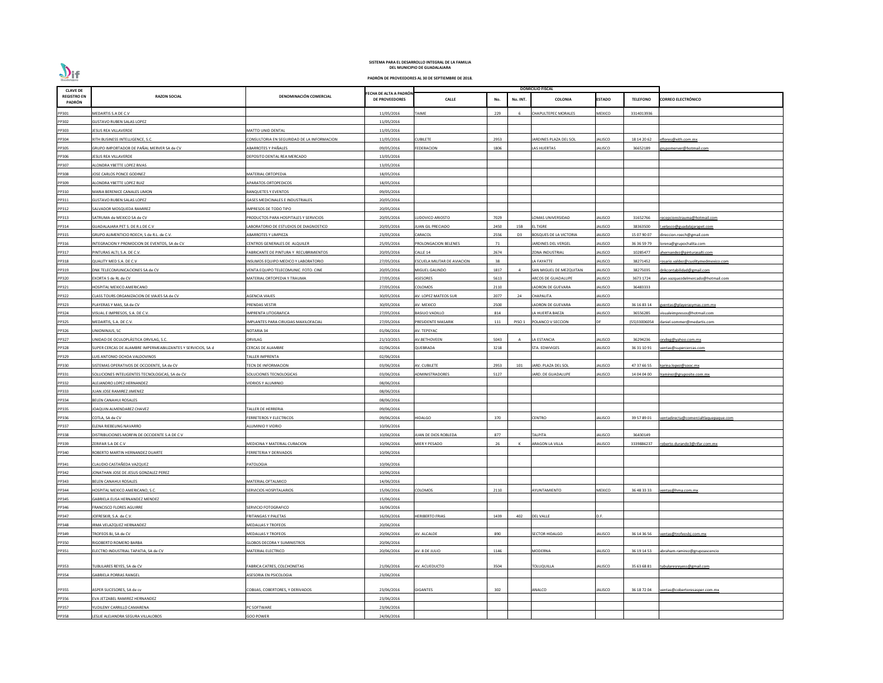**SISTEMA PARA EL DESARROLLO INTEGRAL DE LA FAMILIA DEL MUNICIPIO DE GUADALAJARA**

**PADRÓN DE PROVEEDORES AL 30 DE SEPTIEMBRE DE 2018.**

| CLAVE DE REGISTRO EN PADRÓN | RAZON SOCIAL | DENOMINACIÓN COMERCIAL | FECHA DE ALTA A PADRÓN DE PROVEEDORES | DOMICILIO FISCAL | | | | | | | |
|---|---|---|---|---|---|---|---|---|---|---|---|
| | | | | CALLE | No. | No. INT. | COLONIA | ESTADO | TELEFONO | CORREO ELECTRÓNICO |
| PP301 | MEDARTIS S.A DE C.V | | 11/05/2016 | TAIME | 229 | 6 | CHAPULTEPEC MORALES | MEXICO | 3314013936 | |
| PP302 | GUSTAVO RUBEN SALAS LOPEZ | | 11/05/2016 | | | | | | | |
| PP303 | JESUS REA VILLAVERDE | MATTO UNID DENTAL | 11/05/2016 | | | | | | | |
| PP304 | XITH BUSINESS INTELLIGENCE, S.C. | CONSULTORIA EN SEGURIDAD DE LA INFORMACION | 11/05/2016 | CUBILETE | 2953 | | JARDINES PLAZA DEL SOL | JALISCO | 18 14 20 62 | eflores@xith.com.mx |
| PP305 | GRUPO IMPORTADOR DE PAÑAL MERVER SA de CV | ABARROTES Y PAÑALES | 09/05/2016 | FEDERACION | 1806 | | LAS HUERTAS | JALISCO | 36652189 | grupomerver@hotmail.com |
| PP306 | JESUS REA VILLAVERDE | DEPOSITO DENTAL REA MERCADO | 13/05/2016 | | | | | | | |
| PP307 | ALONDRA YBETTE LOPEZ RIVAS | | 13/05/2016 | | | | | | | |
| PP308 | JOSE CARLOS PONCE GODINEZ | MATERIAL ORTOPEDIA | 18/05/2016 | | | | | | | |
| PP309 | ALONDRA YBETTE LOPEZ RUIZ | APARATOS ORTOPEDICOS | 18/05/2016 | | | | | | | |
| PP310 | MARIA BERENICE CANALES LIMON | BANQUETES Y EVENTOS | 09/05/2016 | | | | | | | |
| PP311 | GUSTAVO RUBEN SALAS LOPEZ | GASES MEDICINALES E INDUSTRIALES | 20/05/2016 | | | | | | | |
| PP312 | SALVADOR MOSQUEDA RAMIREZ | IMPRESOS DE TODO TIPO | 20/05/2016 | | | | | | | |
| PP313 | SATRUMA de MEXICO SA de CV | PRODUCTOS PARA HOSPITALES Y SERVICIOS | 20/05/2016 | LUDOVICO ARIOSTO | 7029 | | LOMAS UNIVERSIDAD | JALISCO | 31652766 | recepcionstrauma@hotmail.com |
| PP314 | GUADALAJARA PET S. DE R.L DE C.V | LABORATORIO DE ESTUDIOS DE DIAGNOSTICO | 20/05/2016 | JUAN GIL PRECIADO | 2450 | 15B | EL TIGRE | JALISCO | 38363500 | l.velasco@guadalajarapet.com |
| PP315 | GRUPO ALIMENTICIO ROECH, S de R.L. de C.V. | ABARROTES Y LIMPIEZA | 23/05/2016 | CARACOL | 2556 | D3 | BOSQUES DE LA VICTORIA | JALISCO | 15 07 90 07 | direccion.roech@gmail.com |
| PP316 | INTEGRACION Y PROMOCION DE EVENTOS, SA de CV | CENTROS GENERALES DE ALQUILER | 25/05/2016 | PROLONGACION BELENES | 71 | | JARDINES DEL VERGEL | JALISCO | 36 36 59 79 | lorena@grupochalita.com |
| PP317 | PINTURAS ALTI, S.A. DE C.V. | FABRICANTE DE PINTURA Y RECUBRIMIENTOS | 20/05/2016 | CALLE 14 | 2674 | | ZONA INDUSTRIAL | JALISCO | 10285477 | ahernandez@pinturasalti.com |
| PP318 | QUALITY MED S.A. DE C.V | INSUMOS EQUIPO MEDICO Y LABORATORIO | 27/05/2016 | ESCUELA MILITAR DE AVIACION | 38 | | LA FAYATTE | JALISCO | 38271452 | rosario.valdez@cualitymedmexico.com |
| PP319 | DNK TELECOMUNICACIONES SA de CV | VENTA EQUIPO TELECOMUNIC. FOTO. CINE | 20/05/2016 | MIGUEL GALINDO | 1817 | 4 | SAN MIGUEL DE MEZQUITAN | JALISCO | 38275035 | dnkcontabilidad@gmail.com |
| PP320 | EXORTA S de RL de CV | MATERIAL ORTOPEDIA Y TRAUMA | 27/05/2016 | ASESORES | 5613 | | ARCOS DE GUADALUPE | JALISCO | 3673 1724 | alan.vazquezdelmercado@hotmail.com |
| PP321 | HOSPITAL MEXICO AMERICANO | | 27/05/2016 | COLOMOS | 2110 | | LADRON DE GUEVARA | JALISCO | 36483333 | |
| PP322 | CLASS TOURS ORGANIZACION DE VIAJES SA de CV | AGENCIA VIAJES | 30/05/2016 | AV. LOPEZ MATEOS SUR | 2077 | 24 | CHAPALITA | JALISCO | | |
| PP323 | PLAYERAS Y MAS, SA de CV | PRENDAS VESTIR | 30/05/2016 | AV. MEXICO | 2500 | | LADRON DE GUEVARA | JALISCO | 36 16 83 14 | gventas@playerasymas.com.mx |
| PP324 | VISUAL E IMPRESOS, S.A. DE C.V. | IMPRENTA LITOGRAFICA | 27/05/2016 | BASILIO VADILLO | 814 | | LA HUERTA BAEZA | JALISCO | 36556285 | visualeimpresos@hotmail.com |
| PP325 | MEDARTIS, S.A. DE C.V. | IMPLANTES PARA CIRUGIAS MAXILOFACIAL | 27/05/2016 | PRESIDENTE MASARIK | 111 | PISO 1 | POLANCO V SECCION | DF | (55)33006054 | daniel.sommer@medartis.com |
| PP326 | UNIONINJUS, SC | NOTARIA 34 | 01/06/2016 | AV. TEPEYAC | | | | | | |
| PP327 | UNIDAD DE OCULOPLÁSTICA ORVILAG, S.C. | ORVILAG | 21/10/2015 | AV.BETHOVEEN | 5043 | A | LA ESTANCIA | JALISCO | 36294236 | orvileg@yahoo.com.mx |
| PP328 | SUPER CERCAS DE ALAMBRE IMPERMEABILIZANTES Y SERVICIOS, SA d | CERCAS DE ALAMBRE | 02/06/2016 | QUEBRADA | 3218 | | STA. EDWVIGES | JALISCO | 36 31 10 91 | ventas@supercercas.com |
| PP329 | LUIS ANTONIO OCHOA VALDOVINOS | TALLER IMPRENTA | 02/06/2016 | | | | | | | |
| PP330 | SISTEMAS OPERATIVOS DE OCCIDENTE, SA de CV | TECN DE INFORMACION | 03/06/2016 | AV. CUBILETE | 2953 | 101 | JARD. PLAZA DEL SOL | JALISCO | 47 37 66 55 | karina.lopez@sooc.mx |
| PP331 | SOLUCIONES INTELIGENTES TECNOLOGICAS, SA de CV | SOLUCIONES TECNOLOGICAS | 03/06/2016 | ADMINISTRADORES | 5127 | | JARD. DE GUADALUPE | JALISCO | 14 04 04 00 | lramirez@gruposite.com.mx |
| PP332 | ALEJANDRO LOPEZ HERNANDEZ | VIDRIOS Y ALUMINIO | 08/06/2016 | | | | | | | |
| PP333 | JUAN JOSE RAMIREZ JIMENEZ | | 08/06/2016 | | | | | | | |
| PP334 | BELEN CANAHUI ROSALES | | 08/06/2016 | | | | | | | |
| PP335 | JOAQUIN ALMENDAREZ CHAVEZ | TALLER DE HERRERIA | 09/06/2016 | | | | | | | |
| PP336 | COTLA, SA de CV | FERRETEROS Y ELECTRICOS | 09/06/2016 | HIDALGO | 370 | | CENTRO | JALISCO | 39 57 89 01 | ventadirecta@comercialtlaquepaque.com |
| PP337 | ELENA RIEBELING NAVARRO | ALUMINIO Y VIDRIO | 10/06/2016 | | | | | | | |
| PP338 | DISTRIBUCIONES MORFIN DE OCCIDENTE S.A DE C.V | | 10/06/2016 | JUAN DE DIOS ROBLEDA | 877 | | TALPITA | JALISCO | 36430149 | |
| PP339 | ZERIFAR S.A DE C.V | MEDICINA Y MATERIAL CURACION | 10/06/2016 | MIER Y PESADO | 26 | K | ARAGON LA VILLA | JALISCO | 3339886237 | roberto.durando3@rifar.com.mx |
| PP340 | ROBERTO MARTIN HERNANDEZ DUARTE | FERRETERIA Y DERIVADOS | 10/06/2016 | | | | | | | |
| PP341 | CLAUDIO CASTAÑEDA VAZQUEZ | PATOLOGIA | 10/06/2016 | | | | | | | |
| PP342 | JONATHAN JOSE DE JESUS GONZALEZ PEREZ | | 10/06/2016 | | | | | | | |
| PP343 | BELEN CANAHUI ROSALES | MATERIAL OFTALMICO | 14/06/2016 | | | | | | | |
| PP344 | HOSPITAL MEXICO AMERICANO, S.C. | SERVICIOS HOSPITALARIOS | 15/06/2016 | COLOMOS | 2110 | | AYUNTAMIENTO | MEXICO | 36 48 33 33 | ventas@hma.com.mx |
| PP345 | GABRIELA ELISA HERNANDEZ MENDEZ | | 15/06/2016 | | | | | | | |
| PP346 | FRANCISCO FLORES AGUIRRE | SERVICIO FOTOGRAFICO | 16/06/2016 | | | | | | | |
| PP347 | JOFRESKIR, S.A. de C.V. | FRITANGAS Y PALETAS | 16/06/2016 | HERIBERTO FRIAS | 1439 | 402 | DEL VALLE | D.F. | | |
| PP348 | IRMA VELAZQUEZ HERNANDEZ | MEDALLAS Y TROFEOS | 20/06/2016 | | | | | | | |
| PP349 | TROFEOS BJ, SA de CV | MEDALLAS Y TROFEOS | 20/06/2016 | AV. ALCALDE | 890 | | SECTOR HIDALGO | JALISCO | 36 14 36 56 | ventas@trofeosbj.com.mx |
| PP350 | RIGOBERTO ROMERO BARBA | GLOBOS DECORA Y SUMINISTROS | 20/06/2016 | | | | | | | |
| PP351 | ELECTRO INDUSTRIAL TAPATIA, SA de CV | MATERIAL ELECTRICO | 20/06/2016 | AV. 8 DE JULIO | 1146 | | MODERNA | JALISCO | 36 19 14 53 | abraham.ramirez@grupoascencio |
| PP353 | TUBULARES REYES, SA de CV | FABRICA CATRES, COLCHONETAS | 21/06/2016 | AV. ACUEDUCTO | 3504 | | TOLUQUILLA | JALISCO | 35 63 68 81 | tubularesreyess@gmail.com |
| PP354 | GABRIELA PORRAS RANGEL | ASESORIA EN PSICOLOGIA | 23/06/2016 | | | | | | | |
| PP355 | ASPER SUCESORES, SA de cv | COBIJAS, COBERTORES, Y DERIVADOS | 23/06/2016 | GIGANTES | 302 | | ANALCO | JALISCO | 36 18 72 04 | ventas@cobertoresasper.com.mx |
| PP356 | EVA JETZABEL RAMIREZ HERNANDEZ | | 23/06/2016 | | | | | | | |
| PP357 | YUDILENY CARRILLO CAMARENA | PC SOFTWARE | 23/06/2016 | | | | | | | |
| PP358 | LESLIE ALEJANDRA SEGURA VILLALOBOS | GOO POWER | 24/06/2016 | | | | | | | |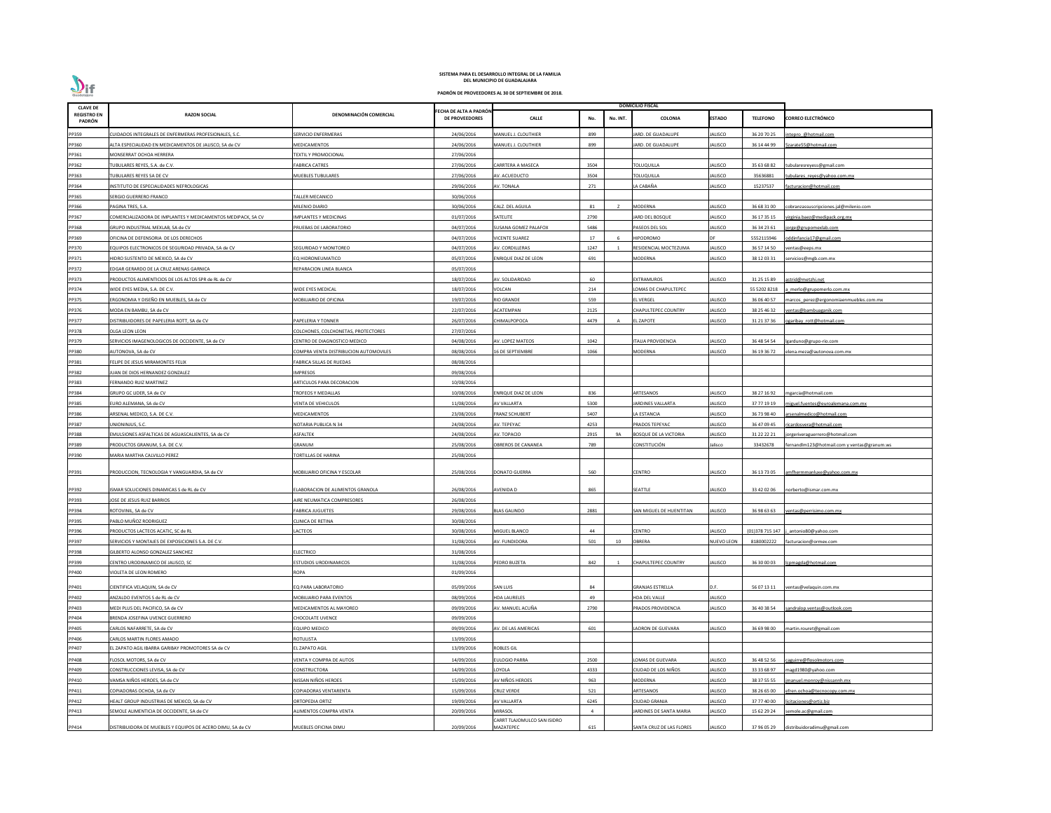**SISTEMA PARA EL DESARROLLO INTEGRAL DE LA FAMILIA**
**DEL MUNICIPIO DE GUADALAJARA**

**PADRÓN DE PROVEEDORES AL 30 DE SEPTIEMBRE DE 2018.**

| CLAVE DE REGISTRO EN PADRÓN | RAZON SOCIAL | DENOMINACIÓN COMERCIAL | FECHA DE ALTA A PADRÓN DE PROVEEDORES | DOMICILIO FISCAL | | | | | | | |
|---|---|---|---|---|---|---|---|---|---|---|---|
| | | | | CALLE | No. | No. INT. | COLONIA | ESTADO | TELEFONO | CORREO ELECTRÓNICO |
| PP359 | CUIDADOS INTEGRALES DE ENFERMERAS PROFESIONALES, S.C. | SERVICIO ENFERMERAS | 24/06/2016 | MANUEL J. CLOUTHIER | 899 | | JARD. DE GUADALUPE | JALISCO | 36 20 70 25 | intepro_@hotmail.com |
| PP360 | ALTA ESPECIALIDAD EN MEDICAMENTOS DE JALISCO, SA de CV | MEDICAMENTOS | 24/06/2016 | MANUEL J. CLOUTHIER | 899 | | JARD. DE GUADALUPE | JALISCO | 36 14 44 99 | Szarate55@hotmail.com |
| PP361 | MONSERRAT OCHOA HERRERA | TEXTIL Y PROMOCIONAL | 27/06/2016 | | | | | | | |
| PP362 | TUBULARES REYES, S.A. de C.V. | FABRICA CATRES | 27/06/2016 | CARRTERA A MASECA | 3504 | | TOLUQUILLA | JALISCO | 35 63 68 82 | tubularesreyess@gmail.com |
| PP363 | TUBULARES REYES SA DE CV | MUEBLES TUBULARES | 27/06/2016 | AV. ACUEDUCTO | 3504 | | TOLUQUILLA | JALISCO | 35636881 | tubulares_reyes@yahoo.com.mx |
| PP364 | INSTITUTO DE ESPECIALIDADES NEFROLOGICAS | | 29/06/2016 | AV. TONALA | 271 | | LA CABAÑA | JALISCO | 15237537 | facturacion@hotmail.com |
| PP365 | SERGIO GUERRERO FRANCO | TALLER MECANICO | 30/06/2016 | | | | | | | |
| PP366 | PAGINA TRES, S.A. | MILENIO DIARIO | 30/06/2016 | CALZ. DEL AGUILA | 81 | 2 | MODERNA | JALISCO | 36 68 31 00 | cobranzassuscripciones.jal@milenio.com |
| PP367 | COMERCIALIZADORA DE IMPLANTES Y MEDICAMENTOS MEDIPACK, SA CV | IMPLANTES Y MEDICINAS | 01/07/2016 | SATELITE | 2790 | | JARD DEL BOSQUE | JALISCO | 36 17 35 15 | virginia.baez@medipack.org.mx |
| PP368 | GRUPO INDUSTRIAL MEXLAB, SA de CV | PRUEBAS DE LABORATORIO | 04/07/2016 | SUSANA GOMEZ PALAFOX | 5486 | | PASEOS DEL SOL | JALISCO | 36 34 23 61 | jorge@grupomexlab.com |
| PP369 | OFICINA DE DEFENSORIA DE LOS DERECHOS | | 04/07/2016 | VICENTE SUAREZ | 17 | 6 | HIPODROMO | DF | 5552115946 | oddinfancia17@gmail.com |
| PP370 | EQUIPOS ELECTRONICOS DE SEGURIDAD PRIVADA, SA de CV | SEGURIDAD Y MONITOREO | 04/07/2016 | AV. CORDILLERAS | 1247 | 1 | RESIDENCIAL MOCTEZUMA | JALISCO | 36 57 14 50 | ventas@eeps.mx |
| PP371 | HIDRO SUSTENTO DE MEXICO, SA de CV | EQ HIDRONEUMATICO | 05/07/2016 | ENRIQUE DIAZ DE LEON | 691 | | MODERNA | JALISCO | 38 12 03 31 | servicios@mgb.com.mx |
| PP372 | EDGAR GERARDO DE LA CRUZ ARENAS GARNICA | REPARACION LINEA BLANCA | 05/07/2016 | | | | | | | |
| PP373 | PRODUCTOS ALIMENTICIOS DE LOS ALTOS SPR de RL de CV | | 18/07/2016 | AV. SOLIDARIDAD | 60 | | EXTRAMUROS | JALISCO | 31 25 15 89 | astrid@metzhi.net |
| PP374 | WIDE EYES MEDIA, S.A. DE C.V. | WIDE EYES MEDICAL | 18/07/2016 | VOLCAN | 214 | | LOMAS DE CHAPULTEPEC | | 55 5202 8218 | a_merlo@grupomerlo.com.mx |
| PP375 | ERGONOMIA Y DISEÑO EN MUEBLES, SA de CV | MOBILIARIO DE OFICINA | 19/07/2016 | RIO GRANDE | 559 | | EL VERGEL | JALISCO | 36 06 40 57 | marcos_perez@ergonomiaenmuebles.com.mx |
| PP376 | MODA EN BAMBU, SA de CV | | 22/07/2016 | ACATEMPAN | 2125 | | CHAPULTEPEC COUNTRY | JALISCO | 38 25 46 32 | ventas@bambuaganik.com |
| PP377 | DISTRIBUIDORES DE PAPELERIA ROTT, SA de CV | PAPELERIA Y TONNER | 26/07/2016 | CHIMALPOPOCA | 4479 | A | EL ZAPOTE | JALISCO | 31 21 37 36 | ogaribay_rott@hotmail.com |
| PP378 | OLGA LEON LEON | COLCHONES, COLCHONETAS, PROTECTORES | 27/07/2016 | | | | | | | |
| PP379 | SERVICIOS IMAGENOLOGICOS DE OCCIDENTE, SA de CV | CENTRO DE DIAGNOSTICO MEDICO | 04/08/2016 | AV. LOPEZ MATEOS | 1042 | | ITAUA PROVIDENCIA | JALISCO | 36 48 54 54 | lgarduno@grupo-rio.com |
| PP380 | AUTONOVA, SA de CV | COMPRA VENTA DISTRIBUCION AUTOMOVILES | 08/08/2016 | 16 DE SEPTIEMBRE | 1066 | | MODERNA | JALISCO | 36 19 36 72 | elena.meza@autonova.com.mx |
| PP381 | FELIPE DE JESUS MIRAMONTES FELIX | FABRICA SILLAS DE RUEDAS | 08/08/2016 | | | | | | | |
| PP382 | JUAN DE DIOS HERNANDEZ GONZALEZ | IMPRESOS | 09/08/2016 | | | | | | | |
| PP383 | FERNANDO RUIZ MARTINEZ | ARTICULOS PARA DECORACION | 10/08/2016 | | | | | | | |
| PP384 | GRUPO GC UDER, SA de CV | TROFEOS Y MEDALLAS | 10/08/2016 | ENRIQUE DIAZ DE LEON | 836 | | ARTESANOS | JALISCO | 38 27 16 92 | mgarcia@hotmail.com |
| PP385 | EURO ALEMANA, SA de CV | VENTA DE VEHICULOS | 11/08/2016 | AV VALLARTA | 5300 | | JARDINES VALLARTA | JALISCO | 37 77 19 19 | miguel.fuentes@euroalemana.com.mx |
| PP386 | ARSENAL MEDICO, S.A. DE C.V. | MEDICAMENTOS | 23/08/2016 | FRANZ SCHUBERT | 5407 | | LA ESTANCIA | JALISCO | 36 73 98 40 | arsenalmedico@hotmail.com |
| PP387 | UNIONINJUS, S.C. | NOTARIA PUBLICA N 34 | 24/08/2016 | AV. TEPEYAC | 4253 | | PRADOS TEPEYAC | JALISCO | 36 47 09 45 | ricardosvera@hotmail.com |
| PP388 | EMULSIONES ASFALTICAS DE AGUASCALIENTES, SA de CV | ASFALTEK | 24/08/2016 | AV. TOPACIO | 2915 | 9A | BOSQUE DE LA VICTORIA | JALISCO | 31 22 22 21 | jorgeriveraguerrero@hotmail.com |
| PP389 | PRODUCTOS GRANUM, S.A. DE C.V. | GRANUM | 25/08/2016 | OBREROS DE CANANEA | 789 | | CONSTITUCIÓN | Jalisco | 33432678 | fernandlm123@hotmail.com y ventas@granum.ws |
| PP390 | MARIA MARTHA CALVILLO PEREZ | TORTILLAS DE HARINA | 25/08/2016 | | | | | | | |
| PP391 | PRODUCCION, TECNOLOGIA Y VANGUARDIA, SA de CV | MOBILIARIO OFICINA Y ESCOLAR | 25/08/2016 | DONATO GUERRA | 560 | | CENTRO | JALISCO | 36 13 73 05 | amfhermmanluxe@yahoo.com.mx |
| PP392 | ISMAR SOLUCIONES DINAMICAS S de RL de CV | ELABORACION DE ALIMENTOS GRANOLA | 26/08/2016 | AVENIDA D | 865 | | SEATTLE | JALISCO | 33 42 02 06 | norberto@ismar.com.mx |
| PP393 | JOSE DE JESUS RUIZ BARRIOS | AIRE NEUMATICA COMPRESORES | 26/08/2016 | | | | | | | |
| PP394 | ROTOVINIL, SA de CV | FABRICA JUGUETES | 29/08/2016 | BLAS GALINDO | 2881 | | SAN MIGUEL DE HUENTITAN | JALISCO | 36 98 63 63 | ventas@perrisimo.com.mx |
| PP395 | PABLO MUÑOZ RODRIGUEZ | CLINICA DE RETINA | 30/08/2016 | | | | | | | |
| PP396 | PRODUCTOS LACTEOS ACATIC, SC de RL | LACTEOS | 30/08/2016 | MIGUEL BLANCO | 44 | | CENTRO | JALISCO | (01)378 715 147 | j_antonio80@yahoo.com |
| PP397 | SERVICIOS Y MONTAJES DE EXPOSICIONES S.A. DE C.V. | | 31/08/2016 | AV. FUNDIDORA | 501 | 10 | OBRERA | NUEVO LEON | 8180002222 | facturacion@ormex.com |
| PP398 | GILBERTO ALONSO GONZALEZ SANCHEZ | ELECTRICO | 31/08/2016 | | | | | | | |
| PP399 | CENTRO URODINAMICO DE JALISCO, SC | ESTUDIOS URODINAMICOS | 31/08/2016 | PEDRO BUZETA | 842 | 1 | CHAPULTEPEC COUNTRY | JALISCO | 36 30 00 03 | lcpmagda@hotmail.com |
| PP400 | VIOLETA DE LEON ROMERO | ROPA | 01/09/2016 | | | | | | | |
| PP401 | CIENTIFICA VELAQUIN, SA de CV | EQ PARA LABORATORIO | 05/09/2016 | SAN LUIS | 84 | | GRANJAS ESTRELLA | D.F. | 56 07 13 11 | ventas@velaquin.com.mx |
| PP402 | ANZALDO EVENTOS S de RL de CV | MOBILIARIO PARA EVENTOS | 08/09/2016 | HDA LAURELES | 49 | | HDA DEL VALLE | JALISCO | | |
| PP403 | MEDI PLUS DEL PACIFICO, SA de CV | MEDICAMENTOS AL MAYOREO | 09/09/2016 | AV. MANUEL ACUÑA | 2790 | | PRADOS PROVIDENCIA | JALISCO | 36 40 38 54 | sandralop.ventas@outlook.com |
| PP404 | BRENDA JOSEFINA UVENCE GUERRERO | CHOCOLATE UVENCE | 09/09/2016 | | | | | | | |
| PP405 | CARLOS NAFARRETE, SA de CV | EQUIPO MEDICO | 09/09/2016 | AV. DE LAS AMERICAS | 601 | | LADRON DE GUEVARA | JALISCO | 36 69 98 00 | martin.rouret@gmail.com |
| PP406 | CARLOS MARTIN FLORES AMADO | ROTULISTA | 13/09/2016 | | | | | | | |
| PP407 | EL ZAPATO AGIL IBARRA GARIBAY PROMOTORES SA de CV | EL ZAPATO AGIL | 13/09/2016 | ROBLES GIL | | | | | | |
| PP408 | FLOSOL MOTORS, SA de CV | VENTA Y COMPRA DE AUTOS | 14/09/2016 | EULOGIO PARRA | 2500 | | LOMAS DE GUEVARA | JALISCO | 36 48 52 56 | caguirre@flosolmotors.com |
| PP409 | CONSTRUCCIONES LEVISA, SA de CV | CONSTRUCTORA | 14/09/2016 | LOYOLA | 4333 | | CIUDAD DE LOS NIÑOS | JALISCO | 33 33 68 97 | magd1980@yahoo.com |
| PP410 | VAMSA NIÑOS HEROES, SA de CV | NISSAN NIÑOS HEROES | 15/09/2016 | AV NIÑOS HEROES | 963 | | MODERNA | JALISCO | 38 37 55 55 | jmanuel.monroy@nissannh.mx |
| PP411 | COPIADORAS OCHOA, SA de CV | COPIADORAS VENTARENTA | 15/09/2016 | CRUZ VERDE | 521 | | ARTESANOS | JALISCO | 38 26 65 00 | efren.ochoa@tecnocopy.com.mx |
| PP412 | HEALT GROUP INDUSTRIAS DE MEXICO, SA de CV | ORTOPEDIA ORTIZ | 19/09/2016 | AV VALLARTA | 6245 | | CIUDAD GRANJA | JALISCO | 37 77 40 00 | licitaciones@ortiz.biz |
| PP413 | SEMOLE ALIMENTICIA DE OCCIDENTE, SA de CV | ALIMENTOS COMPRA VENTA | 20/09/2016 | MIRASOL | 4 | | JARDINES DE SANTA MARIA | JALISCO | 15 62 29 24 | semole.ac@gmail.com |
| PP414 | DISTRIBUIDORA DE MUEBLES Y EQUIPOS DE ACERO DIMU, SA de CV | MUEBLES OFICINA DIMU | 20/09/2016 | CARRT TLAJOMULCO SAN ISIDRO MAZATEPEC | 615 | | SANTA CRUZ DE LAS FLORES | JALISCO | 37 96 05 29 | distribuidoradimu@gmail.com |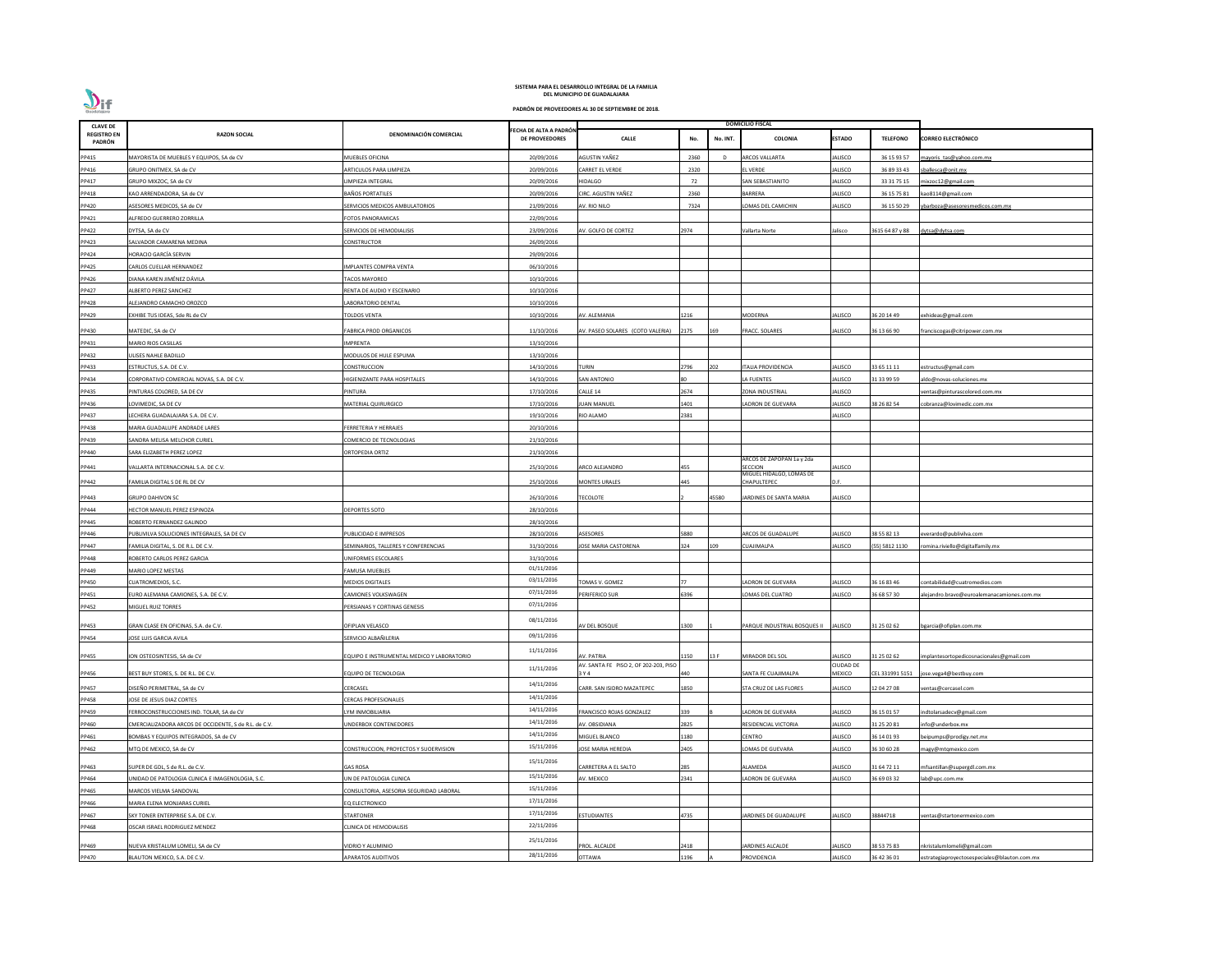**SISTEMA PARA EL DESARROLLO INTEGRAL DE LA FAMILIA**
**DEL MUNICIPIO DE GUADALAJARA**

**PADRÓN DE PROVEEDORES AL 30 DE SEPTIEMBRE DE 2018.**

| CLAVE DE REGISTRO EN PADRÓN | RAZON SOCIAL | DENOMINACIÓN COMERCIAL | FECHA DE ALTA A PADRÓN DE PROVEEDORES | DOMICILIO FISCAL | | | | | | |
|---|---|---|---|---|---|---|---|---|---|---|
| | | | | CALLE | No. | No. INT. | COLONIA | ESTADO | TELEFONO | CORREO ELECTRÓNICO |
| PP415 | MAYORISTA DE MUEBLES Y EQUIPOS, SA de CV | MUEBLES OFICINA | 20/09/2016 | AGUSTIN YAÑEZ | 2360 | D | ARCOS VALLARTA | JALISCO | 36 15 93 57 | mayoris_tas@yahoo.com.mx |
| PP416 | GRUPO ONITMEX, SA de CV | ARTICULOS PARA LIMPIEZA | 20/09/2016 | CARRET EL VERDE | 2320 | | EL VERDE | JALISCO | 36 89 33 43 | sballesca@onit.mx |
| PP417 | GRUPO MIXZOC, SA de CV | LIMPIEZA INTEGRAL | 20/09/2016 | HIDALGO | 72 | | SAN SEBASTIANITO | JALISCO | 33 31 75 15 | mixzoc12@gmail.com |
| PP418 | KAO ARRENDADORA, SA de CV | BAÑOS PORTATILES | 20/09/2016 | CIRC. AGUSTIN YAÑEZ | 2360 | | BARRERA | JALISCO | 36 15 75 81 | kao8114@gmail.com |
| PP420 | ASESORES MEDICOS, SA de CV | SERVICIOS MEDICOS AMBULATORIOS | 21/09/2016 | AV. RIO NILO | 7324 | | LOMAS DEL CAMICHIN | JALISCO | 36 15 50 29 | ybarboza@asesoresmedicos.com.mx |
| PP421 | ALFREDO GUERRERO ZORRILLA | FOTOS PANORAMICAS | 22/09/2016 | | | | | | | |
| PP422 | DYTSA, SA de CV | SERVICIOS DE HEMODIALISIS | 23/09/2016 | AV. GOLFO DE CORTEZ | 2974 | | Vallarta Norte | Jalisco | 3615 64 87 y 88 | dytsa@dytsa.com |
| PP423 | SALVADOR CAMARENA MEDINA | CONSTRUCTOR | 26/09/2016 | | | | | | | |
| PP424 | HORACIO GARCÍA SERVIN | | 29/09/2016 | | | | | | | |
| PP425 | CARLOS CUELLAR HERNANDEZ | IMPLANTES COMPRA VENTA | 06/10/2016 | | | | | | | |
| PP426 | DIANA KAREN JIMÉNEZ DÁVILA | TACOS MAYOREO | 10/10/2016 | | | | | | | |
| PP427 | ALBERTO PEREZ SANCHEZ | RENTA DE AUDIO Y ESCENARIO | 10/10/2016 | | | | | | | |
| PP428 | ALEJANDRO CAMACHO OROZCO | LABORATORIO DENTAL | 10/10/2016 | | | | | | | |
| PP429 | EXHIBE TUS IDEAS, Sde RL de CV | TOLDOS VENTA | 10/10/2016 | AV. ALEMANIA | 1216 | | MODERNA | JALISCO | 36 20 14 49 | exhideas@gmail.com |
| PP430 | MATEDIC, SA de CV | FABRICA PROD ORGANICOS | 11/10/2016 | AV. PASEO SOLARES (COTO VALERIA) | 2175 | 169 | FRACC. SOLARES | JALISCO | 36 13 66 90 | franciscogas@citripower.com.mx |
| PP431 | MARIO RIOS CASILLAS | IMPRENTA | 13/10/2016 | | | | | | | |
| PP432 | ULISES NAHLE BADILLO | MODULOS DE HULE ESPUMA | 13/10/2016 | | | | | | | |
| PP433 | ESTRUCTUS, S.A. DE C.V. | CONSTRUCCION | 14/10/2016 | TURIN | 2796 | 202 | ITALIA PROVIDENCIA | JALISCO | 33 65 11 11 | estructus@gmail.com |
| PP434 | CORPORATIVO COMERCIAL NOVAS, S.A. DE C.V. | HIGIENIZANTE PARA HOSPITALES | 14/10/2016 | SAN ANTONIO | 80 | | LA FUENTES | JALISCO | 31 33 99 59 | aldo@novas-soluciones.mx |
| PP435 | PINTURAS COLORED, SA DE CV | PINTURA | 17/10/2016 | CALLE 14 | 2674 | | ZONA INDUSTRIAL | JALISCO | | ventas@pinturascolored.com.mx |
| PP436 | LOVIMEDIC, SA DE CV | MATERIAL QUIRURGICO | 17/10/2016 | JUAN MANUEL | 1401 | | LADRON DE GUEVARA | JALISCO | 38 26 82 54 | cobranza@lovimedic.com.mx |
| PP437 | LECHERA GUADALAJARA S.A. DE C.V. | | 19/10/2016 | RIO ALAMO | 2381 | | | JALISCO | | |
| PP438 | MARIA GUADALUPE ANDRADE LARES | FERRETERIA Y HERRAJES | 20/10/2016 | | | | | | | |
| PP439 | SANDRA MELISA MELCHOR CURIEL | COMERCIO DE TECNOLOGIAS | 21/10/2016 | | | | | | | |
| PP440 | SARA ELIZABETH PEREZ LOPEZ | ORTOPEDIA ORTIZ | 21/10/2016 | | | | | | | |
| PP441 | VALLARTA INTERNACIONAL S.A. DE C.V. | | 25/10/2016 | ARCO ALEJANDRO | 455 | | ARCOS DE ZAPOPAN 1a y 2da SECCION | JALISCO | | |
| PP442 | FAMILIA DIGITAL S DE RL DE CV | | 25/10/2016 | MONTES URALES | 445 | | MIGUEL HIDALGO, LOMAS DE CHAPULTEPEC | D.F. | | |
| PP443 | GRUPO DAHIVON SC | | 26/10/2016 | TECOLOTE | 2 | 45580 | JARDINES DE SANTA MARIA | JALISCO | | |
| PP444 | HECTOR MANUEL PEREZ ESPINOZA | DEPORTES SOTO | 28/10/2016 | | | | | | | |
| PP445 | ROBERTO FERNANDEZ GALINDO | | 28/10/2016 | | | | | | | |
| PP446 | PUBLIVILVA SOLUCIONES INTEGRALES, SA DE CV | PUBLICIDAD E IMPRESOS | 28/10/2016 | ASESORES | 5880 | | ARCOS DE GUADALUPE | JALISCO | 38 55 82 13 | everardo@publivilva.com |
| PP447 | FAMILIA DIGITAL, S. DE R.L. DE C.V. | SEMINARIOS, TALLERES Y CONFERENCIAS | 31/10/2016 | JOSE MARIA CASTORENA | 324 | 109 | CUAJIMALPA | JALISCO | (55) 5812 1130 | romina.riviello@digitalfamily.mx |
| PP448 | ROBERTO CARLOS PEREZ GARCIA | UNIFORMES ESCOLARES | 31/10/2016 | | | | | | | |
| PP449 | MARIO LOPEZ MESTAS | FAMUSA MUEBLES | 01/11/2016 | | | | | | | |
| PP450 | CUATROMEDIOS, S.C. | MEDIOS DIGITALES | 03/11/2016 | TOMAS V. GOMEZ | 77 | | LADRON DE GUEVARA | JALISCO | 36 16 83 46 | contabilidad@cuatromedios.com |
| PP451 | EURO ALEMANA CAMIONES, S.A. DE C.V. | CAMIONES VOLKSWAGEN | 07/11/2016 | PERIFERICO SUR | 6396 | | LOMAS DEL CUATRO | JALISCO | 36 68 57 30 | alejandro.bravo@euroalemanacamiones.com.mx |
| PP452 | MIGUEL RUIZ TORRES | PERSIANAS Y CORTINAS GENESIS | 07/11/2016 | | | | | | | |
| PP453 | GRAN CLASE EN OFICINAS, S.A. de C.V. | OFIPLAN VELASCO | 08/11/2016 | AV DEL BOSQUE | 1300 | 1 | PARQUE INDUSTRIAL BOSQUES II | JALISCO | 31 25 02 62 | bgarcia@ofiplan.com.mx |
| PP454 | JOSE LUIS GARCIA AVILA | SERVICIO ALBAÑILERIA | 09/11/2016 | | | | | | | |
| PP455 | ION OSTEOSINTESIS, SA de CV | EQUIPO E INSTRUMENTAL MEDICO Y LABORATORIO | 11/11/2016 | AV. PATRIA | 1150 | 13 F | MIRADOR DEL SOL | JALISCO | 31 25 02 62 | implantesortopedicosnacionales@gmail.com |
| PP456 | BEST BUY STORES, S. DE R.L. DE C.V. | EQUIPO DE TECNOLOGIA | 11/11/2016 | AV. SANTA FE PISO 2, OF 202-203, PISO 3 Y 4 | 440 | | SANTA FE CUAJIMALPA | CIUDAD DE MEXICO | CEL 331991 5151 | jose.vega4@bestbuy.com |
| PP457 | DISEÑO PERIMETRAL, SA de CV | CERCASEL | 14/11/2016 | CARR. SAN ISIDRO MAZATEPEC | 1850 | | STA CRUZ DE LAS FLORES | JALISCO | 12 04 27 08 | ventas@cercasel.com |
| PP458 | JOSE DE JESUS DIAZ CORTES | CERCAS PROFESIONALES | 14/11/2016 | | | | | | | |
| PP459 | FERROCONSTRUCCIONES IND. TOLAR, SA de CV | LYM INMOBILIARIA | 14/11/2016 | FRANCISCO ROJAS GONZALEZ | 339 | B | LADRON DE GUEVARA | JALISCO | 36 15 01 57 | indtolarsadecv@gmail.com |
| PP460 | CMERCIALIZADORA ARCOS DE OCCIDENTE, S de R.L. de C.V. | UNDERBOX CONTENEDORES | 14/11/2016 | AV. OBSIDIANA | 2825 | | RESIDENCIAL VICTORIA | JALISCO | 31 25 20 81 | info@underbox.mx |
| PP461 | BOMBAS Y EQUIPOS INTEGRADOS, SA de CV | | 14/11/2016 | MIGUEL BLANCO | 1180 | | CENTRO | JALISCO | 36 14 01 93 | beipumps@prodigy.net.mx |
| PP462 | MTQ DE MEXICO, SA de CV | CONSTRUCCION, PROYECTOS Y SUOERVISION | 15/11/2016 | JOSE MARIA HEREDIA | 2405 | | LOMAS DE GUEVARA | JALISCO | 36 30 60 28 | magy@mtqmexico.com |
| PP463 | SUPER DE GDL, S de R.L. de C.V. | GAS ROSA | 15/11/2016 | CARRETERA A EL SALTO | 285 | | ALAMEDA | JALISCO | 31 64 72 11 | mfsantillan@supergdl.com.mx |
| PP464 | UNIDAD DE PATOLOGIA CLINICA E IMAGENOLOGIA, S.C. | UN DE PATOLOGIA CLINICA | 15/11/2016 | AV. MEXICO | 2341 | | LADRON DE GUEVARA | JALISCO | 36 69 03 32 | lab@upc.com.mx |
| PP465 | MARCOS VIELMA SANDOVAL | CONSULTORIA, ASESORIA SEGURIDAD LABORAL | 15/11/2016 | | | | | | | |
| PP466 | MARIA ELENA MONJARAS CURIEL | EQ ELECTRONICO | 17/11/2016 | | | | | | | |
| PP467 | SKY TONER ENTERPRISE S.A. DE C.V. | STARTONER | 17/11/2016 | ESTUDIANTES | 4735 | | JARDINES DE GUADALUPE | JALISCO | 38844718 | ventas@startonermexico.com |
| PP468 | OSCAR ISRAEL RODRIGUEZ MENDEZ | CLINICA DE HEMODIALISIS | 22/11/2016 | | | | | | | |
| PP469 | NUEVA KRISTALUM LOMELI, SA de CV | VIDRIO Y ALUMINIO | 25/11/2016 | PROL. ALCALDE | 2418 | | JARDINES ALCALDE | JALISCO | 38 53 75 83 | nkristalumlomeli@gmail.com |
| PP470 | BLAUTON MEXICO, S.A. DE C.V. | APARATOS AUDITIVOS | 28/11/2016 | OTTAWA | 1196 | A | PROVIDENCIA | JALISCO | 36 42 36 01 | estrategiaproyectosespeciales@blauton.com.mx |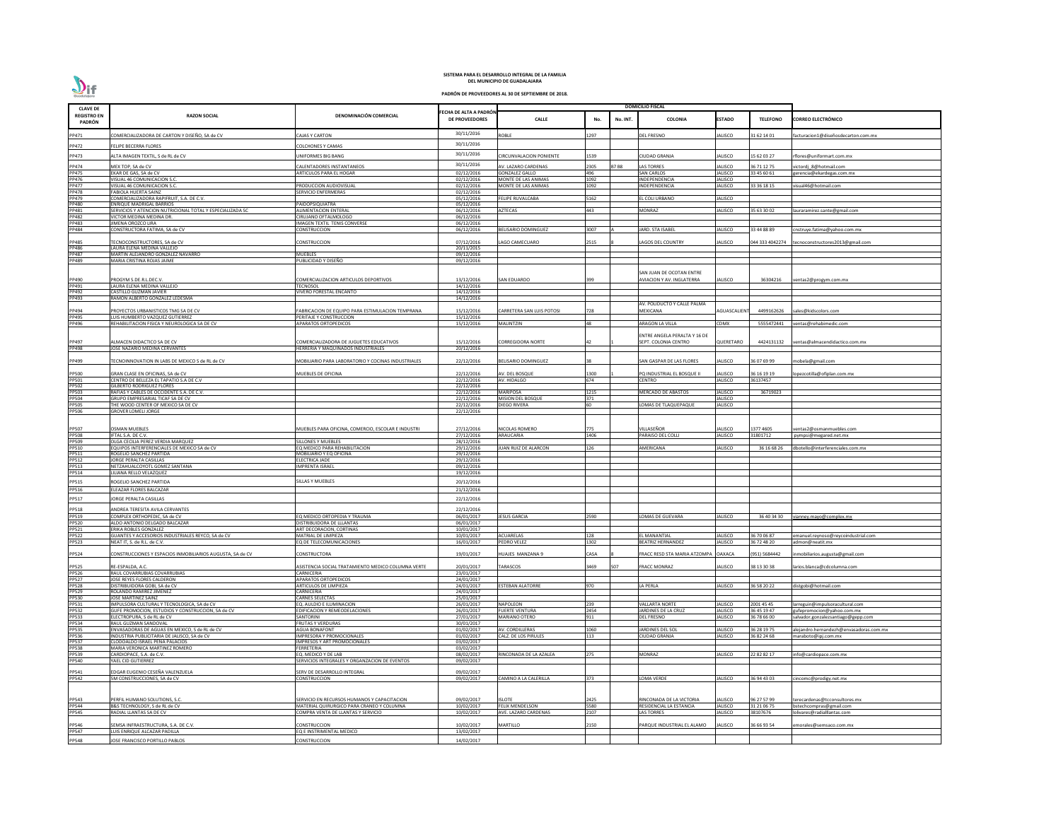**SISTEMA PARA EL DESARROLLO INTEGRAL DE LA FAMILIA DEL MUNICIPIO DE GUADALAJARA**

**PADRÓN DE PROVEEDORES AL 30 DE SEPTIEMBRE DE 2018.**

| CLAVE DE REGISTRO EN PADRÓN | RAZON SOCIAL | DENOMINACIÓN COMERCIAL | FECHA DE ALTA A PADRÓN DE PROVEEDORES | DOMICILIO FISCAL | | | | | | |
|---|---|---|---|---|---|---|---|---|---|---|
| | | | | CALLE | No. | No. INT. | COLONIA | ESTADO | TELEFONO | CORREO ELECTRÓNICO |
| PP471 | COMERCIALIZADORA DE CARTON Y DISEÑO, SA de CV | CAJAS Y CARTON | 30/11/2016 | ROBLE | 1297 | | DEL FRESNO | JALISCO | 31 62 14 01 | facturacion1@diseñosdecarton.com.mx |
| PP472 | FELIPE BECERRA FLORES | COLCHONES Y CAMAS | 30/11/2016 | | | | | | | |
| PP473 | ALTA IMAGEN TEXTIL, S de RL de CV | UNIFORMES BIG BANG | 30/11/2016 | CIRCUNVALACION PONIENTE | 1539 | | CIUDAD GRANJA | JALISCO | 15 62 03 27 | rflores@uniformart.com.mx |
| PP474 | MEX TOP, SA de CV | CALENTADORES INSTANTANEOS | 30/11/2016 | AV. LAZARO CARDENAS | 2305 | B7 B8 | LAS TORRES | JALISCO | 36 71 12 75 | victordj_8@hotmail.com |
| PP475 | EKAR DE GAS, SA de CV | ARTICULOS PARA EL HOGAR | 02/12/2016 | GONZALEZ GALLO | 496 | | SAN CARLOS | JALISCO | 33 45 60 61 | gerencia@ekardegas.com.mx |
| PP476 | VISUAL 46 COMUNICACION S.C. | | 02/12/2016 | MONTE DE LAS ANIMAS | 1092 | | INDEPENDENCIA | JALISCO | | |
| PP477 | VISUAL 46 COMUNICACION S.C. | PRODUCCION AUDIOVISUAL | 02/12/2016 | MONTE DE LAS ANIMAS | 1092 | | INDEPENDENCIA | JALISCO | 33 36 18 15 | visual46@hotmail.com |
| PP478 | FABIOLA HUERTA SAINZ | SERVICIO ENFERMERAS | 02/12/2016 | | | | | | | |
| PP479 | COMERCIALIZADORA RAPIFRUIT, S.A. DE C.V. | | 05/12/2016 | FELIPE RUVALCABA | 5162 | | EL COLI URBANO | JALISCO | | |
| PP480 | ENRIQUE MADRIGAL BARRIOS | PAIDOPSIQUIATRA | 05/12/2016 | | | | | | | |
| PP481 | SERVICIOS Y ATENCION NUTRICIONAL TOTAL Y ESPECIALIZADA SC | ALIMENTACION ENTERAL | 06/12/2016 | AZTECAS | 443 | | MONRAZ | JALISCO | 35 63 30 02 | lauraramirez.sante@gmail.com |
| PP482 | VICTOR MEDINA MEDINA DR. | CIRUJANO OFTALMOLOGO | 06/12/2016 | | | | | | | |
| PP483 | JIMENA OROZCO LIRA | IMAGEN TEXTIL TENIS CONVERSE | 06/12/2016 | | | | | | | |
| PP484 | CONSTRUCTORA FATIMA, SA de CV | CONSTRUCCION | 06/12/2016 | BELISARIO DOMINGUEZ | 3007 | A | JARD. STA ISABEL | JALISCO | 33 44 88 89 | cnstruye.fatima@yahoo.com.mx |
| PP485 | TECNOCONSTRUCTORES, SA de CV | CONSTRUCCION | 07/12/2016 | LAGO CAMECUARO | 2515 | 8 | LAGOS DEL COUNTRY | JALISCO | 044 333 4042274 | tecnoconstructores2013@gmail.com |
| PP486 | LAURA ELENA MEDINA VALLEJO | | 20/11/2015 | | | | | | | |
| PP487 | MARTIN ALEJANDRO GONZALEZ NAVARRO | MUEBLES | 09/12/2016 | | | | | | | |
| PP489 | MARIA CRISTINA ROJAS JAIME | PUBLICIDAD Y DISEÑO | 09/12/2016 | | | | | | | |
| PP490 | PROGYM S.DE R.L.DEC.V. | COMERCIALIZACION ARTICULOS DEPORTIVOS | 13/12/2016 | SAN EDUARDO | 399 | | SAN JUAN DE OCOTAN ENTRE AVIACION Y AV. INGLATERRA | JALISCO | 36304216 | ventas2@progym.com.mx |
| PP491 | LAURA ELENA MEDINA VALLEJO | TECNOSOL | 14/12/2016 | | | | | | | |
| PP492 | CASTILLO GUZMAN JAVIER | VIVERO FORESTAL ENCANTO | 14/12/2016 | | | | | | | |
| PP493 | RAMON ALBERTO GONZALEZ LEDESMA | | 14/12/2016 | | | | | | | |
| PP494 | PROYECTOS URBANISTICOS TMG SA DE CV | FABRICACION DE EQUIPO PARA ESTIMULACION TEMPRANA | 15/12/2016 | CARRETERA SAN LUIS POTOSI | 728 | | AV. POLIDUCTO Y CALLE PALMA MEXICANA | AGUASCALIENT | 4499162626 | sales@kidscolors.com |
| PP495 | LUIS HUMBERTO VAZQUEZ GUTIERREZ | PERITAJE Y CONSTRUCCION | 15/12/2016 | | | | | | | |
| PP496 | REHABILITACION FISICA Y NEUROLOGICA SA DE CV | APARATOS ORTOPEDICOS | 15/12/2016 | MALINTZIN | 48 | | ARAGON LA VILLA | CDMX | 5555472441 | ventas@rehabimedic.com |
| PP497 | ALMACEN DIDACTICO SA DE CV | COMERCIALIZADORA DE JUGUETES EDUCATIVOS | 15/12/2016 | CORREGIDORA NORTE | 42 | 1 | ENTRE ANGELA PERALTA Y 16 DE SEPT. COLONIA CENTRO | QUERETARO | 4424131132 | ventas@almacendidactico.com.mx |
| PP498 | JOSE NAZARIO MEDINA CERVANTES | HERRERIA Y MAQUINADOS INDUSTRIALES | 20/12/2016 | | | | | | | |
| PP499 | TECNOINNOVATION IN LABS DE MEXICO S de RL de CV | MOBILIARIO PARA LABORATORIO Y COCINAS INDUSTRIALES | 22/12/2016 | BELISARIO DOMINGUEZ | 38 | | SAN GASPAR DE LAS FLORES | JALISCO | 36 07 69 99 | mobela@gmail.com |
| PP500 | GRAN CLASE EN OFICINAS, SA de CV | MUEBLES DE OFICINA | 22/12/2016 | AV. DEL BOSQUE | 1300 | 1 | PQ INDUSTRIAL EL BOSQUE II | JALISCO | 36 16 19 19 | lopezcotilla@ofiplan.com.mx |
| PP501 | CENTRO DE BELLEZA EL TAPATIO S.A DE C.V | | 22/12/2016 | AV. HIDALGO | 674 | | CENTRO | JALISCO | 36137457 | |
| PP502 | GILBERTO RODRIGUEZ FLORES | | 22/12/2016 | | | | | | | |
| PP503 | RAFIAS Y CABLES DE OCCIDENTE S.A. DE C.V. | | 22/12/2016 | MARIPOSA | 1215 | | MERCADO DE ABASTOS | JALISCO | 36719023 | |
| PP504 | GRUPO EMPRESARIAL TICAF SA DE CV | | 22/12/2016 | MISION DEL BOSQUE | 371 | | | JALISCO | | |
| PP505 | THE WOOD CENTER OF MEXICO SA DE CV | | 22/12/2016 | DIEGO RIVERA | 60 | | LOMAS DE TLAQUEPAQUE | JALISCO | | |
| PP506 | GROVER LOMELI JORGE | | 22/12/2016 | | | | | | | |
| PP507 | OSMAN MUEBLES | MUEBLES PARA OFICINA, COMERCIO, ESCOLAR E INDUSTRI | 27/12/2016 | NICOLAS ROMERO | 775 | | VILLASEÑOR | JALISCO | 1377 4605 | ventas2@osmanmuebles.com |
| PP508 | IFTAL S.A. DE C.V. | | 27/12/2016 | ARAUCARIA | 1406 | | PARAISO DEL COLLI | JALISCO | 31801712 | pympsi@megared.net.mx |
| PP509 | OLGA CECILIA PEREZ VERDIA MARQUEZ | SILLONES Y MUEBLES | 28/12/2016 | | | | | | | |
| PP510 | EQUIPOS INTERFERENCIALES DE MEXICO SA de CV | EQ MEDICO PARA REHABILITACION | 29/12/2016 | JUAN RUIZ DE ALARCON | 126 | | AMERICANA | JALISCO | 36 16 68 26 | dbotello@interferenciales.com.mx |
| PP511 | ROGELIO SANCHEZ PARTIDA | MOBILIARIO Y EQ OFICINA | 29/12/2016 | | | | | | | |
| PP512 | JORGE PERALTA CASILLAS | ELECTRICA JADE | 29/12/2016 | | | | | | | |
| PP513 | NETZAHUALCOYOTL GOMEZ SANTANA | IMPRENTA ISRAEL | 09/12/2016 | | | | | | | |
| PP514 | LILIANA RELLO VELAZQUEZ | | 19/12/2016 | | | | | | | |
| PP515 | ROGELIO SANCHEZ PARTIDA | SILLAS Y MUEBLES | 20/12/2016 | | | | | | | |
| PP516 | ELEAZAR FLORES BALCAZAR | | 21/12/2016 | | | | | | | |
| PP517 | JORGE PERALTA CASILLAS | | 22/12/2016 | | | | | | | |
| PP518 | ANDREA TERESITA AVILA CERVANTES | | 22/12/2016 | | | | | | | |
| PP519 | COMPLEX ORTHOPEDIC, SA de CV | EQ MEDICO ORTOPEDIA Y TRAUMA | 06/01/2017 | JESUS GARCIA | 2590 | | LOMAS DE GUEVARA | JALISCO | 36 40 34 30 | vianney.mayo@complex.mx |
| PP520 | ALDO ANTONIO DELGADO BALCAZAR | DISTRIBUIDORA DE LLANTAS | 06/01/2017 | | | | | | | |
| PP521 | ERIKA ROBLES GONZALEZ | ART DECORACION, CORTINAS | 10/01/2017 | | | | | | | |
| PP522 | GUANTES Y ACCESORIOS INDUSTRIALES REYCO, SA de CV | MATRIAL DE LIMPIEZA | 10/01/2017 | ACUARELAS | 128 | | EL MANANTIAL | JALISCO | 36 70 06 87 | emanuel.reynoso@reycoindustrial.com |
| PP523 | NEAT IT, S. de R.L. de C.V. | EQ DE TELECOMUNICACIONES | 16/01/2017 | PEDRO VELEZ | 1302 | | BEATRIZ HERNANDEZ | JALISCO | 36 72 48 20 | admon@neatit.mx |
| PP524 | CONSTRUCCIONES Y ESPACIOS INMOBILIARIOS AUGUSTA, SA de CV | CONSTRUCTORA | 19/01/2017 | HUAJES MANZANA 9 | CASA | 8 | FRACC RESD STA MARIA ATZOMPA | OAXACA | (951) 5684442 | inmobiliarios.augusta@gmail.com |
| PP525 | RE-ESPALDA, A.C. | ASISTENCIA SOCIAL TRATAMIENTO MEDICO COLUMNA VERTE | 20/01/2017 | TARASCOS | 3469 | 507 | FRACC MONRAZ | JALISCO | 38 13 30 38 | larios.blanca@cdcolumna.com |
| PP526 | RAUL COVARRUBIAS COVARRUBIAS | CARNICERIA | 23/01/2017 | | | | | | | |
| PP527 | JOSE REYES FLORES CALDERON | APARATOS ORTOPEDICOS | 24/01/2017 | | | | | | | |
| PP528 | DISTRIBUIDORA GOBI, SA de CV | ARTICULOS DE LIMPIEZA | 24/01/2017 | ESTEBAN ALATORRE | 970 | | LA PERLA | JALISCO | 36 58 20 22 | distgobi@hotmail.com |
| PP529 | ROLANDO RAMIREZ JIMENEZ | CARNICERIA | 24/01/2017 | | | | | | | |
| PP530 | JOSE MARTINEZ SAINZ | CARNES SELECTAS | 25/01/2017 | | | | | | | |
| PP531 | IMPULSORA CULTURAL Y TECNOLOGICA, SA de CV | EQ. AULDIO E ILUMINACION | 26/01/2017 | NAPOLEON | 239 | | VALLARTA NORTE | JALISCO | 2001 45 45 | larreguin@impulsoracultural.com |
| PP532 | GUFE PROMOCION, ESTUDIOS Y CONSTRUCCION, SA de CV | EDIFICACION Y REMEODELACIONES | 26/01/2017 | FUERTE VENTURA | 2454 | | JARDINES DE LA CRUZ | JALISCO | 36 45 19 47 | gufepromocion@yahoo.com.mx |
| PP533 | ELECTROPURA, S de RL de CV | SANTORINI | 27/01/2017 | MARIANO OTERO | 911 | | DEL FRESNO | JALISCO | 36 78 66 00 | salvador.gonzalezsantiago@gepp.com |
| PP534 | RAUL GUZMAN SANDOVAL | FRUTAS Y VERDURAS | 30/01/2017 | | | | | | | |
| PP535 | ENVASADORAS DE AGUAS EN MEXICO, S de RL de CV | AGUA BONAFONT | 01/02/2017 | AV. CORDILLERAS | 1060 | | JARDINES DEL SOL | JALISCO | 36 28 19 75 | alejandro.hernandezh@envasadoras.com.mx |
| PP536 | INDUSTRIA PUBLICITARIA DE JALISCO, SA de CV | IMPRESORA Y PROMOCIONALES | 01/02/2017 | CALZ. DE LOS PIRULES | 113 | | CIUDAD GRANJA | JALISCO | 36 82 24 68 | maraboto@ipj.com.mx |
| PP537 | CLODOALDO ISRAEL PEÑA PALACIOS | IMPRESOS Y ART PROMOCIONALES | 03/02/2017 | | | | | | | |
| PP538 | MARIA VERONICA MARTINEZ ROMERO | FERRETERIA | 03/02/2017 | | | | | | | |
| PP539 | CARDIOPACE, S.A. de C.V. | EQ. MEDICO Y DE LAB | 08/02/2017 | RINCONADA DE LA AZALEA | 275 | | MONRAZ | JALISCO | 22 82 82 17 | info@cardiopace.com.mx |
| PP540 | YAEL CID GUTIERREZ | SERVICIOS INTEGRALES Y ORGANZACION DE EVENTOS | 09/02/2017 | | | | | | | |
| PP541 | EDGAR EUGENIO CESEÑA VALENZUELA | SERV DE DESARROLLO INTEGRAL | 09/02/2017 | | | | | | | |
| PP542 | SM CONSTRUCCIONES, SA de CV | CONSTRUCCION | 09/02/2017 | CAMINO A LA CALERILLA | 373 | | LOMA VERDE | JALISCO | 36 94 43 03 | cincomc@prodigy.net.mx |
| PP543 | PERFIL HUMANO SOLUTIONS, S.C. | SERVICIO EN RECURSOS HUMANOS Y CAPACITACION | 09/02/2017 | ISLOTE | 2425 | | RINCONADA DE LA VICTORIA | JALISCO | 96 27 57 99 | terecardenas@tcconsultores.mx |
| PP544 | B&S TECHNOLOGY, S de RL de CV | MATERIAL QUIRURGICO PARA CRANEO Y COLUMNA | 10/02/2017 | FELIX MENDELSON | 5580 | | RESIDENCIAL LA ESTANCIA | JALISCO | 31 21 06 75 | bstechcompras@gmail.com |
| PP545 | RADIAL LLANTAS SA DE CV | COMPRA VENTA DE LLANTAS Y SERVICIO | 10/02/2017 | AVE. LAZARO CARDENAS | 2107 | | LAS TORRES | JALISCO | 38107676 | lolivares@radialllantas.com |
| PP546 | SEMSA INFRAESTRUCTURA, S.A. DE C.V. | CONSTRUCCION | 10/02/2017 | MARTILLO | 2150 | | PARQUE INDUSTRIAL EL ALAMO | JALISCO | 36 66 93 54 | emorales@semsaco.com.mx |
| PP547 | LUIS ENRIQUE ALCAZAR PADILLA | EQ E INSTRIMENTAL MEDICO | 13/02/2017 | | | | | | | |
| PP548 | JOSE FRANCISCO PORTILLO PABLOS | CONSTRUCCION | 14/02/2017 | | | | | | | |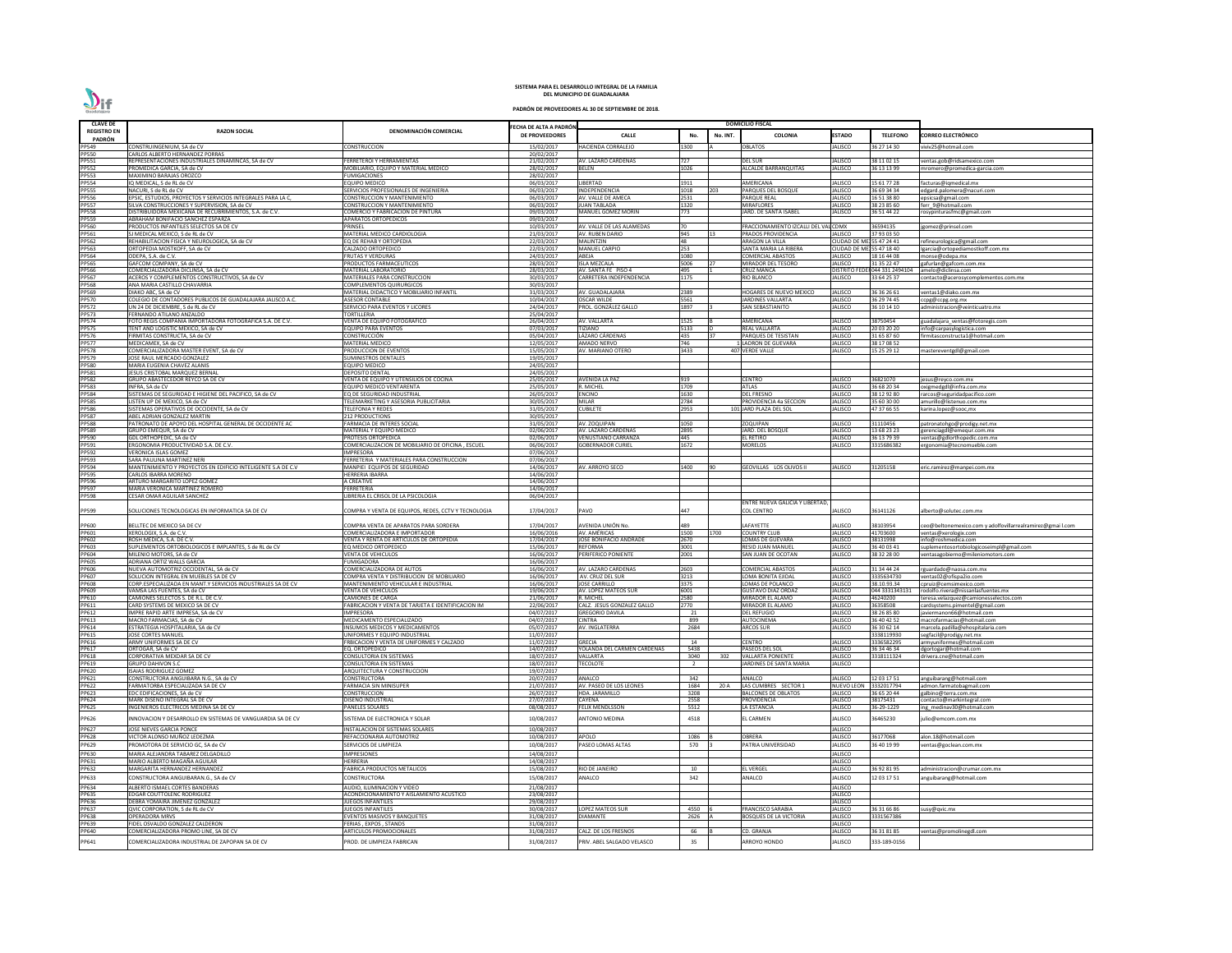**SISTEMA PARA EL DESARROLLO INTEGRAL DE LA FAMILIA**
**DEL MUNICIPIO DE GUADALAJARA**

**PADRÓN DE PROVEEDORES AL 30 DE SEPTIEMBRE DE 2018.**

| CLAVE DE REGISTRO EN PADRÓN | RAZON SOCIAL | DENOMINACIÓN COMERCIAL | FECHA DE ALTA A PADRÓN DE PROVEEDORES | DOMICILIO FISCAL | | | | | | |
|---|---|---|---|---|---|---|---|---|---|---|
| | | | | CALLE | No. | No. INT. | COLONIA | ESTADO | TELEFONO | CORREO ELECTRÓNICO |
| PP549 | CONSTRUINGENIUM, SA de CV | CONSTRUCCION | 15/02/2017 | HACIENDA CORRALEJO | 1300 | A | OBLATOS | JALISCO | 36 27 14 30 | viviv25@hotmail.com |
| PP550 | CARLOS ALBERTO HERNANDEZ PORRAS | | 20/02/2017 | | | | | | | |
| PP551 | REPRESENTACIONES INDUSTRIALES DINAMINCAS, SA de CV | FERRETERIA Y HERRAMIENTAS | 21/02/2017 | AV. LAZARO CARDENAS | 727 | | DEL SUR | JALISCO | 38 11 02 15 | ventas.gob@ridsamexico.com |
| PP552 | PROMEDICA GARCIA, SA de CV | MOBILIARIO, EQUIPO Y MATERIAL MEDICO | 28/02/2017 | BELEN | 1026 | | ALCALDE BARRANQUITAS | JALISCO | 36 13 13 99 | mromero@promedica-garcia.com |
| PP553 | MAXIMINO BARAJAS OROZCO | FUMIGACIONES | 28/02/2017 | | | | | | | |
| PP554 | IQ MEDICAL, S de RL de CV | EQUIPO MEDICO | 06/03/2017 | LIBERTAD | 1911 | | AMERICANA | JALISCO | 15 61 77 28 | facturas@iqmedical.mx |
| PP555 | NACURI, S de RL de CV | SERVICIOS PROFESIONALES DE INGENIERIA | 06/03/2017 | INDEPENDENCIA | 1018 | 203 | PARQUES DEL BOSQUE | JALISCO | 36 69 34 34 | edgard.palomera@nacuri.com |
| PP556 | EPSIC, ESTUDIOS, PROYECTOS Y SERVICIOS INTEGRALES PARA LA C, | CONSTRUCCION Y MANTENIMIENTO | 06/03/2017 | AV. VALLE DE AMECA | 2531 | | PARQUE REAL | JALISCO | 16 51 38 80 | epsicsa@gmail.com |
| PP557 | SILVA CONSTRUCCIONES Y SUPERVISION, SA de CV | CONSTRUCCION Y MANTENIMIENTO | 06/03/2017 | JUAN TABLADA | 1320 | | MIRAFLORES | JALISCO | 38 23 85 60 | ferr_9@hotmail.com |
| PP558 | DISTRIBUIDORA MEXICANA DE RECUBRIMIENTOS, S.A. de C.V. | COMERCIO Y FABRICACION DE PINTURA | 09/03/2017 | MANUEL GOMEZ MORIN | 773 | | JARD. DE SANTA ISABEL | JALISCO | 36 51 44 22 | rosypinturasfmc@gmail.com |
| PP559 | ABRAHAM BONIFACIO SANCHEZ ESPARZA | APARATOS ORTOPEDICOS | 09/03/2017 | | | | | | | |
| PP560 | PRODUCTOS INFANTILES SELECTOS SA DE CV | PRINSEL | 10/03/2017 | AV. VALLE DE LAS ALAMEDAS | 70 | | FRACCIONAMIENTO IZCALLI DEL VALLE | CDMX | 36594135 | jgomez@prinsel.com |
| PP561 | SI MEDICAL MEXICO, S de RL de CV | MATERIAL MEDICO CARDIOLOGIA | 21/03/2017 | AV. RUBEN DARIO | 945 | 13 | PRADOS PROVIDENCIA | JALISCO | 37 93 03 50 | |
| PP562 | REHABILITACION FISICA Y NEUROLOGICA, SA de CV | EQ DE REHAB Y ORTOPEDIA | 22/03/2017 | MALINTZIN | 48 | | ARAGON LA VILLA | CIUDAD DE MEXICO | 55 47 24 41 | refineurologica@gmail.com |
| PP563 | ORTOPEDIA MOSTKOFF, SA de CV | CALZADO ORTOPEDICO | 22/03/2017 | MANUEL CARPIO | 253 | | SANTA MARIA LA RIBERA | CIUDAD DE MEXICO | 55 47 18 40 | lgarcia@ortopediamostkoff.com.mx |
| PP564 | ODEPA, S.A. de C.V. | FRUTAS Y VERDURAS | 24/03/2017 | ABEJA | 1080 | | COMERCIAL ABASTOS | JALISCO | 18 16 44 08 | monse@odepa.mx |
| PP565 | GAFCOM COMPANY, SA de CV | PRODUCTOS FARMACEUTICOS | 28/03/2017 | ISLA MEZCALA | 5006 | 27 | MIRADOR DEL TESORO | JALISCO | 31 35 22 47 | gafurlan@gafcom.com.mx |
| PP566 | COMERCIALIZADORA DICLINSA, SA de CV | MATERIAL LABORATORIO | 28/03/2017 | AV. SANTA FE PISO 4 | 495 | 1 | CRUZ MANCA | DISTRITO FEDERAL | 044 331 2494104 | amelo@diclinsa.com |
| PP567 | ACEROS Y COMPLEMENTOS CONSTRUCTIVOS, SA de CV | MATERIALES PARA CONSTRUCCION | 30/03/2017 | CARRETERA INDEPENDENCIA | 1175 | | RIO BLANCO | JALISCO | 33 64 25 37 | contacto@acerosycomplementos.com.mx |
| PP568 | ANA MARIA CASTILLO CHAVARRIA | COMPLEMENTOS QUIRURGICOS | 30/03/2017 | | | | | | | |
| PP569 | DIAKO ABC, SA de CV | MATERIAL DIDACTICO Y MOBILIARIO INFANTIL | 31/03/2017 | AV. GUADALAJARA | 2389 | | HOGARES DE NUEVO MEXICO | JALISCO | 36 36 26 61 | ventas1@diako.com.mx |
| PP570 | COLEGIO DE CONTADORES PUBLICOS DE GUADALAJARA JALISCO A.C. | ASESOR CONTABLE | 10/04/2017 | OSCAR WILDE | 5561 | | JARDINES VALLARTA | JALISCO | 36 29 74 45 | ccpg@ccpg.org.mx |
| PP572 | UN 24 DE DICIEMBRE, S de RL de CV | SERVICIO PARA EVENTOS Y LICORES | 24/04/2017 | PROL. GONZALEZ GALLO | 1897 | 3 | SAN SEBASTIANITO | JALISCO | 36 10 14 10 | administracion@veinticuatro.mx |
| PP573 | FERNANDO ATILANO ANZALDO | TORTILLERIA | 25/04/2017 | | | | | | | |
| PP574 | FOTO REGIS COMPAÑIA IMPORTADORA FOTOGRAFICA S.A. DE C.V. | VENTA DE EQUIPO FOTOGRAFICO | 26/04/2017 | AV. VALLARTA | 1525 | B | AMERICANA | JALISCO | 38750454 | guadalajara_ventas@fotoregis.com |
| PP575 | TENT AND LOGISTIC MEXICO, SA de CV | EQUIPO PARA EVENTOS | 07/03/2017 | TIZIANO | 5133 | D | REAL VALLARTA | JALISCO | 20 03 20 20 | info@carpasylogistica.com |
| PP576 | FIRMITAS CONSTRUCTA, SA de CV | CONSTRUCCIÓN | 05/04/2017 | LAZARO CARDENAS | 435 | 37 | PARQUES DE TESISTAN | JALISCO | 31 65 87 60 | firmitasconstructa1@hotmail.com |
| PP577 | MEDICAMEX, SA de CV | MATERIAL MEDICO | 12/05/2017 | AMADO NERVO | 746 | | LADRON DE GUEVARA | JALISCO | 38 17 08 52 | |
| PP578 | COMERCIALIZADORA MASTER EVENT, SA de CV | PRODUCCION DE EVENTOS | 15/05/2017 | AV. MARIANO OTERO | 3433 | 407 | VERDE VALLE | JALISCO | 15 25 29 12 | mastereventgdl@gmail.com |
| PP579 | JOSE RAUL MERCADO GONZALEZ | SUMINISTROS DENTALES | 19/05/2017 | | | | | | | |
| PP580 | MARIA EUGENIA CHAVEZ ALANIS | EQUIPO MEDICO | 24/05/2017 | | | | | | | |
| PP581 | JESUS CRISTOBAL MARQUEZ BERNAL | DEPOSITO DENTAL | 24/05/2017 | | | | | | | |
| PP582 | GRUPO ABASTECEDOR REYCO SA DE CV | VENTA DE EQUIPO Y UTENSILIOS DE COCINA | 25/05/2017 | AVENIDA LA PAZ | 919 | | CENTRO | JALISCO | 36821070 | jesus@reyco.com.mx |
| PP583 | INFRA, SA de CV | EQUIPO MEDICO VENTARENTA | 25/05/2017 | R. MICHEL | 1709 | | ATLAS | JALISCO | 36 68 20 34 | oxigmedgdl@infra.com.mx |
| PP584 | SISTEMAS DE SEGURIDAD E HIGIENE DEL PACIFICO, SA de CV | EQ DE SEGURIDAD INDUSTRIAL | 26/05/2017 | ENCINO | 1630 | | DEL FRESNO | JALISCO | 38 12 92 80 | rarcos@seguridadpacifico.com |
| PP585 | LISTEN UP DE MEXICO, SA de CV | TELEMARKETING Y ASESORIA PUBLICITARIA | 30/05/2017 | MILAR | 2784 | | PROVIDENCIA 4a SECCION | JALISCO | 35 60 30 00 | amurillo@listenuo.com.mx |
| PP586 | SISTEMAS OPERATIVOS DE OCCIDENTE, SA de CV | TELEFONIA Y REDES | 31/05/2017 | CUBILETE | 2953 | 101 | JARD PLAZA DEL SOL | JALISCO | 47 37 66 55 | karina.lopez@sooc.mx |
| PP587 | ABEL ADRIAN GONZALEZ MARTIN | 212 PRODUCTIONS | 30/05/2017 | | | | | | | |
| PP588 | PATRONATO DE APOYO DEL HOSPITAL GENERAL DE OCCIDENTE AC | FARMACIA DE INTERES SOCIAL | 31/05/2017 | AV. ZOQUIPAN | 1050 | | ZOQUIPAN | JALISCO | 31110456 | patronatohgo@prodigy.net.mx |
| PP589 | GRUPO EMEQUR, SA de CV | MATERIAL Y EQUIPO MEDICO | 02/06/2017 | AV. LAZARO CARDENAS | 2895 | | JARD. DEL BOSQUE | JALISCO | 13 68 23 23 | gerenciagdl@emequr.com.mx |
| PP590 | GDL ORTHOPEDIC, SA de CV | PROTESIS ORTOPEDICA | 02/06/2017 | VENUSTIANO CARRANZA | 445 | | EL RETIRO | JALISCO | 36 13 79 39 | ventas@gdlorthopedic.com.mx |
| PP591 | ERGONOMIA PRODUCTIVIDAD S.A. DE C.V. | COMERCIALIZACION DE MOBILIARIO DE OFICINA , ESCUEL | 06/06/2017 | GOBERNADOR CURIEL | 1672 | | MORELOS | JALISCO | 3315686382 | ergonomia@tecnomueble.com |
| PP592 | VERONICA ISLAS GOMEZ | IMPRESORA | 07/06/2017 | | | | | | | |
| PP593 | SARA PAULINA MARTINEZ NERI | FERRETERIA Y MATERIALES PARA CONSTRUCCION | 07/06/2017 | | | | | | | |
| PP594 | MANTENIMIENTO Y PROYECTOS EN EDIFICIO INTELIGENTE S.A DE C.V | MANPIEI EQUIPOS DE SEGURIDAD | 14/06/2017 | AV. ARROYO SECO | 1400 | 90 | GEOVILLAS LOS OLIVOS II | JALISCO | 31205158 | eric.ramirez@manpei.com.mx |
| PP595 | CARLOS IBARRA MORENO | HERRERIA IBARRA | 14/06/2017 | | | | | | | |
| PP596 | ARTURO MARGARITO LOPEZ GOMEZ | A CREATIVE | 14/06/2017 | | | | | | | |
| PP597 | MARIA VERONICA MARTINEZ ROMERO | FERRETERIA | 14/06/2017 | | | | | | | |
| PP598 | CESAR OMAR AGUILAR SANCHEZ | LIBRERIA EL CRISOL DE LA PSICOLOGIA | 06/04/2017 | | | | | | | |
| PP599 | SOLUCIONES TECNOLOGICAS EN INFORMATICA SA DE CV | COMPRA Y VENTA DE EQUIPOS, REDES, CCTV Y TECNOLOGIA | 17/04/2017 | PAVO | 447 | | ENTRE NUEVA GALICIA Y LIBERTAD, COL CENTRO | JALISCO | 36141126 | alberto@solutec.com.mx |
| PP600 | BELLTEC DE MEXICO SA DE CV | COMPRA VENTA DE APARATOS PARA SORDERA | 17/04/2017 | AVENIDA UNIÓN No. | 489 | | LAFAYETTE | JALISCO | 38103954 | ceo@beltonemexico.com y adolfovillarrealramirez@gmai l.com |
| PP601 | XEROLOGIX, S.A. de C.V. | COMERCIALIZADORA E IMPORTADOR | 16/06/2016 | AV. AMÉRICAS | 1500 | 1700 | COUNTRY CLUB | JALISCO | 41703600 | ventas@xerologix.com |
| PP602 | ROSH MEDICA, S.A. DE C.V. | VENTA Y RENTA DE ARTICULOS DE ORTOPEDIA | 17/04/2017 | JOSE BONIFACIO ANDRADE | 2670 | | LOMAS DE GUEVARA | JALISCO | 38131998 | info@roshmedica.com |
| PP603 | SUPLEMENTOS ORTOBIOLOGICOS E IMPLANTES, S de RL de CV | EQ MEDICO ORTOPEDICO | 15/06/2017 | REFORMA | 3001 | | RESID JUAN MANUEL | JALISCO | 36 40 03 41 | suplementosortobiologicoseimpl@gmail.com |
| PP604 | MILENIO MOTORS, SA de CV | VENTA DE VEHICULOS | 16/06/2017 | PERIFERICO PONIENTE | 2001 | | SAN JUAN DE OCOTAN | JALISCO | 38 32 28 00 | ventasagobierno@mileniomotors.com |
| PP605 | ADRIANA ORTIZ WALLS GARCIA | FUMIGADORA | 16/06/2017 | | | | | | | |
| PP606 | NUEVA AUTOMOTRIZ OCCIDENTAL, SA de CV | COMERCIALIZADORA DE AUTOS | 16/06/2017 | AV. LAZARO CARDENAS | 2603 | | COMERCIAL ABASTOS | JALISCO | 31 34 44 24 | rguardado@naosa.com.mx |
| PP607 | SOLUCION INTEGRAL EN MUEBLES SA DE CV | COMPRA VENTA Y DISTRIBUCION DE MOBILIARIO | 16/06/2017 | AV. CRUZ DEL SUR | 3213 | | LOMA BONITA EJIDAL | JALISCO | 3335634730 | ventas02@ofispazio.com |
| PP608 | CORP.ESPECIALIZADA EN MANT.Y SERVICIOS INDUSTRIALES SA DE CV | MANTENIMIENTO VEHICULAR E INDUSTRIAL | 16/06/2017 | JOSE CARRILLO | 3375 | | LOMAS DE POLANCO | JALISCO | 38 10 93 34 | cpruiz@cemsimexico.com |
| PP609 | VAMSA LAS FUENTES, SA de CV | VENTA DE VEHICULOS | 19/06/2017 | AV. LOPEZ MATEOS SUR | 6001 | | GUSTAVO DIAZ ORDAZ | JALISCO | 044 3331343131 | rodolfo.rivera@nissanlasfuentes.mx |
| PP610 | CAMIONES SELECTOS S. DE R.L. DE C.V. | CAMIONES DE CARGA | 21/06/2017 | R. MICHEL | 2580 | | MIRADOR EL ALAMO | JALISCO | 46240200 | teresa.velazquez@camionesselectos.com |
| PP611 | CARD SYSTEMS DE MEXICO SA DE CV | FABRICACION Y VENTA DE TARJETA E IDENTIFICACION IM | 22/06/2017 | CALZ. JESUS GONZALEZ GALLO | 2770 | | MIRADOR EL ALAMO | JALISCO | 36358508 | cardsystems.pimentel@gmail.com |
| PP612 | IMPRE RAPID ARTE IMPRESA, SA de CV | IMPRESORA | 04/07/2017 | GREGORIO DAVILA | 21 | | DEL REFUGIO | JALISCO | 38 26 85 80 | javiermanon66@hotmail.com |
| PP613 | MACRO FARMACIAS, SA de CV | MEDICAMENTO ESPECIALIZADO | 04/07/2017 | CINTRA | 899 | | AUTOCINEMA | JALISCO | 36 40 42 52 | macrofarmacias@hotmail.com |
| PP614 | ESTRATEGIA HOSPITALARIA, SA de CV | INSUMOS MEDICOS Y MEDICAMENTOS | 05/07/2017 | AV. INGLATERRA | 2684 | | ARCOS SUR | JALISCO | 36 30 62 14 | marcela.padilla@ehospitalaria.com |
| PP615 | JOSE CORTES MANUEL | UNIFORMES Y EQUIPO INDUSTRIAL | 11/07/2017 | | | | | | 3338119930 | segfacil@prodigy.net.mx |
| PP616 | ARMY UNIFORMES SA DE CV | FRBICACION Y VENTA DE UNIFORMES Y CALZADO | 11/07/2017 | GRECIA | 14 | | CENTRO | JALISCO | 3336582295 | armyuniformes@hotmail.com |
| PP617 | ORTOGAR, SA de CV | EQ. ORTOPEDICO | 14/07/2017 | YOLANDA DEL CARMEN CARDENAS | 5438 | | PASEOS DEL SOL | JALISCO | 36 34 46 34 | dgortogar@hotmail.com |
| PP618 | CORPORATIVA MEXDAR SA DE CV | CONSULTORIA EN SISTEMAS | 18/07/2017 | VALLARTA | 3040 | 302 | VALLARTA PONIENTE | JALISCO | 3318111324 | drivera.cme@hotmail.com |
| PP619 | GRUPO DAHVON S.C | CONSULTORIA EN SISTEMAS | 18/07/2017 | TECOLOTE | 2 | | JARDINES DE SANTA MARIA | JALISCO | | |
| PP620 | ISAIAS RODRIGUEZ GOMEZ | ARQUITECTURA Y CONSTRUCCION | 19/07/2017 | | | | | | | |
| PP621 | CONSTRUCTORA ANGUIBARA N.G., SA de CV | CONSTRUCTORA | 20/07/2017 | ANALCO | 342 | | ANALCO | JALISCO | 12 03 17 51 | anguibarang@hotmail.com |
| PP622 | FARMATORBA ESPECIALIZADA SA DE CV | FARMACIA SIN MINISUPER | 21/07/2017 | AV. PASEO DE LOS LEONES | 1684 | 20 A | LAS CUMBRES SECTOR 1 | NUEVO LEON | 3332017794 | admon.farmatobagmail.com |
| PP623 | EDC EDIFICACIONES, SA de CV | CONSTRUCCION | 26/07/2017 | HDA. JARAMILLO | 3208 | | BALCONES DE OBLATOS | JALISCO | 36 65 20 44 | galbino@terra.com.mx |
| PP624 | MARK DISENO INTEGRAL SA DE CV | DISEÑO INDUSTRIAL | 27/07/2017 | CAYENA | 2558 | | PROVIDENCIA | JALISCO | 38175431 | contacto@markintegral.com |
| PP625 | INGENIEROS ELECTRICOS MEDINA SA DE CV | PANELES SOLARES | 08/08/2017 | FELIX MENDLSSON | 5512 | | LA ESTANCIA | JALISCO | 36-29-1229 | ing_medinav30@hotmail.com |
| PP626 | INNOVACION Y DESARROLLO EN SISTEMAS DE VANGUARDIA SA DE CV | SISTEMA DE ELECTRONICA Y SOLAR | 10/08/2017 | ANTONIO MEDINA | 4518 | | EL CARMEN | JALISCO | 36465230 | julio@emcom.com.mx |
| PP627 | JOSE NIEVES GARCIA PONCE | INSTALACION DE SISTEMAS SOLARES | 10/08/2017 | | | | | JALISCO | | |
| PP628 | VICTOR ALONSO MUÑOZ LEDEZMA | REFACCIONARIA AUTOMOTRIZ | 10/08/2017 | APOLO | 1086 | B | OBRERA | JALISCO | 36177068 | alon.18@hotmail.com |
| PP629 | PROMOTORA DE SERVICIO GC, SA de CV | SERVICIOS DE LIMPIEZA | 10/08/2017 | PASEO LOMAS ALTAS | 570 | 3 | PATRIA UNIVERSIDAD | JALISCO | 36 40 19 99 | ventas@goclean.com.mx |
| PP630 | MARIA ALEJANDRA TABAREZ DELGADILLO | IMPRESIONES | 14/08/2017 | | | | | JALISCO | | |
| PP631 | MARIO ALBERTO MAGAÑA AGUILAR | HERRERIA | 14/08/2017 | | | | | JALISCO | | |
| PP632 | MARGARITA HERNANDEZ HERNANDEZ | FABRICA PRODUCTOS METALICOS | 15/08/2017 | RIO DE JANEIRO | 10 | | EL VERGEL | JALISCO | 36 92 81 95 | administracion@crumar.com.mx |
| PP633 | CONSTRUCTORA ANGUIBARAN.G., SA de CV | CONSTRUCTORA | 15/08/2017 | ANALCO | 342 | | ANALCO | JALISCO | 12 03 17 51 | anguibarang@hotmail.com |
| PP634 | ALBERTO ISMAEL CORTES BANDERAS | AUDIO, ILUMINACION Y VIDEO | 21/08/2017 | | | | | JALISCO | | |
| PP635 | EDGAR COUTTOLENC RODRIGUEZ | ACONDICIONAMIENTO Y AISLAMIENTO ACUSTICO | 23/08/2017 | | | | | JALISCO | | |
| PP636 | DEBRA YOMAIRA JIMENEZ GONZALEZ | JUEGOS INFANTILES | 29/08/2017 | | | | | JALISCO | | |
| PP637 | QVIC CORPORATION, S de RL de CV | JUEGOS INFANTILES | 30/08/2017 | LOPEZ MATEOS SUR | 4550 | 6 | FRANCISCO SARABIA | JALISCO | 36 31 66 86 | susy@qvic.mx |
| PP638 | OPERADORA MRVS | EVENTOS MASIVOS Y BANQUETES | 31/08/2017 | DIAMANTE | 2626 | A | BOSQUES DE LA VICTORIA | JALISCO | 3331567386 | |
| PP639 | FIDEL OSVALDO GONZALEZ CALDERON | FERIAS , EXPOS , STANDS | 31/08/2017 | | | | | JALISCO | | |
| PP640 | COMERCIALIZADORA PROMO LINE, SA de CV | ARTICULOS PROMOCIONALES | 31/08/2017 | CALZ. DE LOS FRESNOS | 66 | B | CD. GRANJA | JALISCO | 36 31 81 85 | ventas@promolinegdl.com |
| PP641 | COMERCIALIZADORA INDUSTRIAL DE ZAPOPAN SA DE CV | PROD. DE LIMPIEZA FABRICAN | 31/08/2017 | PRIV. ABEL SALGADO VELASCO | 35 | | ARROYO HONDO | JALISCO | 333-189-0156 | |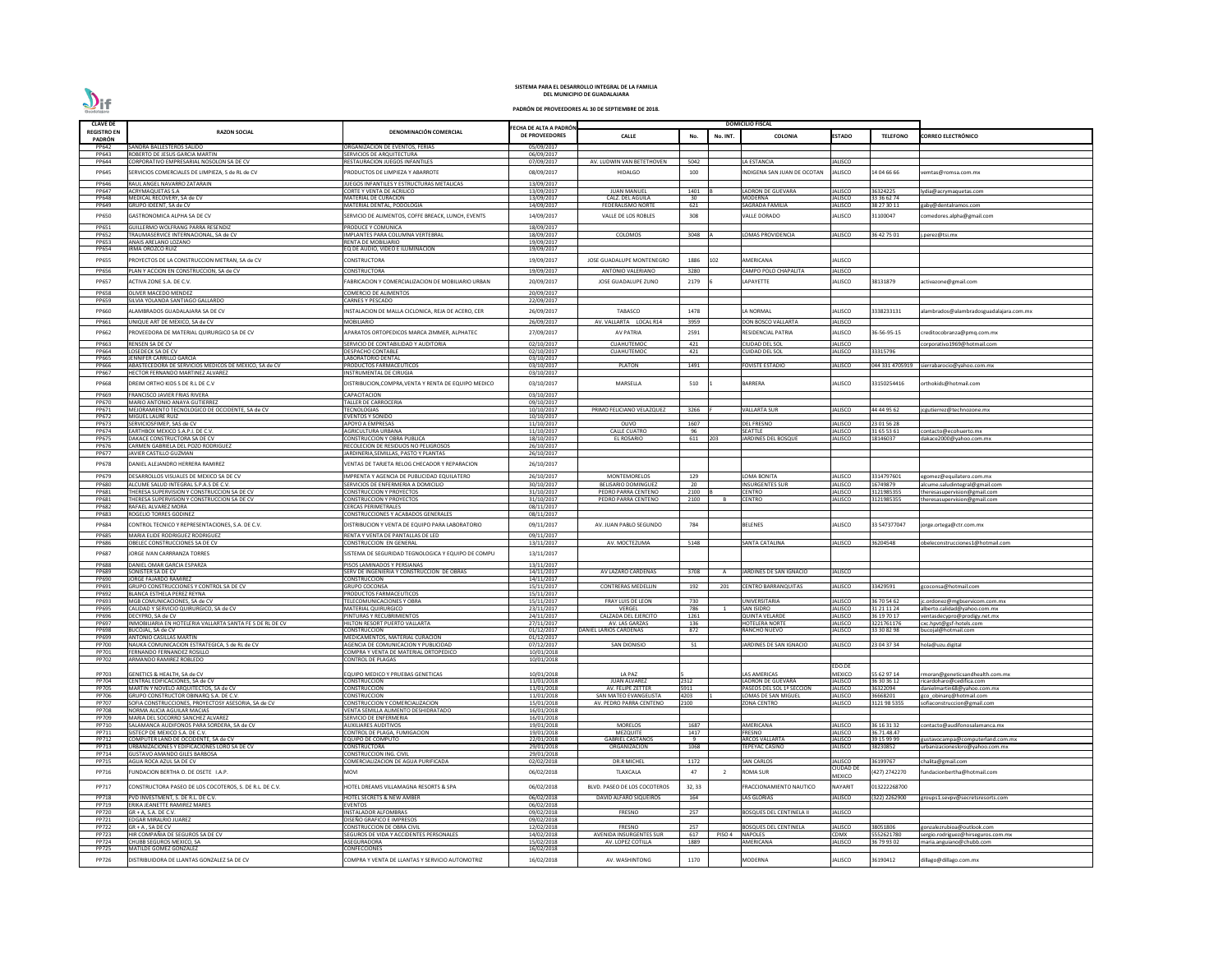**SISTEMA PARA EL DESARROLLO INTEGRAL DE LA FAMILIA**
**DEL MUNICIPIO DE GUADALAJARA**

**PADRÓN DE PROVEEDORES AL 30 DE SEPTIEMBRE DE 2018.**

| CLAVE DE REGISTRO EN PADRÓN | RAZON SOCIAL | DENOMINACIÓN COMERCIAL | FECHA DE ALTA A PADRÓN DE PROVEEDORES | DOMICILIO FISCAL | | | | | | |
|---|---|---|---|---|---|---|---|---|---|---|
| | | | | CALLE | No. | No. INT. | COLONIA | ESTADO | TELEFONO | CORREO ELECTRÓNICO |
| PP642 | SANDRA BALLESTEROS SALIDO | ORGANIZACION DE EVENTOS, FERIAS | 05/09/2017 | | | | | | | |
| PP643 | ROBERTO DE JESUS GARCIA MARTIN | SERVICIOS DE ARQUITECTURA | 06/09/2017 | | | | | | | |
| PP644 | CORPORATIVO EMPRESARIAL NOSOLON SA DE CV | RESTAURACION JUEGOS INFANTILES | 07/09/2017 | AV. LUDWIN VAN BETETHOVEN | 5042 | | LA ESTANCIA | JALISCO | | |
| PP645 | SERVICIOS COMERCIALES DE LIMPIEZA, S de RL de CV | PRODUCTOS DE LIMPIEZA Y ABARROTE | 08/09/2017 | HIDALGO | 100 | | INDIGENA SAN JUAN DE OCOTAN | JALISCO | 14 04 66 66 | ventas@romsa.com.mx |
| PP646 | RAUL ANGEL NAVARRO ZATARAIN | JUEGOS INFANTILES Y ESTRUCTURAS METALICAS | 13/09/2017 | | | | | | | |
| PP647 | ACRYMAQUETAS S.A | CORTE Y VENTA DE ACRILICO | 13/09/2017 | JUAN MANUEL | 1401 | B | LADRON DE GUEVARA | JALISCO | 36324225 | lydia@acrymaquetas.com |
| PP648 | MEDICAL RECOVERY, SA de CV | MATERIAL DE CURACION | 13/09/2017 | CALZ. DEL AGUILA | 30 | | MODERNA | JALISCO | 33 36 62 74 | |
| PP649 | GRUPO IDEENT, SA de CV | MATERIAL DENTAL, PODOLOGIA | 14/09/2017 | FEDERALISMO NORTE | 621 | | SAGRADA FAMILIA | JALISCO | 38 27 30 11 | gaby@dentalramos.com |
| PP650 | GASTRONOMICA ALPHA SA DE CV | SERVICIO DE ALIMENTOS, COFFE BREACK, LUNCH, EVENTS | 14/09/2017 | VALLE DE LOS ROBLES | 308 | | VALLE DORADO | JALISCO | 31100047 | comedores.alpha@gmail.com |
| PP651 | GUILLERMO WOLFRANG PARRA RESENDIZ | PRODUCE Y COMUNICA | 18/09/2017 | | | | | | | |
| PP652 | TRAUMASERVICE INTERNACIONAL, SA de CV | IMPLANTES PARA COLUMNA VERTEBRAL | 18/09/2017 | COLOMOS | 3048 | A | LOMAS PROVIDENCIA | JALISCO | 36 42 75 01 | j.perez@tsi.mx |
| PP653 | ANAIS ARELANO LOZANO | RENTA DE MOBILIARIO | 19/09/2017 | | | | | | | |
| PP654 | IRMA OROZCO RUIZ | EQ DE AUDIO, VIDEO E ILUMINACION | 19/09/2017 | | | | | | | |
| PP655 | PROYECTOS DE LA CONSTRUCCION METRAN, SA de CV | CONSTRUCTORA | 19/09/2017 | JOSE GUADALUPE MONTENEGRO | 1886 | 102 | AMERICANA | JALISCO | | |
| PP656 | PLAN Y ACCION EN CONSTRUCCION, SA de CV | CONSTRUCTORA | 19/09/2017 | ANTONIO VALERIANO | 3280 | | CAMPO POLO CHAPALITA | JALISCO | | |
| PP657 | ACTIVA ZONE S.A. DE C.V. | FABRICACION Y COMERCIALIZACION DE MOBILIARIO URBAN | 20/09/2017 | JOSE GUADALUPE ZUNO | 2179 | 6 | LAPAYETTE | JALISCO | 38131879 | activazone@gmail.com |
| PP658 | OLIVER MACEDO MENDEZ | COMERCIO DE ALIMENTOS | 20/09/2017 | | | | | | | |
| PP659 | SILVIA YOLANDA SANTIAGO GALLARDO | CARNES Y PESCADO | 22/09/2017 | | | | | | | |
| PP660 | ALAMBRADOS GUADALAJARA SA DE CV | INSTALACION DE MALLA CICLONICA, REJA DE ACERO, CER | 26/09/2017 | TABASCO | 1478 | | LA NORMAL | JALISCO | 3338233131 | alambrados@alambradosguadalajara.com.mx |
| PP661 | UNIQUE ART DE MEXICO, SA de CV | MOBILIARIO | 26/09/2017 | AV. VALLARTA LOCAL R14 | 3959 | | DON BOSCO VALLARTA | JALISCO | | |
| PP662 | PROVEEDORA DE MATERIAL QUIRURGICO SA DE CV | APARATOS ORTOPEDICOS MARCA ZIMMER, ALPHATEC | 27/09/2017 | AV PATRIA | 2591 | | RESIDENCIAL PATRIA | JALISCO | 36-56-95-15 | creditocobranza@pmq.com.mx |
| PP663 | RENSEN SA DE CV | SERVICIO DE CONTABILIDAD Y AUDITORIA | 02/10/2017 | CUAHUTEMOC | 421 | | CIUDAD DEL SOL | JALISCO | | corporativo1969@hotmail.com |
| PP664 | LOSEDECK SA DE CV | DESPACHO CONTABLE | 02/10/2017 | CUAHUTEMOC | 421 | | CUIDAD DEL SOL | JALISCO | 33315796 | |
| PP665 | JENNIFER CARRILLO GARCIA | LABORATORIO DENTAL | 03/10/2017 | | | | | | | |
| PP666 | ABASTECEDORA DE SERVICIOS MEDICOS DE MEXICO, SA de CV | PRODUCTOS FARMACEUTICOS | 03/10/2017 | PLATON | 1491 | | FOVISTE ESTADIO | JALISCO | 044 331 4705919 | sierrabarocio@yahoo.com.mx |
| PP667 | HECTOR FERNANDO MARTINEZ ALVAREZ | INSTRUMENTAL DE CIRUGIA | 03/10/2017 | | | | | | | |
| PP668 | DREIM ORTHO KIDS S DE R.L DE C.V | DISTRIBUCION,COMPRA,VENTA Y RENTA DE EQUIPO MEDICO | 03/10/2017 | MARSELLA | 510 | 1 | BARRERA | JALISCO | 33150254416 | orthokids@hotmail.com |
| PP669 | FRANCISCO JAVIER FRIAS RIVERA | CAPACITACION | 03/10/2017 | | | | | | | |
| PP670 | MARIO ANTONIO ANAYA GUTIERREZ | TALLER DE CARROCERIA | 09/10/2017 | | | | | | | |
| PP671 | MEJORAMIENTO TECNOLOGICO DE OCCIDENTE, SA de CV | TECNOLOGIAS | 10/10/2017 | PRIMO FELICIANO VELAZQUEZ | 3266 | F | VALLARTA SUR | JALISCO | 44 44 95 62 | jcgutierrez@technozone.mx |
| PP672 | MIGUEL LAURE RUIZ | EVENTOS Y SONIDO | 10/10/2017 | | | | | | | |
| PP673 | SERVICIOSFIMEP, SAS de CV | APOYO A EMPRESAS | 11/10/2017 | OLIVO | 1607 | | DEL FRESNO | JALISCO | 23 01 56 28 | |
| PP674 | EARTHBOX MEXICO S.A.P.I. DE C.V. | AGRICULTURA URBANA | 11/10/2017 | CALLE CUATRO | 96 | | SEATTLE | JALISCO | 31 65 53 61 | contacto@ecohuerto.mx |
| PP675 | DAKACE CONSTRUCTORA SA DE CV | CONSTRUCCION Y OBRA PUBLICA | 18/10/2017 | EL ROSARIO | 611 | 203 | JARDINES DEL BOSQUE | JALISCO | 18146037 | dakace2000@yahoo.com.mx |
| PP676 | CARMEN GABRIELA DEL POZO RODRIGUEZ | RECOLECION DE RESIDUOS NO PELIGROSOS | 26/10/2017 | | | | | | | |
| PP677 | JAVIER CASTILLO GUZMAN | JARDINERIA,SEMILLAS, PASTO Y PLANTAS | 26/10/2017 | | | | | | | |
| PP678 | DANIEL ALEJANDRO HERRERA RAMIREZ | VENTAS DE TARJETA RELOG CHECADOR Y REPARACION | 26/10/2017 | | | | | | | |
| PP679 | DESARROLLOS VISUALES DE MEXICO SA DE CV | IMPRENTA Y AGENCIA DE PUBLICIDAD EQUILATERO | 26/10/2017 | MONTEMORELOS | 129 | | LOMA BONITA | JALISCO | 3314797601 | egomez@equilatero.com.mx |
| PP680 | ALCUME SALUD INTEGRAL S.P.A.S DE C.V. | SERVICIOS DE ENFERMERIA A DOMICILIO | 30/10/2017 | BELISARIO DOMINGUEZ | 20 | | INSURGENTES SUR | JALISCO | 16749879 | alcume.saludintegral@gmail.com |
| PP681 | THERESA SUPERVISION Y CONSTRUCCION SA DE CV | CONSTRUCCION Y PROYECTOS | 31/10/2017 | PEDRO PARRA CENTENO | 2100 | B | CENTRO | JALISCO | 3121985355 | theresasupervision@gmail.com |
| PP681 | THERESA SUPERVISION Y CONSTRUCCION SA DE CV | CONSTRUCCION Y PROYECTOS | 31/10/2017 | PEDRO PARRA CENTENO | 2100 | B | CENTRO | JALISCO | 3121985355 | theresasupervision@gmail.com |
| PP682 | RAFAEL ALVAREZ MORA | CERCAS PERIMETRALES | 08/11/2017 | | | | | | | |
| PP683 | ROGELIO TORRES GODINEZ | CONSTRUCCIONES Y ACABADOS GENERALES | 08/11/2017 | | | | | | | |
| PP684 | CONTROL TECNICO Y REPRESENTACIONES, S.A. DE C.V. | DISTRIBUCION Y VENTA DE EQUIPO PARA LABORATORIO | 09/11/2017 | AV. JUAN PABLO SEGUNDO | 784 | | BELENES | JALISCO | 33 547377047 | jorge.ortega@ctr.com.mx |
| PP685 | MARIA ELIDE RODRIGUEZ RODRIGUEZ | RENTA Y VENTA DE PANTALLAS DE LED | 09/11/2017 | | | | | | | |
| PP686 | OBELEC CONSTRUCCIONES SA DE CV | CONSTRUCCION EN GENERAL | 13/11/2017 | AV. MOCTEZUMA | 5148 | | SANTA CATALINA | JALISCO | 36204548 | obeleconstrucciones1@hotmail.com |
| PP687 | JORGE IVAN CARRRANZA TORRES | SISTEMA DE SEGURIDAD TEGNOLOGICA Y EQUIPO DE COMPU | 13/11/2017 | | | | | | | |
| PP688 | DANIEL OMAR GARCIA ESPARZA | PISOS LAMINADOS Y PERSIANAS | 13/11/2017 | | | | | | | |
| PP689 | SONISTER SA DE CV | SERV DE INGENIERIA Y CONSTRUCCION DE OBRAS | 14/11/2017 | AV LAZARO CARDENAS | 3708 | A | JARDINES DE SAN IGNACIO | JALISCO | | |
| PP690 | JORGE FAJARDO RAMIREZ | CONSTRUCCION | 14/11/2017 | | | | | | | |
| PP691 | GRUPO CONSTRUCCIONES Y CONTROL SA DE CV | GRUPO COCONSA | 15/11/2017 | CONTRERAS MEDELLIN | 192 | 201 | CENTRO BARRANQUITAS | JALISCO | 33429591 | gcoconsa@hotmail.com |
| PP692 | BLANCA ESTHELA PEREZ REYNA | PRODUCTOS FARMACEUTICOS | 15/11/2017 | | | | | | | |
| PP693 | MGB COMUNICACIONES, SA de CV | TELECOMUNICACIONES Y OBRA | 15/11/2017 | FRAY LUIS DE LEON | 730 | | UNIVERSITARIA | JALISCO | 36 70 54 62 | jc.ordonez@mgbservicom.com.mx |
| PP695 | CALIDAD Y SERVICIO QUIRURGICO, SA de CV | MATERIAL QUIRURGICO | 23/11/2017 | VERGEL | 786 | 1 | SAN ISIDRO | JALISCO | 31 21 11 24 | alberto.calidad@yahoo.com.mx |
| PP696 | DECYPRO, SA de CV | PINTURAS Y RECUBRIMIENTOS | 24/11/2017 | CALZADA DEL EJERCITO | 1261 | | QUINTA VELARDE | JALISCO | 36 19 70 17 | ventasdecypro@prodigy.net.mx |
| PP697 | INMOBILIARIA EN HOTELERIA VALLARTA SANTA FE S DE RL DE CV | HILTON RESORT PUERTO VALLARTA | 27/11/2017 | AV. LAS GARZAS | 136 | | HOTELERA NORTE | JALISCO | 3221761176 | cxc.hpvt@gsf-hotels.com |
| PP698 | BUCOJAL, SA de CV | CONSTRUCCION | 01/12/2017 | DANIEL LARIOS CARDENAS | 872 | | RANCHO NUEVO | JALISCO | 33 30 82 98 | bucojal@hotmail.com |
| PP699 | ANTONIO CASILLAS MARTIN | MEDICAMENTOS, MATERIAL CURACION | 01/12/2017 | | | | | | | |
| PP700 | NAUKA COMUNICACION ESTRATEGICA, S de RL de CV | AGENCIA DE COMUNICACION Y PUBLICIDAD | 07/12/2017 | SAN DIONISIO | 51 | | JARDINES DE SAN IGNACIO | JALISCO | 23 04 37 34 | hola@uzu.digital |
| PP701 | FERNANDO FERNANDEZ ROSILLO | COMPRA Y VENTA DE MATERIAL ORTOPEDICO | 10/01/2018 | | | | | | | |
| PP702 | ARMANDO RAMIREZ ROBLEDO | CONTROL DE PLAGAS | 10/01/2018 | | | | | | | |
| PP703 | GENETICS & HEALTH, SA de CV | EQUIPO MEDICO Y PRUEBAS GENETICAS | 10/01/2018 | LA PAZ | 5 | | LAS AMERICAS | EDO.DE MEXICO | 55 62 97 14 | rmoran@geneticsandhealth.com.mx |
| PP704 | CENTRAL EDIFICACIONES, SA de CV | CONSTRUCCION | 11/01/2018 | JUAN ALVAREZ | 2312 | | LADRON DE GUEVARA | JALISCO | 36 30 36 12 | ricardoharo@cedifica.com |
| PP705 | MARTIN Y NOVELO ARQUITECTOS, SA de CV | CONSTRUCCION | 11/01/2018 | AV. FELIPE ZETTER | 5911 | | PASEOS DEL SOL 1ª SECCION | JALISCO | 36322094 | danielmartin68@yahoo.com.mx |
| PP706 | GRUPO CONSTRUCTOR OBINARQ S.A. DE C.V. | CONSTRUCCION | 11/01/2018 | SAN MATEO EVANGELISTA | 4203 | 1 | LOMAS DE SAN MIGUEL | JALISCO | 36668201 | gco_obinarq@hotmail.com |
| PP707 | SOFIA CONSTRUCCIONES, PROYECTOSY ASESORIA, SA de CV | CONSTRUCCION Y COMERCIALIZACION | 15/01/2018 | AV. PEDRO PARRA CENTENO | 2100 | | ZONA CENTRO | JALISCO | 3121 98 5355 | sofiaconstruccion@gmail.com |
| PP708 | NORMA ALICIA AGUILAR MACIAS | VENTA SEMILLA ALIMENTO DESHIDRATADO | 16/01/2018 | | | | | | | |
| PP709 | MARIA DEL SOCORRO SANCHEZ ALVAREZ | SERVICIO DE ENFERMERIA | 16/01/2018 | | | | | | | |
| PP710 | SALAMANCA AUDIFONOS PARA SORDERA, SA de CV | AUXILIARES AUDITIVOS | 19/01/2018 | MORELOS | 1687 | | AMERICANA | JALISCO | 36 16 31 32 | contacto@audifonosalamanca.mx |
| PP711 | SISTECP DE MEXICO S.A. DE C.V. | CONTROL DE PLAGA, FUMIGACION | 19/01/2018 | MEZQUITE | 1417 | | FRESNO | JALISCO | 36.71.48.47 | |
| PP712 | COMPUTER LAND DE OCCIDENTE, SA de CV | EQUIPO DE COMPUTO | 22/01/2018 | GABRIEL CASTAÑOS | 9 | | ARCOS VALLARTA | JALISCO | 39 15 99 99 | gustavocampa@computerland.com.mx |
| PP713 | URBANIZACIONES Y EDIFICACIONES LORO SA DE CV | CONSTRUCTORA | 29/01/2018 | ORGANIZACION | 1068 | | TEPEYAC CASINO | JALISCO | 38230852 | urbanizacionesloro@yahoo.com.mx |
| PP714 | GUSTAVO AMANDO GILES BARBOSA | CONSTRUCCION ING. CIVIL | 29/01/2018 | | | | | | | |
| PP715 | AGUA ROCA AZUL SA DE CV | COMERCIALIZACION DE AGUA PURIFICADA | 02/02/2018 | DR.R MICHEL | 1172 | | SAN CARLOS | JALISCO | 36199767 | chalita@gmail.com |
| PP716 | FUNDACION BERTHA O. DE OSETE I.A.P. | MOVI | 06/02/2018 | TLAXCALA | 47 | 2 | ROMA SUR | CIUDAD DE MEXICO | (427) 2742270 | fundacionbertha@hotmail.com |
| PP717 | CONSTRUCTORA PASEO DE LOS COCOTEROS, S. DE R.L. DE C.V. | HOTEL DREAMS VILLAMAGNA RESORTS & SPA | 06/02/2018 | BLVD. PASEO DE LOS COCOTEROS | 32, 33 | | FRACCIONAMIENTO NAUTICO | NAYARIT | 013222268700 | |
| PP718 | PVD INVESTMENT, S. DE R.L. DE C.V. | HOTEL SECRETS & NEW AMBER | 06/02/2018 | DAVID ALFARO SIQUEIROS | 164 | | LAS GLORIAS | JALISCO | (322) 2262900 | groups1.sevpv@secretsresorts.com |
| PP719 | ERIKA JEANETTE RAMIREZ MARES | EVENTOS | 06/02/2018 | | | | | | | |
| PP720 | GR + A, S.A. DE C.V. | INSTALADOR ALFOMBRAS | 09/02/2018 | FRESNO | 257 | | BOSQUES DEL CENTINELA II | JALISCO | | |
| PP721 | EDGAR MIRALRIO JUAREZ | DISEÑO GRAFICO E IMPRESOS | 09/02/2018 | | | | | | | |
| PP722 | GR + A , SA DE CV | CONSTRUCCION DE OBRA CIVIL | 12/02/2018 | FRESNO | 257 | | BOSQUES DEL CENTINELA | JALISCO | 38051806 | gonzalezrubioa@outlook.com |
| PP723 | HIR COMPAÑIA DE SEGUROS SA DE CV | SEGUROS DE VIDA Y ACCIDENTES PERSONALES | 14/02/2018 | AVENIDA INSURGENTES SUR | 617 | PISO 4 | NAPOLES | CDMX | 5552621780 | sergio.rodriguez@hirseguros.com.mx |
| PP724 | CHUBB SEGUROS MEXICO, SA | ASEGURADORA | 15/02/2018 | AV. LOPEZ COTILLA | 1889 | | AMERICANA | JALISCO | 36 79 93 02 | maria.anguiano@chubb.com |
| PP725 | MATILDE GOMEZ GONZALEZ | CONFECCIONES | 16/02/2018 | | | | | | | |
| PP726 | DISTRIBUIDORA DE LLANTAS GONZALEZ SA DE CV | COMPRA Y VENTA DE LLANTAS Y SERVICIO AUTOMOTRIZ | 16/02/2018 | AV. WASHINTONG | 1170 | | MODERNA | JALISCO | 36190412 | dillago@dillago.com.mx |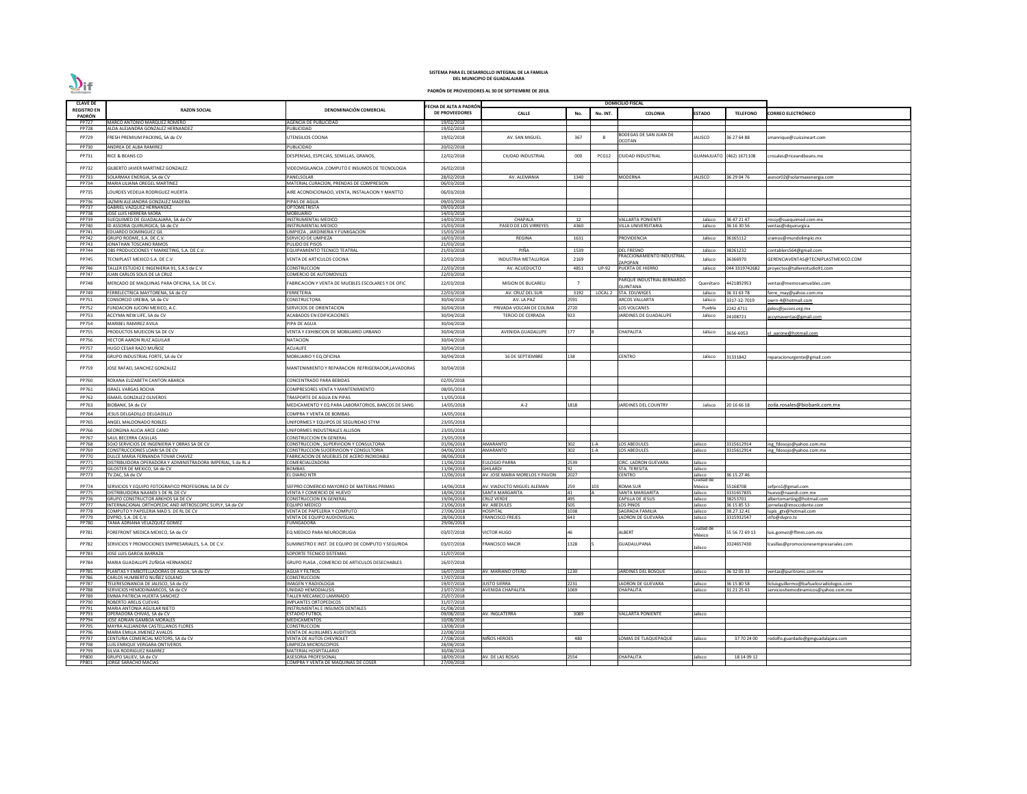**SISTEMA PARA EL DESARROLLO INTEGRAL DE LA FAMILIA DEL MUNICIPIO DE GUADALAJARA**

**PADRÓN DE PROVEEDORES AL 30 DE SEPTIEMBRE DE 2018.**

| CLAVE DE REGISTRO EN PADRÓN | RAZON SOCIAL | DENOMINACIÓN COMERCIAL | FECHA DE ALTA A PADRÓN DE PROVEEDORES | DOMICILIO FISCAL | | | | | | |
|---|---|---|---|---|---|---|---|---|---|---|
| | | | | CALLE | No. | No. INT. | COLONIA | ESTADO | TELEFONO | CORREO ELECTRÓNICO |
| PP727 | MARCO ANTONIO MARQUEZ ROMERO | AGENCIA DE PUBLICIDAD | 19/02/2018 | | | | | | | |
| PP728 | ALDA ALEJANDRA GONZALEZ HERNANDEZ | PUBLICIDAD | 19/02/2018 | | | | | | | |
| PP729 | FRESH PREMIUM PACKING, SA de CV | UTENSILIOS COCINA | 19/02/2018 | AV. SAN MIGUEL | 367 | B | BODEGAS DE SAN JUAN DE OCOTAN | JALISCO | 36 27 64 88 | smanrique@cuissineart.com |
| PP730 | ANDREA DE ALBA RAMIREZ | PUBLICIDAD | 20/02/2018 | | | | | | | |
| PP731 | RICE & BEANS CO | DESPENSAS, ESPECIAS, SEMILLAS, GRANOS, | 22/02/2018 | CIUDAD INDUSTRIAL | 000 | PCG12 | CIUDAD INDUSTRIAL | GUANAJUATO | (462) 1671108 | crosales@riceandbeans.mx |
| PP732 | GILBERTO JAVIER MARTINEZ GONZALEZ | VIDEOVIGILANCIA ,COMPUTO E INSUMOS DE TECNOLOGIA | 26/02/2018 | | | | | | | |
| PP733 | SOLARMAX ENERGIA, SA de CV | PANELSOLAR | 28/02/2018 | AV. ALEMANIA | 1340 | | MODERNA | JALISCO | 36 29 04 76 | asesor02@solarmaxenergia.com |
| PP734 | MARIA LILIANA OREGEL MARTINEZ | MATERIAL CURACION, PRENDAS DE COMPRESION | 06/03/2018 | | | | | | | |
| PP735 | LOURDES VEDELJA RODRIGUEZ HUERTA | AIRE ACONDICIONADO, VENTA, INSTALACION Y MANTTO | 06/03/2018 | | | | | | | |
| PP736 | JAZMIN ALEJANDRA GONZALEZ MADERA | PIPAS DE AGUA | 09/03/2018 | | | | | | | |
| PP737 | GABRIEL VAZQUEZ HERNANDEZ | OPTOMETRISTA | 09/03/2018 | | | | | | | |
| PP738 | JOSE LUIS HERRERA MORA | MOBILIARIO | 14/03/2018 | | | | | | | |
| PP739 | SUEQUIMED DE GUADALAJARA, SA de CV | INSTRUMENTAL MEDICO | 14/03/2018 | CHAPALA | 12 | | VALLARTA PONIENTE | Jalisco | 36 47 21 47 | rossy@suequimed.com.mx |
| PP740 | ID ASSORIA QUIRURGICA, SA de CV | INSTRUMENTAL MEDICO | 15/03/2018 | PASEO DE LOS VIRREYES | 4360 | | VILLA UNIVERSITARIA | Jalisco | 36 16 30 56 | ventas@idquirurgica |
| PP741 | EDUARDO DOMINGUEZ GIL | LIMPIEZA , JARDINERIA Y FUMIGACION | 15/03/2018 | | | | | | | |
| PP742 | GRUPO RODME, S.A. DE C.V. | SERVICIO DE LIMPIEZA | 16/03/2018 | REGINA | 1631 | | PROVIDENCIA | Jalisco | 36165112 | sramos@mundolimpio.mx |
| PP743 | JONATHAN TOSCANO RAMOS | PULIDO DE PISOS | 21/03/2018 | | | | | | | |
| PP744 | OBS PRODUCCIONES Y MARKETING, S.A. DE C.V. | EQUIPAMIENTO TECNICO TEATRAL | 21/03/2018 | PIÑA | 1539 | | DEL FRESNO | Jalisco | 38261232 | contablers564@gmail.com |
| PP745 | TECNIPLAST MEXICO S.A. DE C.V. | VENTA DE ARTICULOS COCINA | 22/03/2018 | INDUSTRIA METALURGIA | 2169 | | FRACCIONAMIENTO INDUSTRIAL ZAPOPAN | Jalisco | 36366970 | GERENCIAVENTAS@TECNIPLASTMEXICO.COM |
| PP746 | TALLER ESTUDIO E INGENIERIA 91, S.A.S de C.V. | CONSTRUCCION | 22/03/2018 | AV. ACUEDUCTO | 4851 | UP-92 | PUERTA DE HIERRO | Jalisco | 044 3319742682 | proyectos@tallerestudio91.com |
| PP747 | JUAN CARLOS SOLIS DE LA CRUZ | COMERCIO DE AUTOMOVILES | 22/03/2018 | | | | | | | |
| PP748 | MERCADO DE MAQUINAS PARA OFICINA, S.A. DE C.V. | FABRICACION Y VENTA DE MUEBLES ESCOLARES Y DE OFIC | 22/03/2018 | MISION DE BUCARELI | 7 | | PARQUE INDUSTRIAL BERNARDO QUINTANA | Querétaro | 4421892953 | ventas@memosamuebles.com |
| PP749 | FERRELECTRICA MAYTORENA, SA de CV | FERRETERIA | 22/03/2018 | AV. CRUZ DEL SUR | 3192 | LOCAL 2 | STA. EDUWIGES | Jalisco | 36 31 63 78 | ferre_may@yahoo.com.mx |
| PP751 | CONSORCIO UREBIA, SA de CV | CONSTRUCTORA | 30/04/2018 | AV. LA PAZ | 2591 | | ARCOS VALLARTA | Jalisco | 3317-32-7019 | owrn-4@hotmail.com |
| PP752 | FUNDACION JUCONI MEXICO, A.C. | SERVICIOS DE ORIENTACION | 30/04/2018 | PRIVADA VOLCAN DE COLIMA | 2720 | | LOS VOLCANES | Puebla | 2242 4711 | gelos@juconi.org.mx |
| PP753 | ACCYMA NEW LIFE, SA de CV | ACABADOS EN EDIFICACIONES | 30/04/2018 | TERCIO DE CERRADA | 923 | | JARDINES DE GUADALUPE | Jalisco | 24108721 | accymaventas@gmail.com |
| PP754 | MARIBEL RAMIREZ AVILA | PIPA DE AGUA | 30/04/2018 | | | | | | | |
| PP755 | PRODUCTOS MUEICON SA DE CV | VENTA Y EXHIBICION DE MOBILIARIO URBANO | 30/04/2018 | AVENIDA GUADALUPE | 177 | B | CHAPALITA | Jalisco | 3656-6053 | el_aarone@hotmail.com |
| PP756 | HECTOR AARON RUIZ AGUILAR | NATACION | 30/04/2018 | | | | | | | |
| PP757 | HUGO CESAR RAZO MUÑOZ | ACUALIFE | 30/04/2018 | | | | | | | |
| PP758 | GRUPO INDUSTRIAL FORTE, SA de CV | MOBILIARIO Y EQ OFICINA | 30/04/2018 | 16 DE SEPTIEMBRE | 138 | | CENTRO | Jalisco | 31331842 | reparacionurgente@gmail.com |
| PP759 | JOSE RAFAEL SANCHEZ GONZALEZ | MANTENIMIENTO Y REPARACION REFRIGERADOR,LAVADORAS | 30/04/2018 | | | | | | | |
| PP760 | ROXANA ELIZABETH CANTON ABARCA | CONCENTRADO PARA BEBIDAS | 02/05/2018 | | | | | | | |
| PP761 | ISRAEL VARGAS ROCHA | COMPRESORES VENTA Y MANTENIMIENTO | 08/05/2018 | | | | | | | |
| PP762 | ISMAEL GONZALEZ OLIVEROS | TRASPORTE DE AGUA EN PIPAS | 11/05/2018 | | | | | | | |
| PP763 | BIOBANK, SA de CV | MEDICAMENTO Y EQ PARA LABORATORIOS, BANCOS DE SANG | 14/05/2018 | A-2 | 1818 | | JARDINES DEL COUNTRY | Jalisco | 20 16 66 18 | zoila.rosales@biobank.com.mx |
| PP764 | JESUS DELGADILLO DELGADILLO | COMPRA Y VENTA DE BOMBAS | 14/05/2018 | | | | | | | |
| PP765 | ANGEL MALDONADO ROBLES | UNIFORMES Y EQUIPOS DE SEGURIDAD STYM | 23/05/2018 | | | | | | | |
| PP766 | GEORGINA ALICIA ARCE CANO | UNIFORMES INDUSTRIALES ALLISON | 23/05/2018 | | | | | | | |
| PP767 | SAUL BECERRA CASILLAS | CONSTRUCCION EN GENERAL | 23/05/2018 | | | | | | | |
| PP768 | SOJO SERVICIOS DE INGENIERIA Y OBRAS SA DE CV | CONSTRUCCION , SUPERVICION Y CONSULTORIA | 01/06/2018 | AMARANTO | 302 | 1-A | LOS ABEDULES | Jalisco | 3315612914 | ing_fdosojo@yahoo.com.mx |
| PP769 | CONSTRUCCIONES LOARI SA DE CV | CONSTRUCCION SUOERVICION Y CONSULTORIA | 04/06/2018 | AMARANTO | 302 | 1-A | LOS ABEDULES | Jalisco | 3315612914 | ing_fdosojo@yahoo.com.mx |
| PP770 | DULCE MARIA FERNANDA TOVAR CHAVEZ | FABRICACION DE MUEBLES DE ACERO INOXIDABLE | 08/06/2018 | | | | | | | |
| PP771 | DISTRIBUIDORA OPERADORA Y ADMINISTRADORA IMPERIAL, S de RL d | COMERCIALIZADORA | 11/06/2018 | EULOGIO PARRA | 2539 | | CIRC. LADRON GUEVARA | Jalisco | | |
| PP772 | GILOSTER DE MEXICO, SA de CV | BOMBAS | 11/06/2018 | GHILARDI | 92 | | STA. TERESITA | Jalisco | | |
| PP773 | TV ZAC, SA de CV | EL DIARIO NTR | 12/06/2018 | AV. JOSE MARIA MORELOS Y PAVON | 2027 | | CENTRO | Jalisco | 36 15 27 46 | |
| PP774 | SERVICIOS Y EQUIPO FOTOGRAFICO PROFESIONAL SA DE CV | SEFPRO COMERCIO MAYOREO DE MATERIAS PRIMAS | 14/06/2018 | AV. VIADUCTO MIGUEL ALEMAN | 259 | 103 | ROMA SUR | Ciudad de México | 55168708 | sefpro1@gmail.com |
| PP775 | DISTRIBUIDORA NAANDI S DE RL DE CV | VENTA Y COMERCIO DE HUEVO | 18/06/2018 | SANTA MARGARITA | 41 | A | SANTA MARGARITA | Jalisco | 3331657835 | huevo@naandi.com.mx |
| PP776 | GRUPO CONSTRUCTOR ARKHOS SA DE CV | CONSTRUCCION EN GENERAL | 19/06/2018 | CRUZ VERDE | 495 | | CAPILLA DE JESUS | Jalisco | 38253701 | albertomarting@hotmail.com |
| PP777 | INTERNACIONAL ORTHOPEDIC AND ARTROSCOPIC SUPLY, SA de CV | EQUIPO MEDICO | 21/06/2018 | AV. ABEDULES | 505 | | LOS PINOS | Jalisco | 36 15 85 53 | jornelas@imoccidente.com |
| PP778 | COMPUTO Y PAPELERIA MAD S. DE RL DE CV | VENTA DE PAPELERIA Y COMPUTO | 27/06/2018 | HOSPITAL | 1038 | | SAGRADA FAMILIA | Jalisco | 38.27.12.41 | lupis_gtv@hotmail.com |
| PP779 | DVPRO, S.A. DE C.V. | VENTA DE EQUIPO AUDIOVISUAL | 28/06/2018 | FRANCISCO FREJES | 643 | | LADRON DE GUEVARA | Jalisco | 3315932547 | info@dvpro.tv |
| PP780 | TANIA ADRIANA VELAZQUEZ GOMEZ | FUMIGADORA | 29/06/2018 | | | | | | | |
| PP781 | FOREFRONT MEDICA MEXICO, SA de CV | EQ MEDICO PARA NEUROCIRUGIA | 03/07/2018 | VICTOR HUGO | 46 | | ALBERT | Ciudad de México | 55 56 72 69 13 | luis.gomez@ffmm.com.mx |
| PP782 | SERVICIOS Y PROMOCIONES EMPRESARIALES, S.A. DE C.V. | SUMINISTRO E INST. DE EQUIPO DE COMPUTO Y SEGURIDA | 03/07/2018 | FRANCISCO MACIR | 1328 | 5 | GUADALUPANA | Jalisco | 3324657430 | lcasillas@promocionesempresariales.com |
| PP783 | JOSE LUIS GARCIA BARRAZA | SOPORTE TECNICO SISTEMAS | 11/07/2018 | | | | | | | |
| PP784 | MARIA GUADALUPE ZUÑIGA HERNANDEZ | GRUPO PLASA , COMERCIO DE ARTICULOS DESECHABLES | 16/07/2018 | | | | | | | |
| PP785 | PLANTAS Y EMBOTELLADORAS DE AGUA, SA de CV | AGUA Y FILTROS | 16/07/2018 | AV. MARIANO OTERO | 1230 | | JARDINES DEL BOSQUE | Jalisco | 36 32 05 33 | ventas@puritronic.com.mx |
| PP786 | CARLOS HUMBERTO NUÑEZ SOLANO | CONSTRUCCION | 17/07/2018 | | | | | | | |
| PP787 | TELERESONANCIA DE JALISCO, SA de CV | IMAGEN Y RADIOLOGIA | 19/07/2018 | JUSTO SIERRA | 2231 | | LADRON DE GUEVARA | Jalisco | 36 15 80 58 | licluisguillermo@bañuelosradiologos.com |
| PP788 | SERVICIOS HEMODINAMICOS, SA de CV | UNIDAD HEMODIALISIS | 23/07/2018 | AVENIDA CHAPALITA | 1069 | | CHAPALITA | Jalisco | 31 21 25 43 | servicioshemodinamicos@yahoo.com.mx |
| PP789 | EMMA PATRICIA HUERTA SANCHEZ | TALLER MECANICO LAMINADO | 25/07/2018 | | | | | | | |
| PP790 | ROBERTO ARELIS CUEVAS | IMPLANTES ORTOPEDICOS | 31/07/2018 | | | | | | | |
| PP791 | MARIA ANTONIA AGUILAR NIETO | INSTRUMENTAL E INSUMOS DENTALES | 01/08/2018 | | | | | | | |
| PP793 | OPERADORA CHIVAS, SA de CV | ESTADIO FUTBOL | 09/08/2018 | AV. INGLATERRA | 3089 | | VALLARTA PONIENTE | Jalisco | | |
| PP794 | JOSE ADRIAN GAMBOA MORALES | MEDICAMENTOS | 10/08/2018 | | | | | | | |
| PP795 | MAYRA ALEJANDRA CASTELLANOS FLORES | CONSTRUCCION | 13/08/2018 | | | | | | | |
| PP796 | MARIA EMILIA JIMENEZ AVALOS | VENTA DE AUXILIARES AUDITIVOS | 22/08/2018 | | | | | | | |
| PP797 | CENTURIA COMERCIAL MOTORS, SA de CV | VENTA DE AUTOS CHEVROLET | 27/08/2018 | NIÑOS HEROES | 480 | | LOMAS DE TLAQUEPAQUE | Jalisco | 37 70 24 00 | rodolfo.guardado@gmguadalajara.com |
| PP798 | LUIS ENRIQUE VERGARA ONTIVEROS | LIMPIEZA MICROSCOPIOS | 28/08/2018 | | | | | | | |
| PP799 | SILVIA RODRIGUEZ RAMIREZ | MATERIAL HOSPITALARIO | 30/08/2018 | | | | | | | |
| PP800 | GRUPO SALIEV, SA de CV | ASESORIA PROFESIONAL | 18/09/2018 | AV. DE LAS ROSAS | 2554 | | CHAPALITA | Jalisco | 18 14 09 12 | |
| PP801 | JORGE SARACHO MACIAS | COMPRA Y VENTA DE MAQUINAS DE COSER | 27/09/2018 | | | | | | | |